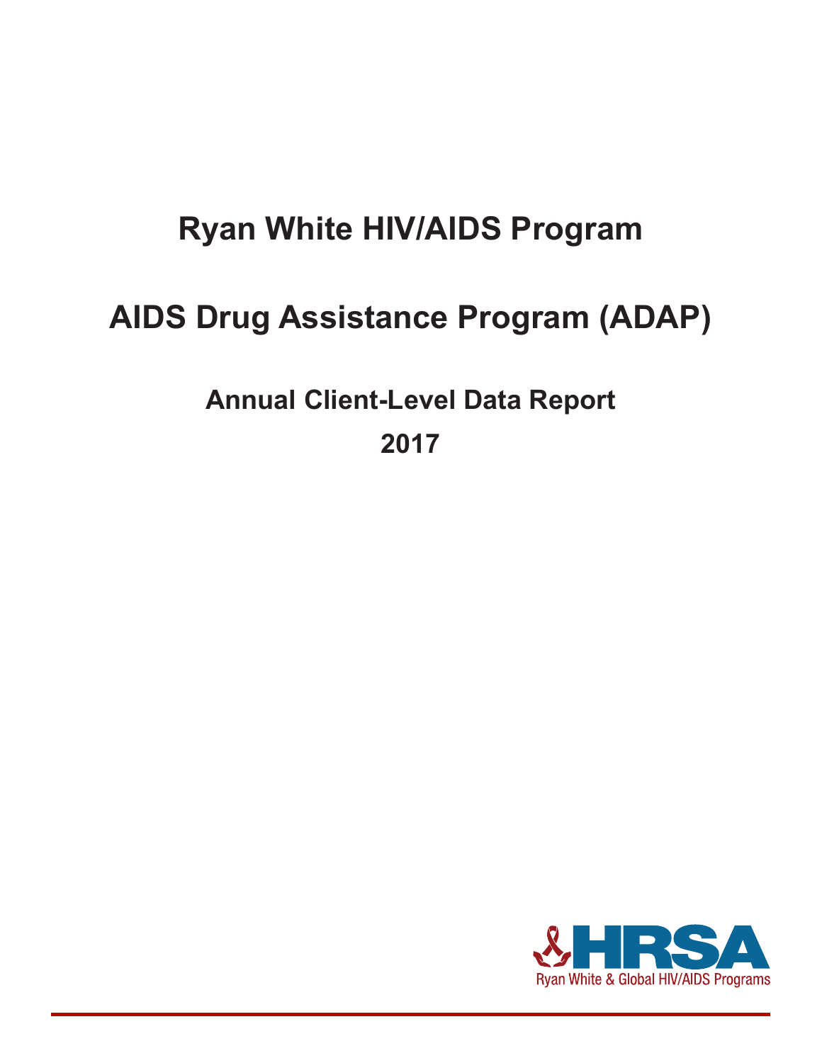# Ryan White HIV/AIDS Program

# AIDS Drug Assistance Program (ADAP)

## Annual Client-Level Data Report

## 2017

HRSA

Ryan White & Global HIV/AIDS Programs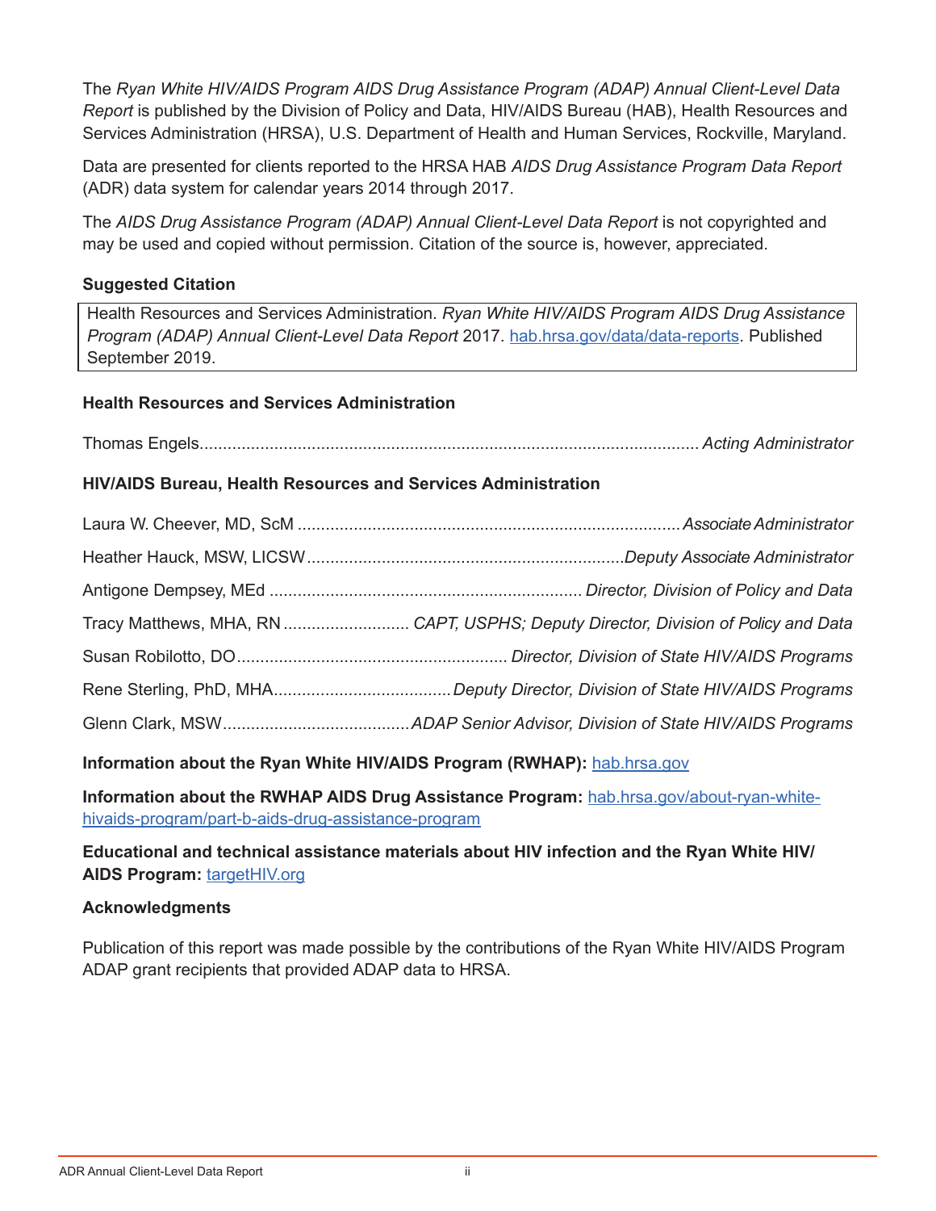The *Ryan White HIV/AIDS Program AIDS Drug Assistance Program (ADAP) Annual Client-Level Data Report* is published by the Division of Policy and Data, HIV/AIDS Bureau (HAB), Health Resources and Services Administration (HRSA), U.S. Department of Health and Human Services, Rockville, Maryland.

Data are presented for clients reported to the HRSA HAB *AIDS Drug Assistance Program Data Report* (ADR) data system for calendar years 2014 through 2017.

The *AIDS Drug Assistance Program (ADAP) Annual Client-Level Data Report* is not copyrighted and may be used and copied without permission. Citation of the source is, however, appreciated.

**Suggested Citation**

> Health Resources and Services Administration. *Ryan White HIV/AIDS Program AIDS Drug Assistance Program (ADAP) Annual Client-Level Data Report* 2017. [hab.hrsa.gov/data/data-reports](https://hab.hrsa.gov/data/data-reports). Published September 2019.

**Health Resources and Services Administration**

Thomas Engels .......... *Acting Administrator*

**HIV/AIDS Bureau, Health Resources and Services Administration**

Laura W. Cheever, MD, ScM .......... *Associate Administrator*

Heather Hauck, MSW, LICSW .......... *Deputy Associate Administrator*

Antigone Dempsey, MEd .......... *Director, Division of Policy and Data*

Tracy Matthews, MHA, RN .......... *CAPT, USPHS; Deputy Director, Division of Policy and Data*

Susan Robilotto, DO .......... *Director, Division of State HIV/AIDS Programs*

Rene Sterling, PhD, MHA .......... *Deputy Director, Division of State HIV/AIDS Programs*

Glenn Clark, MSW .......... *ADAP Senior Advisor, Division of State HIV/AIDS Programs*

**Information about the Ryan White HIV/AIDS Program (RWHAP):** [hab.hrsa.gov](https://hab.hrsa.gov)

**Information about the RWHAP AIDS Drug Assistance Program:** [hab.hrsa.gov/about-ryan-white-hivaids-program/part-b-aids-drug-assistance-program](https://hab.hrsa.gov/about-ryan-white-hivaids-program/part-b-aids-drug-assistance-program)

**Educational and technical assistance materials about HIV infection and the Ryan White HIV/AIDS Program:** [targetHIV.org](https://targetHIV.org)

**Acknowledgments**

Publication of this report was made possible by the contributions of the Ryan White HIV/AIDS Program ADAP grant recipients that provided ADAP data to HRSA.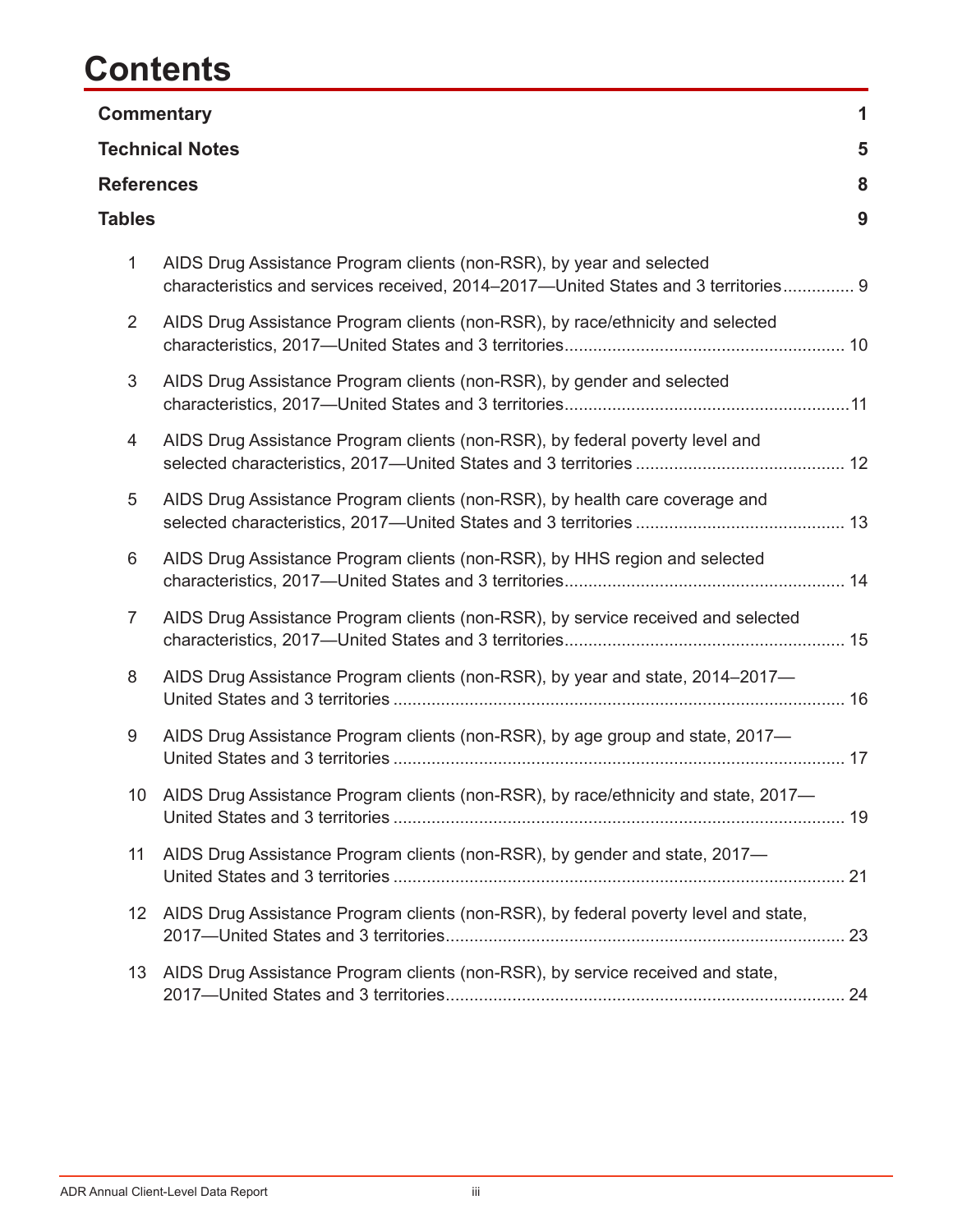# Contents

**Commentary** 1

**Technical Notes** 5

**References** 8

**Tables** 9

1 AIDS Drug Assistance Program clients (non-RSR), by year and selected characteristics and services received, 2014–2017—United States and 3 territories .............. 9

2 AIDS Drug Assistance Program clients (non-RSR), by race/ethnicity and selected characteristics, 2017—United States and 3 territories .......................................................... 10

3 AIDS Drug Assistance Program clients (non-RSR), by gender and selected characteristics, 2017—United States and 3 territories ...........................................................11

4 AIDS Drug Assistance Program clients (non-RSR), by federal poverty level and selected characteristics, 2017—United States and 3 territories ........................................... 12

5 AIDS Drug Assistance Program clients (non-RSR), by health care coverage and selected characteristics, 2017—United States and 3 territories ........................................... 13

6 AIDS Drug Assistance Program clients (non-RSR), by HHS region and selected characteristics, 2017—United States and 3 territories .......................................................... 14

7 AIDS Drug Assistance Program clients (non-RSR), by service received and selected characteristics, 2017—United States and 3 territories .......................................................... 15

8 AIDS Drug Assistance Program clients (non-RSR), by year and state, 2014–2017—United States and 3 territories .............................................................................................. 16

9 AIDS Drug Assistance Program clients (non-RSR), by age group and state, 2017—United States and 3 territories .............................................................................................. 17

10 AIDS Drug Assistance Program clients (non-RSR), by race/ethnicity and state, 2017—United States and 3 territories .............................................................................................. 19

11 AIDS Drug Assistance Program clients (non-RSR), by gender and state, 2017—United States and 3 territories .............................................................................................. 21

12 AIDS Drug Assistance Program clients (non-RSR), by federal poverty level and state, 2017—United States and 3 territories................................................................................... 23

13 AIDS Drug Assistance Program clients (non-RSR), by service received and state, 2017—United States and 3 territories................................................................................... 24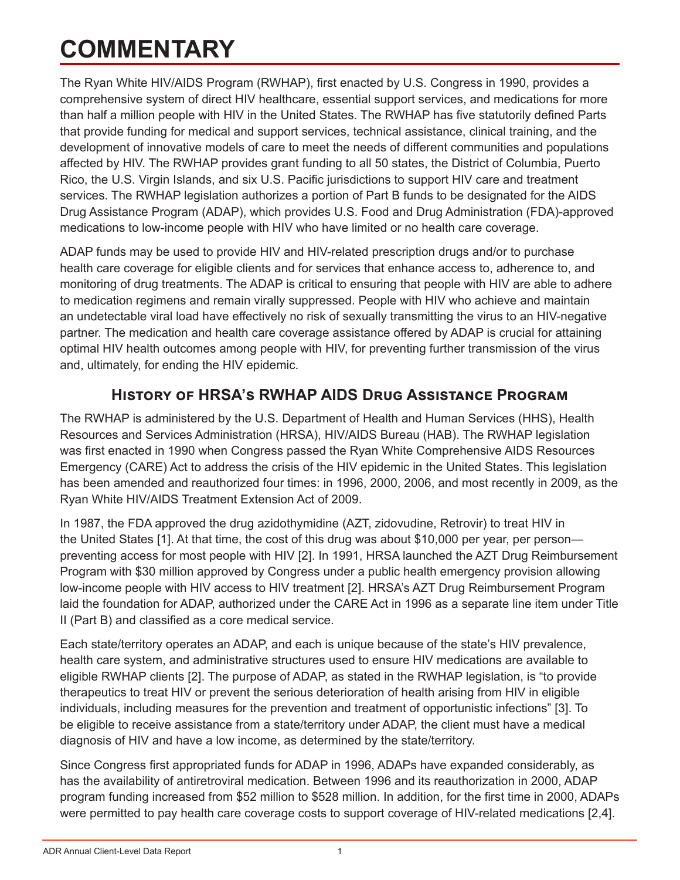# COMMENTARY

The Ryan White HIV/AIDS Program (RWHAP), first enacted by U.S. Congress in 1990, provides a comprehensive system of direct HIV healthcare, essential support services, and medications for more than half a million people with HIV in the United States. The RWHAP has five statutorily defined Parts that provide funding for medical and support services, technical assistance, clinical training, and the development of innovative models of care to meet the needs of different communities and populations affected by HIV. The RWHAP provides grant funding to all 50 states, the District of Columbia, Puerto Rico, the U.S. Virgin Islands, and six U.S. Pacific jurisdictions to support HIV care and treatment services. The RWHAP legislation authorizes a portion of Part B funds to be designated for the AIDS Drug Assistance Program (ADAP), which provides U.S. Food and Drug Administration (FDA)-approved medications to low-income people with HIV who have limited or no health care coverage.

ADAP funds may be used to provide HIV and HIV-related prescription drugs and/or to purchase health care coverage for eligible clients and for services that enhance access to, adherence to, and monitoring of drug treatments. The ADAP is critical to ensuring that people with HIV are able to adhere to medication regimens and remain virally suppressed. People with HIV who achieve and maintain an undetectable viral load have effectively no risk of sexually transmitting the virus to an HIV-negative partner. The medication and health care coverage assistance offered by ADAP is crucial for attaining optimal HIV health outcomes among people with HIV, for preventing further transmission of the virus and, ultimately, for ending the HIV epidemic.

## History of HRSA's RWHAP AIDS Drug Assistance Program

The RWHAP is administered by the U.S. Department of Health and Human Services (HHS), Health Resources and Services Administration (HRSA), HIV/AIDS Bureau (HAB). The RWHAP legislation was first enacted in 1990 when Congress passed the Ryan White Comprehensive AIDS Resources Emergency (CARE) Act to address the crisis of the HIV epidemic in the United States. This legislation has been amended and reauthorized four times: in 1996, 2000, 2006, and most recently in 2009, as the Ryan White HIV/AIDS Treatment Extension Act of 2009.

In 1987, the FDA approved the drug azidothymidine (AZT, zidovudine, Retrovir) to treat HIV in the United States [1]. At that time, the cost of this drug was about $10,000 per year, per person—preventing access for most people with HIV [2]. In 1991, HRSA launched the AZT Drug Reimbursement Program with $30 million approved by Congress under a public health emergency provision allowing low-income people with HIV access to HIV treatment [2]. HRSA's AZT Drug Reimbursement Program laid the foundation for ADAP, authorized under the CARE Act in 1996 as a separate line item under Title II (Part B) and classified as a core medical service.

Each state/territory operates an ADAP, and each is unique because of the state's HIV prevalence, health care system, and administrative structures used to ensure HIV medications are available to eligible RWHAP clients [2]. The purpose of ADAP, as stated in the RWHAP legislation, is "to provide therapeutics to treat HIV or prevent the serious deterioration of health arising from HIV in eligible individuals, including measures for the prevention and treatment of opportunistic infections" [3]. To be eligible to receive assistance from a state/territory under ADAP, the client must have a medical diagnosis of HIV and have a low income, as determined by the state/territory.

Since Congress first appropriated funds for ADAP in 1996, ADAPs have expanded considerably, as has the availability of antiretroviral medication. Between 1996 and its reauthorization in 2000, ADAP program funding increased from $52 million to $528 million. In addition, for the first time in 2000, ADAPs were permitted to pay health care coverage costs to support coverage of HIV-related medications [2,4].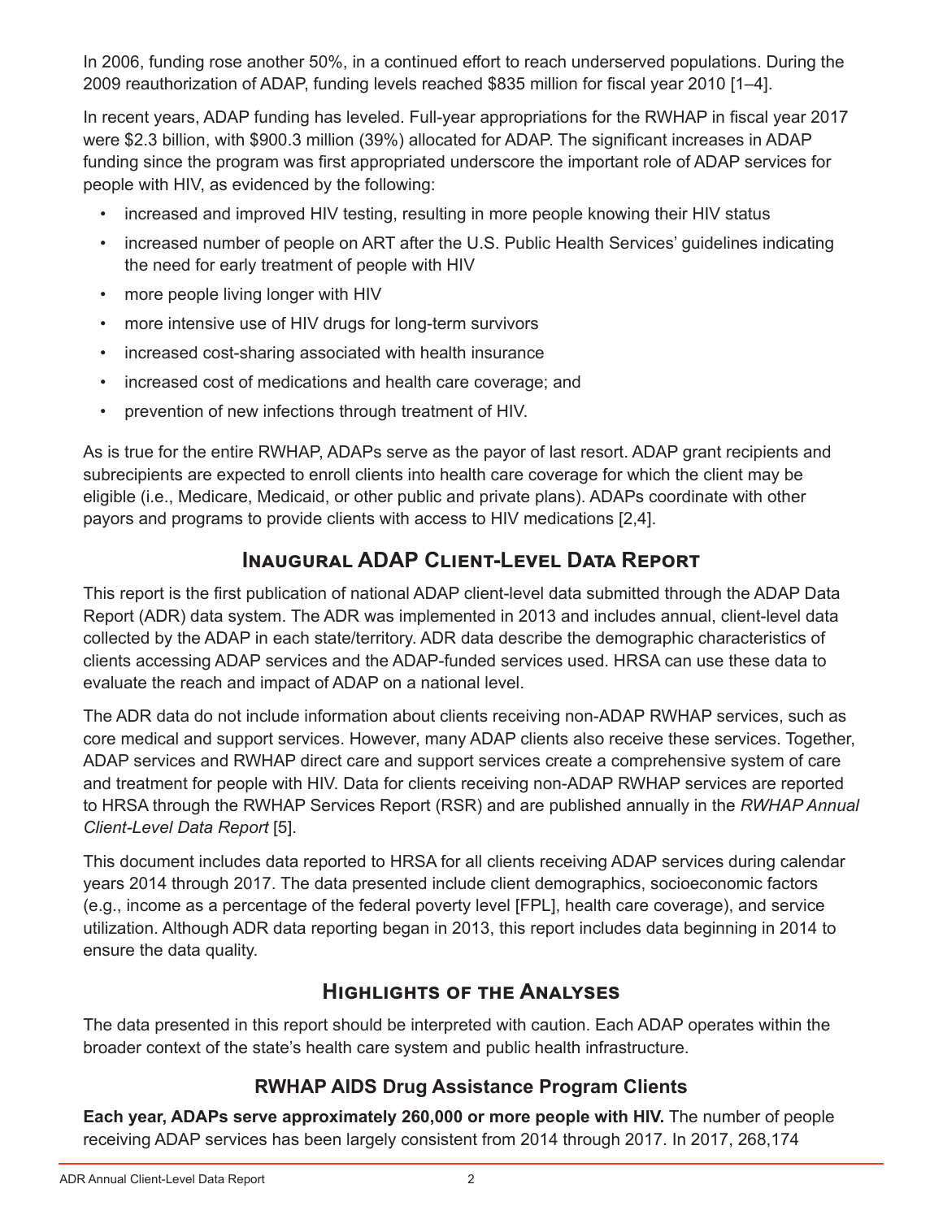In 2006, funding rose another 50%, in a continued effort to reach underserved populations. During the 2009 reauthorization of ADAP, funding levels reached $835 million for fiscal year 2010 [1–4].

In recent years, ADAP funding has leveled. Full-year appropriations for the RWHAP in fiscal year 2017 were $2.3 billion, with $900.3 million (39%) allocated for ADAP. The significant increases in ADAP funding since the program was first appropriated underscore the important role of ADAP services for people with HIV, as evidenced by the following:

- increased and improved HIV testing, resulting in more people knowing their HIV status
- increased number of people on ART after the U.S. Public Health Services' guidelines indicating the need for early treatment of people with HIV
- more people living longer with HIV
- more intensive use of HIV drugs for long-term survivors
- increased cost-sharing associated with health insurance
- increased cost of medications and health care coverage; and
- prevention of new infections through treatment of HIV.

As is true for the entire RWHAP, ADAPs serve as the payor of last resort. ADAP grant recipients and subrecipients are expected to enroll clients into health care coverage for which the client may be eligible (i.e., Medicare, Medicaid, or other public and private plans). ADAPs coordinate with other payors and programs to provide clients with access to HIV medications [2,4].

## Inaugural ADAP Client-Level Data Report

This report is the first publication of national ADAP client-level data submitted through the ADAP Data Report (ADR) data system. The ADR was implemented in 2013 and includes annual, client-level data collected by the ADAP in each state/territory. ADR data describe the demographic characteristics of clients accessing ADAP services and the ADAP-funded services used. HRSA can use these data to evaluate the reach and impact of ADAP on a national level.

The ADR data do not include information about clients receiving non-ADAP RWHAP services, such as core medical and support services. However, many ADAP clients also receive these services. Together, ADAP services and RWHAP direct care and support services create a comprehensive system of care and treatment for people with HIV. Data for clients receiving non-ADAP RWHAP services are reported to HRSA through the RWHAP Services Report (RSR) and are published annually in the *RWHAP Annual Client-Level Data Report* [5].

This document includes data reported to HRSA for all clients receiving ADAP services during calendar years 2014 through 2017. The data presented include client demographics, socioeconomic factors (e.g., income as a percentage of the federal poverty level [FPL], health care coverage), and service utilization. Although ADR data reporting began in 2013, this report includes data beginning in 2014 to ensure the data quality.

## Highlights of the Analyses

The data presented in this report should be interpreted with caution. Each ADAP operates within the broader context of the state's health care system and public health infrastructure.

### RWHAP AIDS Drug Assistance Program Clients

**Each year, ADAPs serve approximately 260,000 or more people with HIV.** The number of people receiving ADAP services has been largely consistent from 2014 through 2017. In 2017, 268,174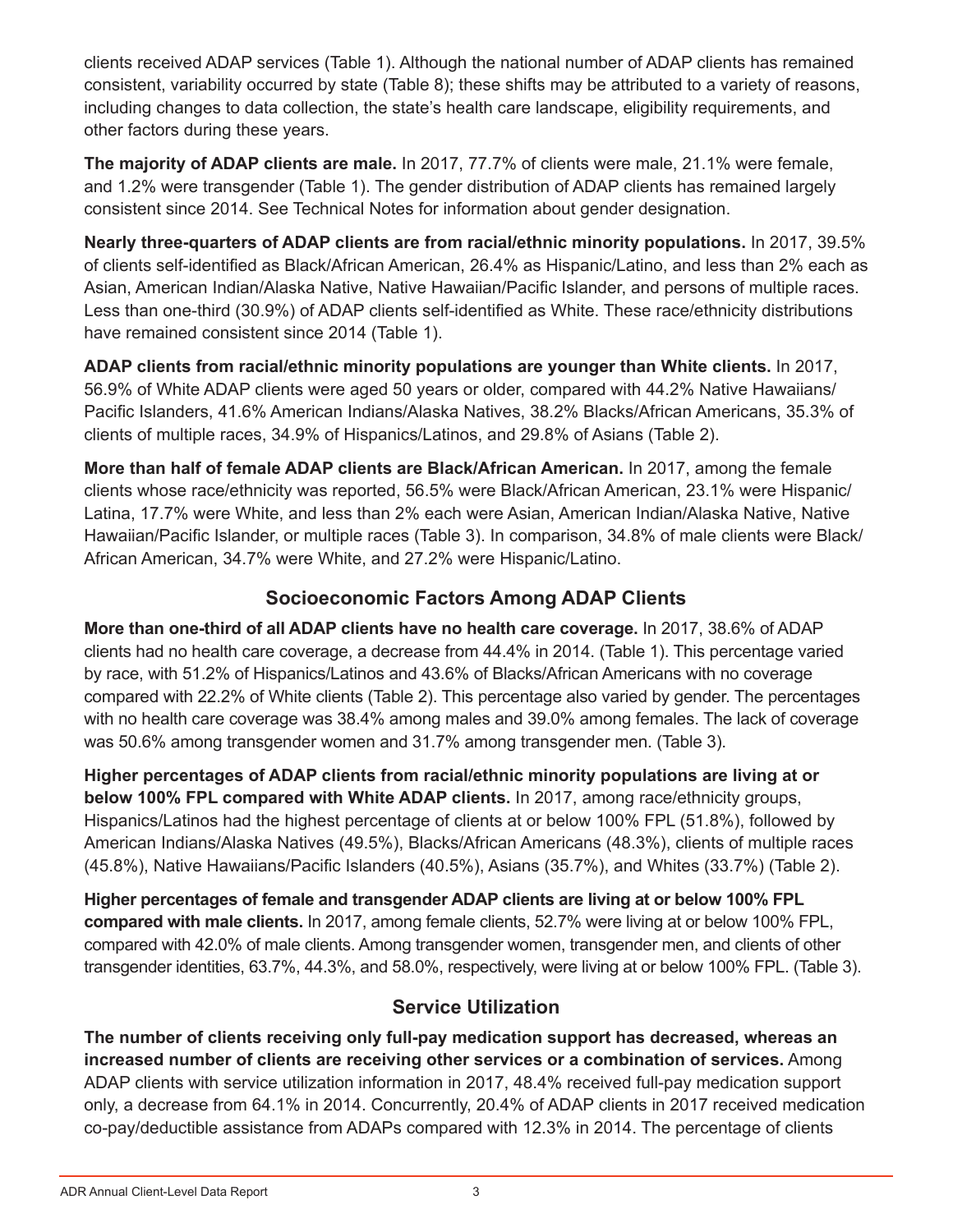clients received ADAP services (Table 1). Although the national number of ADAP clients has remained consistent, variability occurred by state (Table 8); these shifts may be attributed to a variety of reasons, including changes to data collection, the state's health care landscape, eligibility requirements, and other factors during these years.

**The majority of ADAP clients are male.** In 2017, 77.7% of clients were male, 21.1% were female, and 1.2% were transgender (Table 1). The gender distribution of ADAP clients has remained largely consistent since 2014. See Technical Notes for information about gender designation.

**Nearly three-quarters of ADAP clients are from racial/ethnic minority populations.** In 2017, 39.5% of clients self-identified as Black/African American, 26.4% as Hispanic/Latino, and less than 2% each as Asian, American Indian/Alaska Native, Native Hawaiian/Pacific Islander, and persons of multiple races. Less than one-third (30.9%) of ADAP clients self-identified as White. These race/ethnicity distributions have remained consistent since 2014 (Table 1).

**ADAP clients from racial/ethnic minority populations are younger than White clients.** In 2017, 56.9% of White ADAP clients were aged 50 years or older, compared with 44.2% Native Hawaiians/Pacific Islanders, 41.6% American Indians/Alaska Natives, 38.2% Blacks/African Americans, 35.3% of clients of multiple races, 34.9% of Hispanics/Latinos, and 29.8% of Asians (Table 2).

**More than half of female ADAP clients are Black/African American.** In 2017, among the female clients whose race/ethnicity was reported, 56.5% were Black/African American, 23.1% were Hispanic/Latina, 17.7% were White, and less than 2% each were Asian, American Indian/Alaska Native, Native Hawaiian/Pacific Islander, or multiple races (Table 3). In comparison, 34.8% of male clients were Black/African American, 34.7% were White, and 27.2% were Hispanic/Latino.

## Socioeconomic Factors Among ADAP Clients

**More than one-third of all ADAP clients have no health care coverage.** In 2017, 38.6% of ADAP clients had no health care coverage, a decrease from 44.4% in 2014. (Table 1). This percentage varied by race, with 51.2% of Hispanics/Latinos and 43.6% of Blacks/African Americans with no coverage compared with 22.2% of White clients (Table 2). This percentage also varied by gender. The percentages with no health care coverage was 38.4% among males and 39.0% among females. The lack of coverage was 50.6% among transgender women and 31.7% among transgender men. (Table 3).

**Higher percentages of ADAP clients from racial/ethnic minority populations are living at or below 100% FPL compared with White ADAP clients.** In 2017, among race/ethnicity groups, Hispanics/Latinos had the highest percentage of clients at or below 100% FPL (51.8%), followed by American Indians/Alaska Natives (49.5%), Blacks/African Americans (48.3%), clients of multiple races (45.8%), Native Hawaiians/Pacific Islanders (40.5%), Asians (35.7%), and Whites (33.7%) (Table 2).

**Higher percentages of female and transgender ADAP clients are living at or below 100% FPL compared with male clients.** In 2017, among female clients, 52.7% were living at or below 100% FPL, compared with 42.0% of male clients. Among transgender women, transgender men, and clients of other transgender identities, 63.7%, 44.3%, and 58.0%, respectively, were living at or below 100% FPL. (Table 3).

## Service Utilization

**The number of clients receiving only full-pay medication support has decreased, whereas an increased number of clients are receiving other services or a combination of services.** Among ADAP clients with service utilization information in 2017, 48.4% received full-pay medication support only, a decrease from 64.1% in 2014. Concurrently, 20.4% of ADAP clients in 2017 received medication co-pay/deductible assistance from ADAPs compared with 12.3% in 2014. The percentage of clients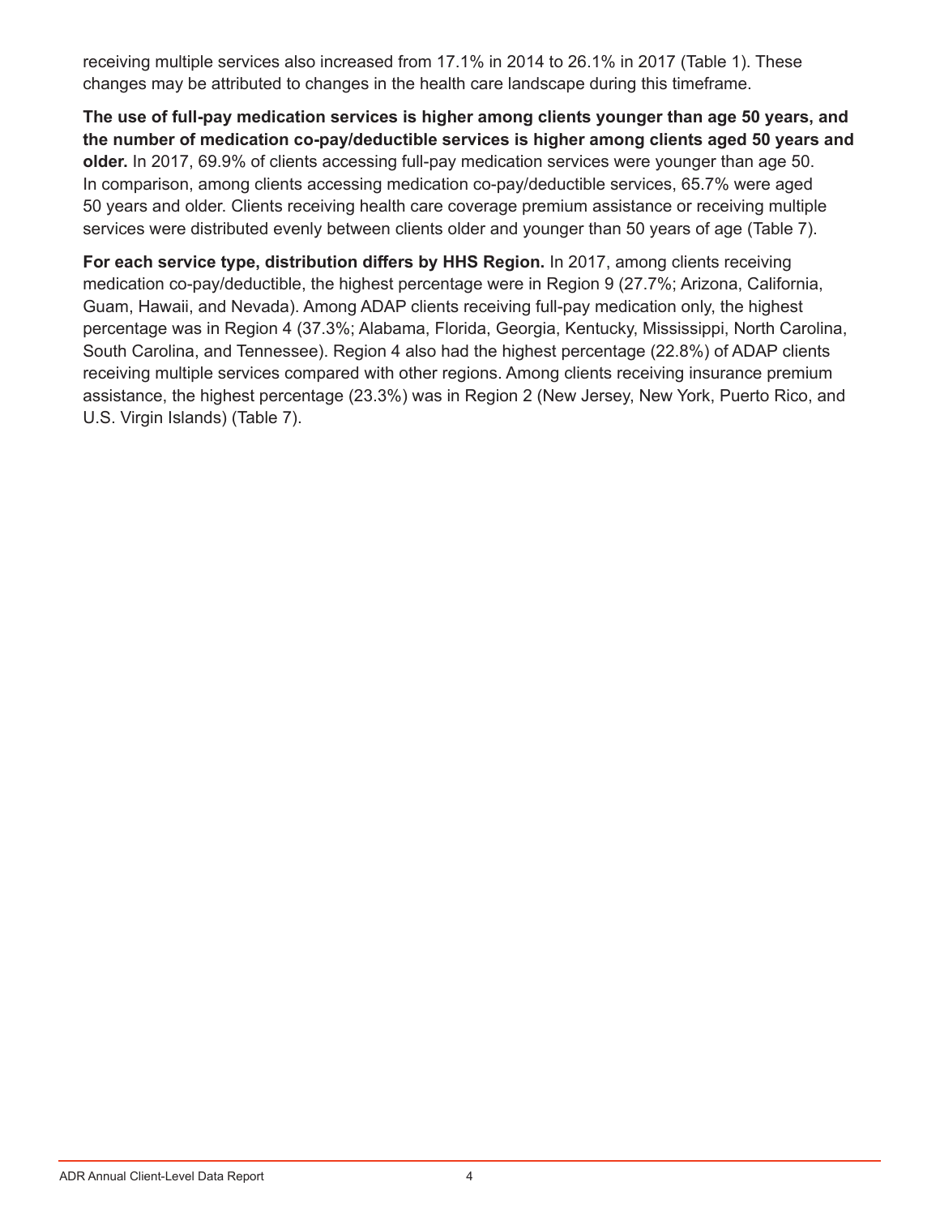receiving multiple services also increased from 17.1% in 2014 to 26.1% in 2017 (Table 1). These changes may be attributed to changes in the health care landscape during this timeframe.

**The use of full-pay medication services is higher among clients younger than age 50 years, and the number of medication co-pay/deductible services is higher among clients aged 50 years and older.** In 2017, 69.9% of clients accessing full-pay medication services were younger than age 50. In comparison, among clients accessing medication co-pay/deductible services, 65.7% were aged 50 years and older. Clients receiving health care coverage premium assistance or receiving multiple services were distributed evenly between clients older and younger than 50 years of age (Table 7).

**For each service type, distribution differs by HHS Region.** In 2017, among clients receiving medication co-pay/deductible, the highest percentage were in Region 9 (27.7%; Arizona, California, Guam, Hawaii, and Nevada). Among ADAP clients receiving full-pay medication only, the highest percentage was in Region 4 (37.3%; Alabama, Florida, Georgia, Kentucky, Mississippi, North Carolina, South Carolina, and Tennessee). Region 4 also had the highest percentage (22.8%) of ADAP clients receiving multiple services compared with other regions. Among clients receiving insurance premium assistance, the highest percentage (23.3%) was in Region 2 (New Jersey, New York, Puerto Rico, and U.S. Virgin Islands) (Table 7).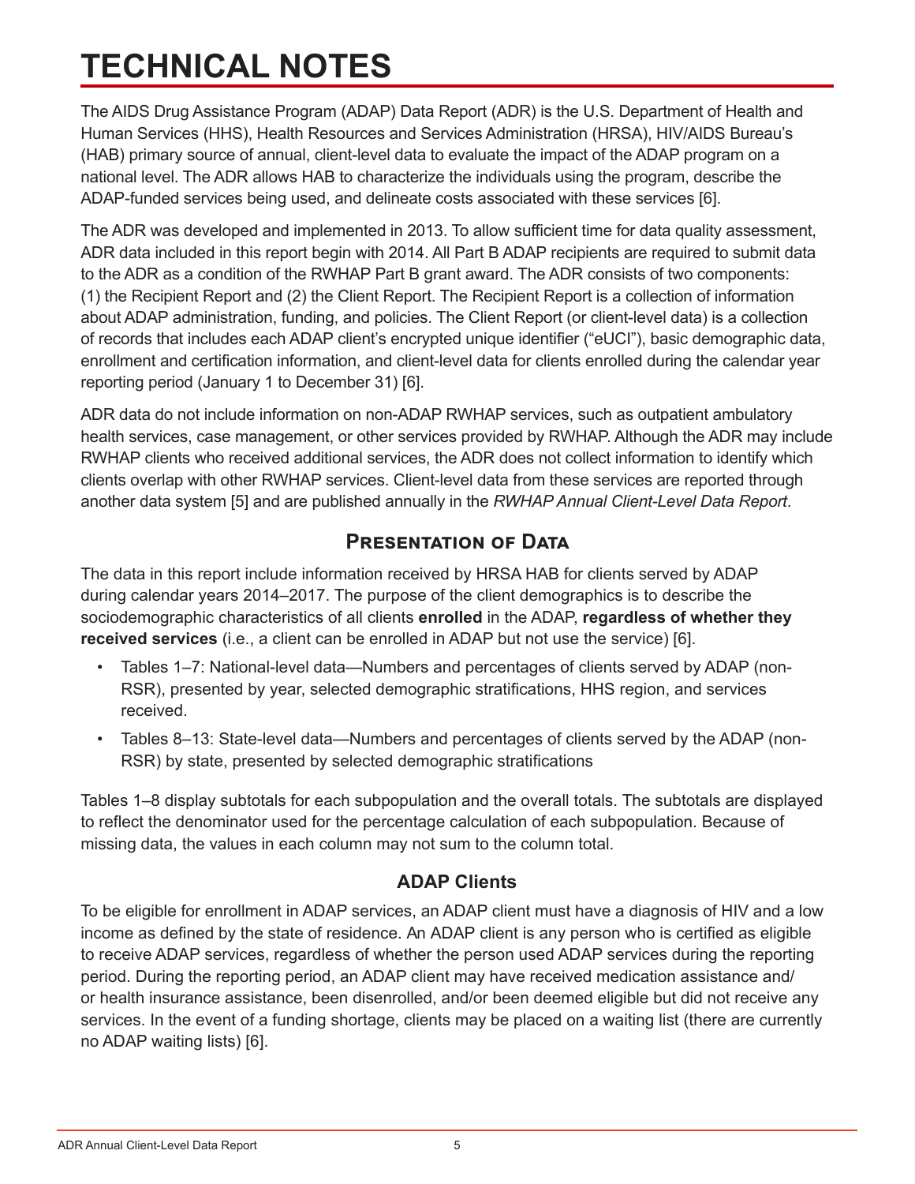# TECHNICAL NOTES

The AIDS Drug Assistance Program (ADAP) Data Report (ADR) is the U.S. Department of Health and Human Services (HHS), Health Resources and Services Administration (HRSA), HIV/AIDS Bureau's (HAB) primary source of annual, client-level data to evaluate the impact of the ADAP program on a national level. The ADR allows HAB to characterize the individuals using the program, describe the ADAP-funded services being used, and delineate costs associated with these services [6].

The ADR was developed and implemented in 2013. To allow sufficient time for data quality assessment, ADR data included in this report begin with 2014. All Part B ADAP recipients are required to submit data to the ADR as a condition of the RWHAP Part B grant award. The ADR consists of two components: (1) the Recipient Report and (2) the Client Report. The Recipient Report is a collection of information about ADAP administration, funding, and policies. The Client Report (or client-level data) is a collection of records that includes each ADAP client's encrypted unique identifier ("eUCI"), basic demographic data, enrollment and certification information, and client-level data for clients enrolled during the calendar year reporting period (January 1 to December 31) [6].

ADR data do not include information on non-ADAP RWHAP services, such as outpatient ambulatory health services, case management, or other services provided by RWHAP. Although the ADR may include RWHAP clients who received additional services, the ADR does not collect information to identify which clients overlap with other RWHAP services. Client-level data from these services are reported through another data system [5] and are published annually in the *RWHAP Annual Client-Level Data Report*.

## Presentation of Data

The data in this report include information received by HRSA HAB for clients served by ADAP during calendar years 2014–2017. The purpose of the client demographics is to describe the sociodemographic characteristics of all clients **enrolled** in the ADAP, **regardless of whether they received services** (i.e., a client can be enrolled in ADAP but not use the service) [6].

- Tables 1–7: National-level data—Numbers and percentages of clients served by ADAP (non-RSR), presented by year, selected demographic stratifications, HHS region, and services received.
- Tables 8–13: State-level data—Numbers and percentages of clients served by the ADAP (non-RSR) by state, presented by selected demographic stratifications

Tables 1–8 display subtotals for each subpopulation and the overall totals. The subtotals are displayed to reflect the denominator used for the percentage calculation of each subpopulation. Because of missing data, the values in each column may not sum to the column total.

### ADAP Clients

To be eligible for enrollment in ADAP services, an ADAP client must have a diagnosis of HIV and a low income as defined by the state of residence. An ADAP client is any person who is certified as eligible to receive ADAP services, regardless of whether the person used ADAP services during the reporting period. During the reporting period, an ADAP client may have received medication assistance and/or health insurance assistance, been disenrolled, and/or been deemed eligible but did not receive any services. In the event of a funding shortage, clients may be placed on a waiting list (there are currently no ADAP waiting lists) [6].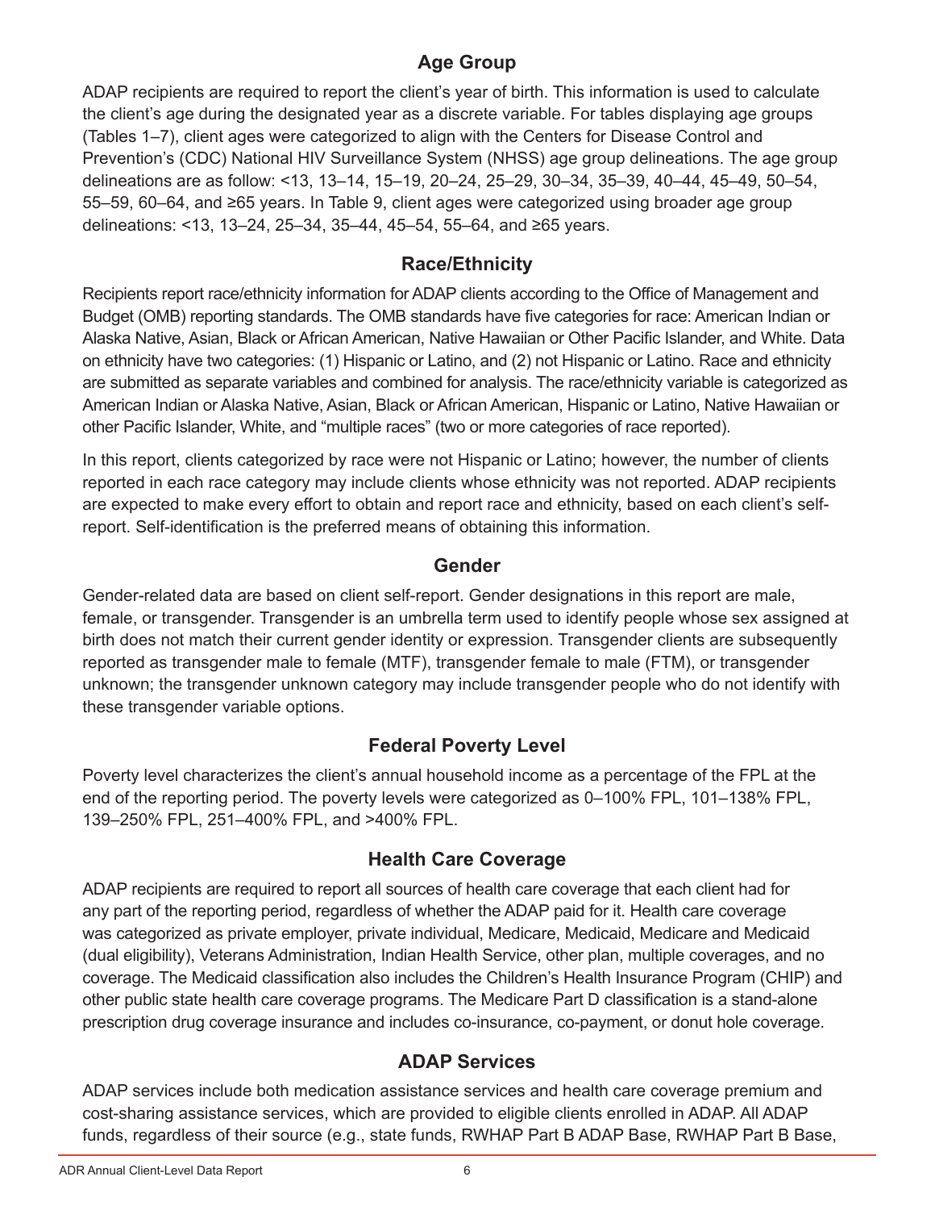## Age Group

ADAP recipients are required to report the client's year of birth. This information is used to calculate the client's age during the designated year as a discrete variable. For tables displaying age groups (Tables 1–7), client ages were categorized to align with the Centers for Disease Control and Prevention's (CDC) National HIV Surveillance System (NHSS) age group delineations. The age group delineations are as follow: <13, 13–14, 15–19, 20–24, 25–29, 30–34, 35–39, 40–44, 45–49, 50–54, 55–59, 60–64, and ≥65 years. In Table 9, client ages were categorized using broader age group delineations: <13, 13–24, 25–34, 35–44, 45–54, 55–64, and ≥65 years.

## Race/Ethnicity

Recipients report race/ethnicity information for ADAP clients according to the Office of Management and Budget (OMB) reporting standards. The OMB standards have five categories for race: American Indian or Alaska Native, Asian, Black or African American, Native Hawaiian or Other Pacific Islander, and White. Data on ethnicity have two categories: (1) Hispanic or Latino, and (2) not Hispanic or Latino. Race and ethnicity are submitted as separate variables and combined for analysis. The race/ethnicity variable is categorized as American Indian or Alaska Native, Asian, Black or African American, Hispanic or Latino, Native Hawaiian or other Pacific Islander, White, and "multiple races" (two or more categories of race reported).

In this report, clients categorized by race were not Hispanic or Latino; however, the number of clients reported in each race category may include clients whose ethnicity was not reported. ADAP recipients are expected to make every effort to obtain and report race and ethnicity, based on each client's self-report. Self-identification is the preferred means of obtaining this information.

## Gender

Gender-related data are based on client self-report. Gender designations in this report are male, female, or transgender. Transgender is an umbrella term used to identify people whose sex assigned at birth does not match their current gender identity or expression. Transgender clients are subsequently reported as transgender male to female (MTF), transgender female to male (FTM), or transgender unknown; the transgender unknown category may include transgender people who do not identify with these transgender variable options.

## Federal Poverty Level

Poverty level characterizes the client's annual household income as a percentage of the FPL at the end of the reporting period. The poverty levels were categorized as 0–100% FPL, 101–138% FPL, 139–250% FPL, 251–400% FPL, and >400% FPL.

## Health Care Coverage

ADAP recipients are required to report all sources of health care coverage that each client had for any part of the reporting period, regardless of whether the ADAP paid for it. Health care coverage was categorized as private employer, private individual, Medicare, Medicaid, Medicare and Medicaid (dual eligibility), Veterans Administration, Indian Health Service, other plan, multiple coverages, and no coverage. The Medicaid classification also includes the Children's Health Insurance Program (CHIP) and other public state health care coverage programs. The Medicare Part D classification is a stand-alone prescription drug coverage insurance and includes co-insurance, co-payment, or donut hole coverage.

## ADAP Services

ADAP services include both medication assistance services and health care coverage premium and cost-sharing assistance services, which are provided to eligible clients enrolled in ADAP. All ADAP funds, regardless of their source (e.g., state funds, RWHAP Part B ADAP Base, RWHAP Part B Base,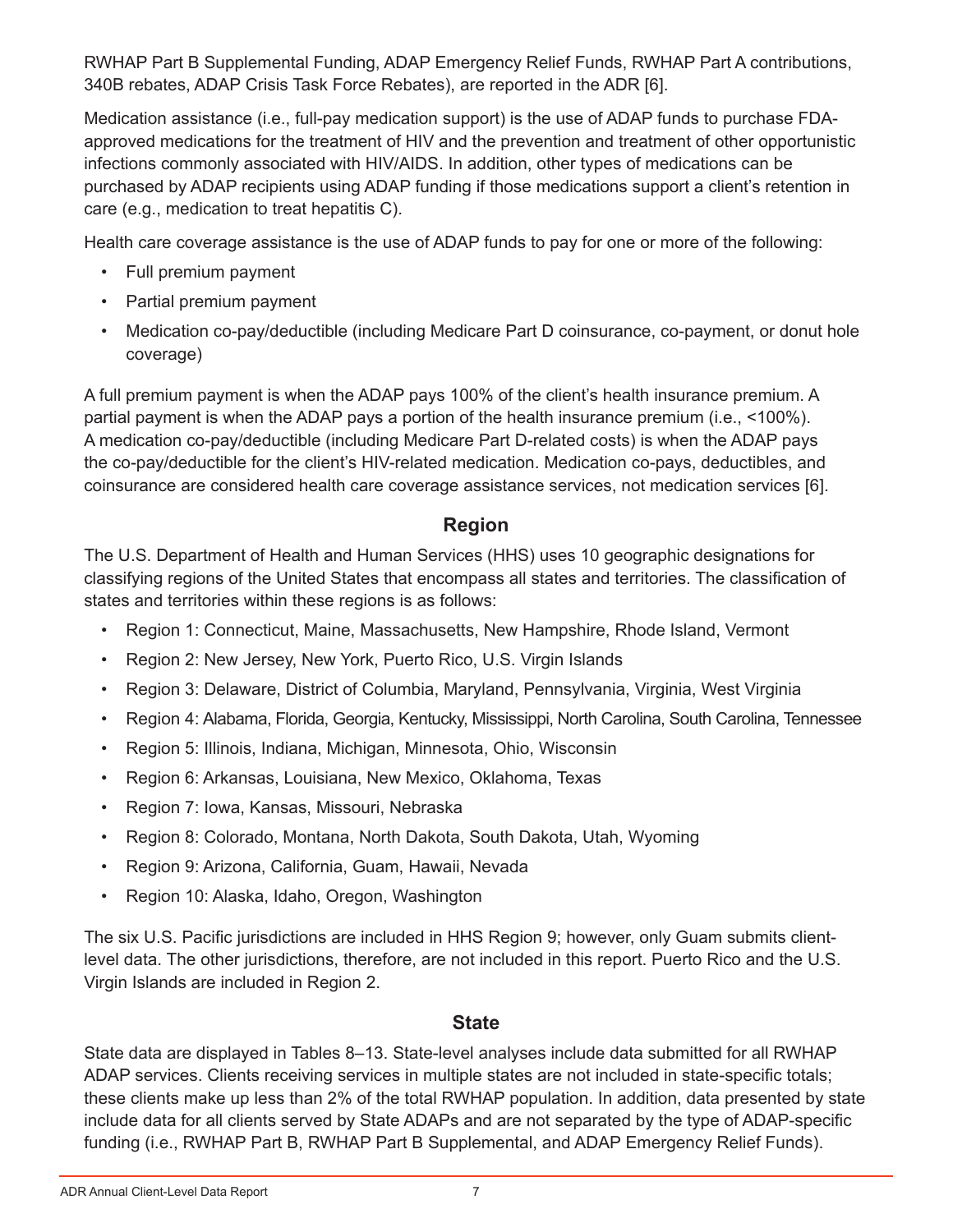RWHAP Part B Supplemental Funding, ADAP Emergency Relief Funds, RWHAP Part A contributions, 340B rebates, ADAP Crisis Task Force Rebates), are reported in the ADR [6].

Medication assistance (i.e., full-pay medication support) is the use of ADAP funds to purchase FDA-approved medications for the treatment of HIV and the prevention and treatment of other opportunistic infections commonly associated with HIV/AIDS. In addition, other types of medications can be purchased by ADAP recipients using ADAP funding if those medications support a client's retention in care (e.g., medication to treat hepatitis C).

Health care coverage assistance is the use of ADAP funds to pay for one or more of the following:

- Full premium payment
- Partial premium payment
- Medication co-pay/deductible (including Medicare Part D coinsurance, co-payment, or donut hole coverage)

A full premium payment is when the ADAP pays 100% of the client's health insurance premium. A partial payment is when the ADAP pays a portion of the health insurance premium (i.e., <100%). A medication co-pay/deductible (including Medicare Part D-related costs) is when the ADAP pays the co-pay/deductible for the client's HIV-related medication. Medication co-pays, deductibles, and coinsurance are considered health care coverage assistance services, not medication services [6].

## Region

The U.S. Department of Health and Human Services (HHS) uses 10 geographic designations for classifying regions of the United States that encompass all states and territories. The classification of states and territories within these regions is as follows:

- Region 1: Connecticut, Maine, Massachusetts, New Hampshire, Rhode Island, Vermont
- Region 2: New Jersey, New York, Puerto Rico, U.S. Virgin Islands
- Region 3: Delaware, District of Columbia, Maryland, Pennsylvania, Virginia, West Virginia
- Region 4: Alabama, Florida, Georgia, Kentucky, Mississippi, North Carolina, South Carolina, Tennessee
- Region 5: Illinois, Indiana, Michigan, Minnesota, Ohio, Wisconsin
- Region 6: Arkansas, Louisiana, New Mexico, Oklahoma, Texas
- Region 7: Iowa, Kansas, Missouri, Nebraska
- Region 8: Colorado, Montana, North Dakota, South Dakota, Utah, Wyoming
- Region 9: Arizona, California, Guam, Hawaii, Nevada
- Region 10: Alaska, Idaho, Oregon, Washington

The six U.S. Pacific jurisdictions are included in HHS Region 9; however, only Guam submits client-level data. The other jurisdictions, therefore, are not included in this report. Puerto Rico and the U.S. Virgin Islands are included in Region 2.

## State

State data are displayed in Tables 8–13. State-level analyses include data submitted for all RWHAP ADAP services. Clients receiving services in multiple states are not included in state-specific totals; these clients make up less than 2% of the total RWHAP population. In addition, data presented by state include data for all clients served by State ADAPs and are not separated by the type of ADAP-specific funding (i.e., RWHAP Part B, RWHAP Part B Supplemental, and ADAP Emergency Relief Funds).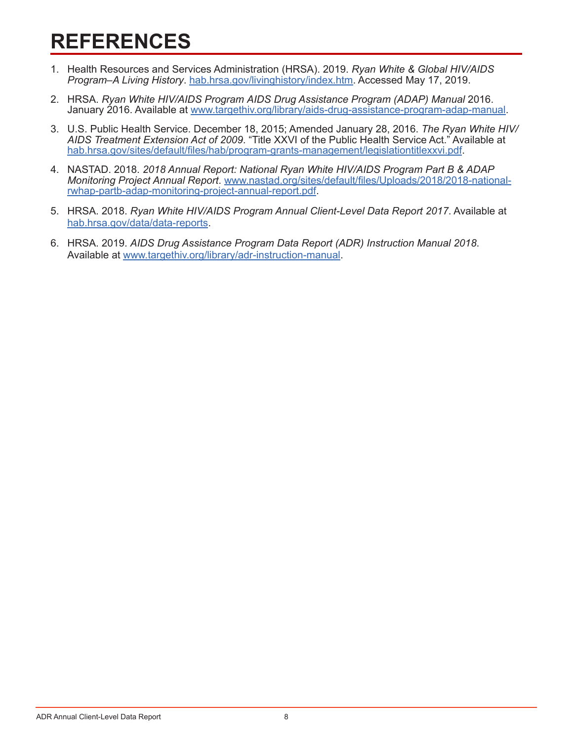# REFERENCES

1. Health Resources and Services Administration (HRSA). 2019. *Ryan White & Global HIV/AIDS Program–A Living History*. hab.hrsa.gov/livinghistory/index.htm. Accessed May 17, 2019.

2. HRSA. *Ryan White HIV/AIDS Program AIDS Drug Assistance Program (ADAP) Manual* 2016. January 2016. Available at www.targethiv.org/library/aids-drug-assistance-program-adap-manual.

3. U.S. Public Health Service. December 18, 2015; Amended January 28, 2016. *The Ryan White HIV/AIDS Treatment Extension Act of 2009*. "Title XXVI of the Public Health Service Act." Available at hab.hrsa.gov/sites/default/files/hab/program-grants-management/legislationtitlexxvi.pdf.

4. NASTAD. 2018. *2018 Annual Report: National Ryan White HIV/AIDS Program Part B & ADAP Monitoring Project Annual Report*. www.nastad.org/sites/default/files/Uploads/2018/2018-national-rwhap-partb-adap-monitoring-project-annual-report.pdf.

5. HRSA. 2018. *Ryan White HIV/AIDS Program Annual Client-Level Data Report 2017*. Available at hab.hrsa.gov/data/data-reports.

6. HRSA. 2019. *AIDS Drug Assistance Program Data Report (ADR) Instruction Manual 2018*. Available at www.targethiv.org/library/adr-instruction-manual.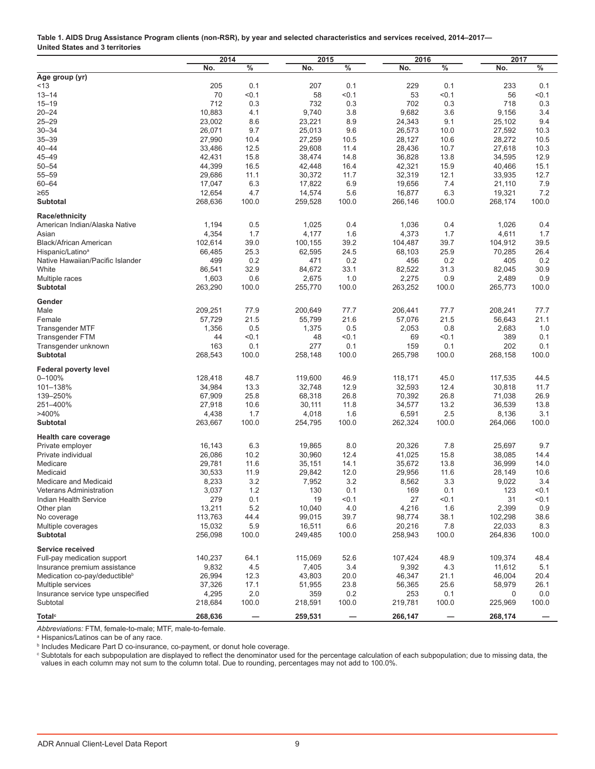**Table 1. AIDS Drug Assistance Program clients (non-RSR), by year and selected characteristics and services received, 2014–2017— United States and 3 territories**

| | 2014 | | 2015 | | 2016 | | 2017 | |
|---|---|---|---|---|---|---|---|---|
| | No. | % | No. | % | No. | % | No. | % |
| **Age group (yr)** | | | | | | | | |
| <13 | 205 | 0.1 | 207 | 0.1 | 229 | 0.1 | 233 | 0.1 |
| 13–14 | 70 | <0.1 | 58 | <0.1 | 53 | <0.1 | 56 | <0.1 |
| 15–19 | 712 | 0.3 | 732 | 0.3 | 702 | 0.3 | 718 | 0.3 |
| 20–24 | 10,883 | 4.1 | 9,740 | 3.8 | 9,682 | 3.6 | 9,156 | 3.4 |
| 25–29 | 23,002 | 8.6 | 23,221 | 8.9 | 24,343 | 9.1 | 25,102 | 9.4 |
| 30–34 | 26,071 | 9.7 | 25,013 | 9.6 | 26,573 | 10.0 | 27,592 | 10.3 |
| 35–39 | 27,990 | 10.4 | 27,259 | 10.5 | 28,127 | 10.6 | 28,272 | 10.5 |
| 40–44 | 33,486 | 12.5 | 29,608 | 11.4 | 28,436 | 10.7 | 27,618 | 10.3 |
| 45–49 | 42,431 | 15.8 | 38,474 | 14.8 | 36,828 | 13.8 | 34,595 | 12.9 |
| 50–54 | 44,399 | 16.5 | 42,448 | 16.4 | 42,321 | 15.9 | 40,466 | 15.1 |
| 55–59 | 29,686 | 11.1 | 30,372 | 11.7 | 32,319 | 12.1 | 33,935 | 12.7 |
| 60–64 | 17,047 | 6.3 | 17,822 | 6.9 | 19,656 | 7.4 | 21,110 | 7.9 |
| ≥65 | 12,654 | 4.7 | 14,574 | 5.6 | 16,877 | 6.3 | 19,321 | 7.2 |
| **Subtotal** | 268,636 | 100.0 | 259,528 | 100.0 | 266,146 | 100.0 | 268,174 | 100.0 |
| **Race/ethnicity** | | | | | | | | |
| American Indian/Alaska Native | 1,194 | 0.5 | 1,025 | 0.4 | 1,036 | 0.4 | 1,026 | 0.4 |
| Asian | 4,354 | 1.7 | 4,177 | 1.6 | 4,373 | 1.7 | 4,611 | 1.7 |
| Black/African American | 102,614 | 39.0 | 100,155 | 39.2 | 104,487 | 39.7 | 104,912 | 39.5 |
| Hispanic/Latino[a] | 66,485 | 25.3 | 62,595 | 24.5 | 68,103 | 25.9 | 70,285 | 26.4 |
| Native Hawaiian/Pacific Islander | 499 | 0.2 | 471 | 0.2 | 456 | 0.2 | 405 | 0.2 |
| White | 86,541 | 32.9 | 84,672 | 33.1 | 82,522 | 31.3 | 82,045 | 30.9 |
| Multiple races | 1,603 | 0.6 | 2,675 | 1.0 | 2,275 | 0.9 | 2,489 | 0.9 |
| **Subtotal** | 263,290 | 100.0 | 255,770 | 100.0 | 263,252 | 100.0 | 265,773 | 100.0 |
| **Gender** | | | | | | | | |
| Male | 209,251 | 77.9 | 200,649 | 77.7 | 206,441 | 77.7 | 208,241 | 77.7 |
| Female | 57,729 | 21.5 | 55,799 | 21.6 | 57,076 | 21.5 | 56,643 | 21.1 |
| Transgender MTF | 1,356 | 0.5 | 1,375 | 0.5 | 2,053 | 0.8 | 2,683 | 1.0 |
| Transgender FTM | 44 | <0.1 | 48 | <0.1 | 69 | <0.1 | 389 | 0.1 |
| Transgender unknown | 163 | 0.1 | 277 | 0.1 | 159 | 0.1 | 202 | 0.1 |
| **Subtotal** | 268,543 | 100.0 | 258,148 | 100.0 | 265,798 | 100.0 | 268,158 | 100.0 |
| **Federal poverty level** | | | | | | | | |
| 0–100% | 128,418 | 48.7 | 119,600 | 46.9 | 118,171 | 45.0 | 117,535 | 44.5 |
| 101–138% | 34,984 | 13.3 | 32,748 | 12.9 | 32,593 | 12.4 | 30,818 | 11.7 |
| 139–250% | 67,909 | 25.8 | 68,318 | 26.8 | 70,392 | 26.8 | 71,038 | 26.9 |
| 251–400% | 27,918 | 10.6 | 30,111 | 11.8 | 34,577 | 13.2 | 36,539 | 13.8 |
| >400% | 4,438 | 1.7 | 4,018 | 1.6 | 6,591 | 2.5 | 8,136 | 3.1 |
| **Subtotal** | 263,667 | 100.0 | 254,795 | 100.0 | 262,324 | 100.0 | 264,066 | 100.0 |
| **Health care coverage** | | | | | | | | |
| Private employer | 16,143 | 6.3 | 19,865 | 8.0 | 20,326 | 7.8 | 25,697 | 9.7 |
| Private individual | 26,086 | 10.2 | 30,960 | 12.4 | 41,025 | 15.8 | 38,085 | 14.4 |
| Medicare | 29,781 | 11.6 | 35,151 | 14.1 | 35,672 | 13.8 | 36,999 | 14.0 |
| Medicaid | 30,533 | 11.9 | 29,842 | 12.0 | 29,956 | 11.6 | 28,149 | 10.6 |
| Medicare and Medicaid | 8,233 | 3.2 | 7,952 | 3.2 | 8,562 | 3.3 | 9,022 | 3.4 |
| Veterans Administration | 3,037 | 1.2 | 130 | 0.1 | 169 | 0.1 | 123 | <0.1 |
| Indian Health Service | 279 | 0.1 | 19 | <0.1 | 27 | <0.1 | 31 | <0.1 |
| Other plan | 13,211 | 5.2 | 10,040 | 4.0 | 4,216 | 1.6 | 2,399 | 0.9 |
| No coverage | 113,763 | 44.4 | 99,015 | 39.7 | 98,774 | 38.1 | 102,298 | 38.6 |
| Multiple coverages | 15,032 | 5.9 | 16,511 | 6.6 | 20,216 | 7.8 | 22,033 | 8.3 |
| **Subtotal** | 256,098 | 100.0 | 249,485 | 100.0 | 258,943 | 100.0 | 264,836 | 100.0 |
| **Service received** | | | | | | | | |
| Full-pay medication support | 140,237 | 64.1 | 115,069 | 52.6 | 107,424 | 48.9 | 109,374 | 48.4 |
| Insurance premium assistance | 9,832 | 4.5 | 7,405 | 3.4 | 9,392 | 4.3 | 11,612 | 5.1 |
| Medication co-pay/deductible[b] | 26,994 | 12.3 | 43,803 | 20.0 | 46,347 | 21.1 | 46,004 | 20.4 |
| Multiple services | 37,326 | 17.1 | 51,955 | 23.8 | 56,365 | 25.6 | 58,979 | 26.1 |
| Insurance service type unspecified | 4,295 | 2.0 | 359 | 0.2 | 253 | 0.1 | 0 | 0.0 |
| Subtotal | 218,684 | 100.0 | 218,591 | 100.0 | 219,781 | 100.0 | 225,969 | 100.0 |
| **Total[c]** | **268,636** | — | **259,531** | — | **266,147** | — | **268,174** | — |

*Abbreviations:* FTM, female-to-male; MTF, male-to-female.

[a] Hispanics/Latinos can be of any race.

[b] Includes Medicare Part D co-insurance, co-payment, or donut hole coverage.

[c] Subtotals for each subpopulation are displayed to reflect the denominator used for the percentage calculation of each subpopulation; due to missing data, the values in each column may not sum to the column total. Due to rounding, percentages may not add to 100.0%.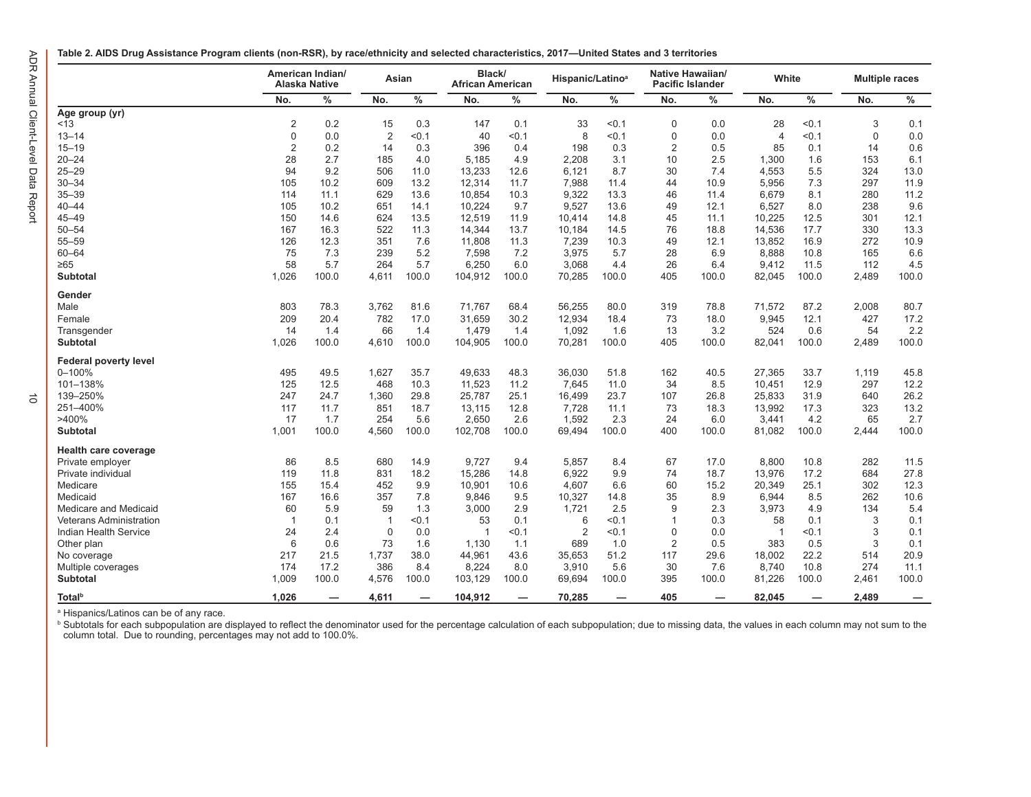**Table 2. AIDS Drug Assistance Program clients (non-RSR), by race/ethnicity and selected characteristics, 2017—United States and 3 territories**

| | American Indian/ Alaska Native | | Asian | | Black/ African American | | Hispanic/Latino[a] | | Native Hawaiian/ Pacific Islander | | White | | Multiple races | |
|---|---|---|---|---|---|---|---|---|---|---|---|---|---|---|
| | No. | % | No. | % | No. | % | No. | % | No. | % | No. | % | No. | % |
| **Age group (yr)** | | | | | | | | | | | | | | |
| <13 | 2 | 0.2 | 15 | 0.3 | 147 | 0.1 | 33 | <0.1 | 0 | 0.0 | 28 | <0.1 | 3 | 0.1 |
| 13–14 | 0 | 0.0 | 2 | <0.1 | 40 | <0.1 | 8 | <0.1 | 0 | 0.0 | 4 | <0.1 | 0 | 0.0 |
| 15–19 | 2 | 0.2 | 14 | 0.3 | 396 | 0.4 | 198 | 0.3 | 2 | 0.5 | 85 | 0.1 | 14 | 0.6 |
| 20–24 | 28 | 2.7 | 185 | 4.0 | 5,185 | 4.9 | 2,208 | 3.1 | 10 | 2.5 | 1,300 | 1.6 | 153 | 6.1 |
| 25–29 | 94 | 9.2 | 506 | 11.0 | 13,233 | 12.6 | 6,121 | 8.7 | 30 | 7.4 | 4,553 | 5.5 | 324 | 13.0 |
| 30–34 | 105 | 10.2 | 609 | 13.2 | 12,314 | 11.7 | 7,988 | 11.4 | 44 | 10.9 | 5,956 | 7.3 | 297 | 11.9 |
| 35–39 | 114 | 11.1 | 629 | 13.6 | 10,854 | 10.3 | 9,322 | 13.3 | 46 | 11.4 | 6,679 | 8.1 | 280 | 11.2 |
| 40–44 | 105 | 10.2 | 651 | 14.1 | 10,224 | 9.7 | 9,527 | 13.6 | 49 | 12.1 | 6,527 | 8.0 | 238 | 9.6 |
| 45–49 | 150 | 14.6 | 624 | 13.5 | 12,519 | 11.9 | 10,414 | 14.8 | 45 | 11.1 | 10,225 | 12.5 | 301 | 12.1 |
| 50–54 | 167 | 16.3 | 522 | 11.3 | 14,344 | 13.7 | 10,184 | 14.5 | 76 | 18.8 | 14,536 | 17.7 | 330 | 13.3 |
| 55–59 | 126 | 12.3 | 351 | 7.6 | 11,808 | 11.3 | 7,239 | 10.3 | 49 | 12.1 | 13,852 | 16.9 | 272 | 10.9 |
| 60–64 | 75 | 7.3 | 239 | 5.2 | 7,598 | 7.2 | 3,975 | 5.7 | 28 | 6.9 | 8,888 | 10.8 | 165 | 6.6 |
| ≥65 | 58 | 5.7 | 264 | 5.7 | 6,250 | 6.0 | 3,068 | 4.4 | 26 | 6.4 | 9,412 | 11.5 | 112 | 4.5 |
| **Subtotal** | 1,026 | 100.0 | 4,611 | 100.0 | 104,912 | 100.0 | 70,285 | 100.0 | 405 | 100.0 | 82,045 | 100.0 | 2,489 | 100.0 |
| **Gender** | | | | | | | | | | | | | | |
| Male | 803 | 78.3 | 3,762 | 81.6 | 71,767 | 68.4 | 56,255 | 80.0 | 319 | 78.8 | 71,572 | 87.2 | 2,008 | 80.7 |
| Female | 209 | 20.4 | 782 | 17.0 | 31,659 | 30.2 | 12,934 | 18.4 | 73 | 18.0 | 9,945 | 12.1 | 427 | 17.2 |
| Transgender | 14 | 1.4 | 66 | 1.4 | 1,479 | 1.4 | 1,092 | 1.6 | 13 | 3.2 | 524 | 0.6 | 54 | 2.2 |
| **Subtotal** | 1,026 | 100.0 | 4,610 | 100.0 | 104,905 | 100.0 | 70,281 | 100.0 | 405 | 100.0 | 82,041 | 100.0 | 2,489 | 100.0 |
| **Federal poverty level** | | | | | | | | | | | | | | |
| 0–100% | 495 | 49.5 | 1,627 | 35.7 | 49,633 | 48.3 | 36,030 | 51.8 | 162 | 40.5 | 27,365 | 33.7 | 1,119 | 45.8 |
| 101–138% | 125 | 12.5 | 468 | 10.3 | 11,523 | 11.2 | 7,645 | 11.0 | 34 | 8.5 | 10,451 | 12.9 | 297 | 12.2 |
| 139–250% | 247 | 24.7 | 1,360 | 29.8 | 25,787 | 25.1 | 16,499 | 23.7 | 107 | 26.8 | 25,833 | 31.9 | 640 | 26.2 |
| 251–400% | 117 | 11.7 | 851 | 18.7 | 13,115 | 12.8 | 7,728 | 11.1 | 73 | 18.3 | 13,992 | 17.3 | 323 | 13.2 |
| >400% | 17 | 1.7 | 254 | 5.6 | 2,650 | 2.6 | 1,592 | 2.3 | 24 | 6.0 | 3,441 | 4.2 | 65 | 2.7 |
| **Subtotal** | 1,001 | 100.0 | 4,560 | 100.0 | 102,708 | 100.0 | 69,494 | 100.0 | 400 | 100.0 | 81,082 | 100.0 | 2,444 | 100.0 |
| **Health care coverage** | | | | | | | | | | | | | | |
| Private employer | 86 | 8.5 | 680 | 14.9 | 9,727 | 9.4 | 5,857 | 8.4 | 67 | 17.0 | 8,800 | 10.8 | 282 | 11.5 |
| Private individual | 119 | 11.8 | 831 | 18.2 | 15,286 | 14.8 | 6,922 | 9.9 | 74 | 18.7 | 13,976 | 17.2 | 684 | 27.8 |
| Medicare | 155 | 15.4 | 452 | 9.9 | 10,901 | 10.6 | 4,607 | 6.6 | 60 | 15.2 | 20,349 | 25.1 | 302 | 12.3 |
| Medicaid | 167 | 16.6 | 357 | 7.8 | 9,846 | 9.5 | 10,327 | 14.8 | 35 | 8.9 | 6,944 | 8.5 | 262 | 10.6 |
| Medicare and Medicaid | 60 | 5.9 | 59 | 1.3 | 3,000 | 2.9 | 1,721 | 2.5 | 9 | 2.3 | 3,973 | 4.9 | 134 | 5.4 |
| Veterans Administration | 1 | 0.1 | 1 | <0.1 | 53 | 0.1 | 6 | <0.1 | 1 | 0.3 | 58 | 0.1 | 3 | 0.1 |
| Indian Health Service | 24 | 2.4 | 0 | 0.0 | 1 | <0.1 | 2 | <0.1 | 0 | 0.0 | 1 | <0.1 | 3 | 0.1 |
| Other plan | 6 | 0.6 | 73 | 1.6 | 1,130 | 1.1 | 689 | 1.0 | 2 | 0.5 | 383 | 0.5 | 3 | 0.1 |
| No coverage | 217 | 21.5 | 1,737 | 38.0 | 44,961 | 43.6 | 35,653 | 51.2 | 117 | 29.6 | 18,002 | 22.2 | 514 | 20.9 |
| Multiple coverages | 174 | 17.2 | 386 | 8.4 | 8,224 | 8.0 | 3,910 | 5.6 | 30 | 7.6 | 8,740 | 10.8 | 274 | 11.1 |
| **Subtotal** | 1,009 | 100.0 | 4,576 | 100.0 | 103,129 | 100.0 | 69,694 | 100.0 | 395 | 100.0 | 81,226 | 100.0 | 2,461 | 100.0 |
| **Total[b]** | **1,026** | — | **4,611** | — | **104,912** | — | **70,285** | — | **405** | — | **82,045** | — | **2,489** | — |

[a] Hispanics/Latinos can be of any race.

[b] Subtotals for each subpopulation are displayed to reflect the denominator used for the percentage calculation of each subpopulation; due to missing data, the values in each column may not sum to the column total. Due to rounding, percentages may not add to 100.0%.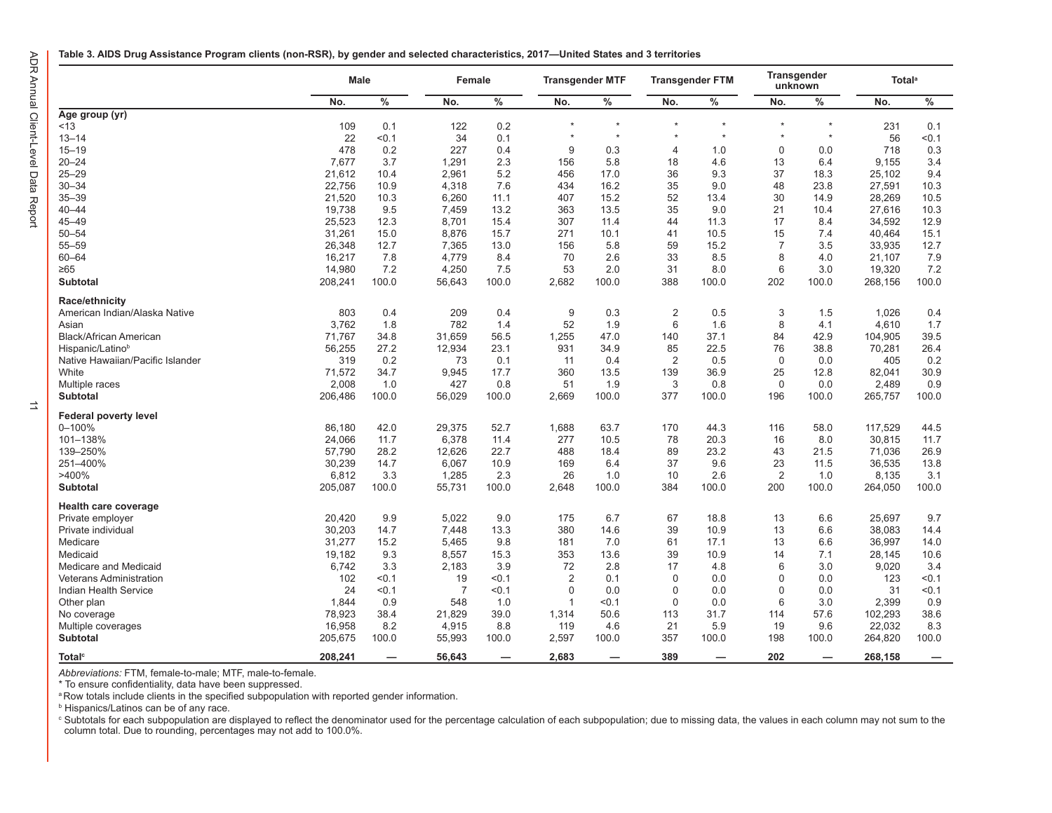**Table 3. AIDS Drug Assistance Program clients (non-RSR), by gender and selected characteristics, 2017—United States and 3 territories**

| | Male | | Female | | Transgender MTF | | Transgender FTM | | Transgender unknown | | Total[a] | |
|---|---|---|---|---|---|---|---|---|---|---|---|---|
| | No. | % | No. | % | No. | % | No. | % | No. | % | No. | % |
| **Age group (yr)** | | | | | | | | | | | | |
| <13 | 109 | 0.1 | 122 | 0.2 | * | * | * | * | * | * | 231 | 0.1 |
| 13–14 | 22 | <0.1 | 34 | 0.1 | * | * | * | * | * | * | 56 | <0.1 |
| 15–19 | 478 | 0.2 | 227 | 0.4 | 9 | 0.3 | 4 | 1.0 | 0 | 0.0 | 718 | 0.3 |
| 20–24 | 7,677 | 3.7 | 1,291 | 2.3 | 156 | 5.8 | 18 | 4.6 | 13 | 6.4 | 9,155 | 3.4 |
| 25–29 | 21,612 | 10.4 | 2,961 | 5.2 | 456 | 17.0 | 36 | 9.3 | 37 | 18.3 | 25,102 | 9.4 |
| 30–34 | 22,756 | 10.9 | 4,318 | 7.6 | 434 | 16.2 | 35 | 9.0 | 48 | 23.8 | 27,591 | 10.3 |
| 35–39 | 21,520 | 10.3 | 6,260 | 11.1 | 407 | 15.2 | 52 | 13.4 | 30 | 14.9 | 28,269 | 10.5 |
| 40–44 | 19,738 | 9.5 | 7,459 | 13.2 | 363 | 13.5 | 35 | 9.0 | 21 | 10.4 | 27,616 | 10.3 |
| 45–49 | 25,523 | 12.3 | 8,701 | 15.4 | 307 | 11.4 | 44 | 11.3 | 17 | 8.4 | 34,592 | 12.9 |
| 50–54 | 31,261 | 15.0 | 8,876 | 15.7 | 271 | 10.1 | 41 | 10.5 | 15 | 7.4 | 40,464 | 15.1 |
| 55–59 | 26,348 | 12.7 | 7,365 | 13.0 | 156 | 5.8 | 59 | 15.2 | 7 | 3.5 | 33,935 | 12.7 |
| 60–64 | 16,217 | 7.8 | 4,779 | 8.4 | 70 | 2.6 | 33 | 8.5 | 8 | 4.0 | 21,107 | 7.9 |
| ≥65 | 14,980 | 7.2 | 4,250 | 7.5 | 53 | 2.0 | 31 | 8.0 | 6 | 3.0 | 19,320 | 7.2 |
| **Subtotal** | 208,241 | 100.0 | 56,643 | 100.0 | 2,682 | 100.0 | 388 | 100.0 | 202 | 100.0 | 268,156 | 100.0 |
| **Race/ethnicity** | | | | | | | | | | | | |
| American Indian/Alaska Native | 803 | 0.4 | 209 | 0.4 | 9 | 0.3 | 2 | 0.5 | 3 | 1.5 | 1,026 | 0.4 |
| Asian | 3,762 | 1.8 | 782 | 1.4 | 52 | 1.9 | 6 | 1.6 | 8 | 4.1 | 4,610 | 1.7 |
| Black/African American | 71,767 | 34.8 | 31,659 | 56.5 | 1,255 | 47.0 | 140 | 37.1 | 84 | 42.9 | 104,905 | 39.5 |
| Hispanic/Latino[b] | 56,255 | 27.2 | 12,934 | 23.1 | 931 | 34.9 | 85 | 22.5 | 76 | 38.8 | 70,281 | 26.4 |
| Native Hawaiian/Pacific Islander | 319 | 0.2 | 73 | 0.1 | 11 | 0.4 | 2 | 0.5 | 0 | 0.0 | 405 | 0.2 |
| White | 71,572 | 34.7 | 9,945 | 17.7 | 360 | 13.5 | 139 | 36.9 | 25 | 12.8 | 82,041 | 30.9 |
| Multiple races | 2,008 | 1.0 | 427 | 0.8 | 51 | 1.9 | 3 | 0.8 | 0 | 0.0 | 2,489 | 0.9 |
| **Subtotal** | 206,486 | 100.0 | 56,029 | 100.0 | 2,669 | 100.0 | 377 | 100.0 | 196 | 100.0 | 265,757 | 100.0 |
| **Federal poverty level** | | | | | | | | | | | | |
| 0–100% | 86,180 | 42.0 | 29,375 | 52.7 | 1,688 | 63.7 | 170 | 44.3 | 116 | 58.0 | 117,529 | 44.5 |
| 101–138% | 24,066 | 11.7 | 6,378 | 11.4 | 277 | 10.5 | 78 | 20.3 | 16 | 8.0 | 30,815 | 11.7 |
| 139–250% | 57,790 | 28.2 | 12,626 | 22.7 | 488 | 18.4 | 89 | 23.2 | 43 | 21.5 | 71,036 | 26.9 |
| 251–400% | 30,239 | 14.7 | 6,067 | 10.9 | 169 | 6.4 | 37 | 9.6 | 23 | 11.5 | 36,535 | 13.8 |
| >400% | 6,812 | 3.3 | 1,285 | 2.3 | 26 | 1.0 | 10 | 2.6 | 2 | 1.0 | 8,135 | 3.1 |
| **Subtotal** | 205,087 | 100.0 | 55,731 | 100.0 | 2,648 | 100.0 | 384 | 100.0 | 200 | 100.0 | 264,050 | 100.0 |
| **Health care coverage** | | | | | | | | | | | | |
| Private employer | 20,420 | 9.9 | 5,022 | 9.0 | 175 | 6.7 | 67 | 18.8 | 13 | 6.6 | 25,697 | 9.7 |
| Private individual | 30,203 | 14.7 | 7,448 | 13.3 | 380 | 14.6 | 39 | 10.9 | 13 | 6.6 | 38,083 | 14.4 |
| Medicare | 31,277 | 15.2 | 5,465 | 9.8 | 181 | 7.0 | 61 | 17.1 | 13 | 6.6 | 36,997 | 14.0 |
| Medicaid | 19,182 | 9.3 | 8,557 | 15.3 | 353 | 13.6 | 39 | 10.9 | 14 | 7.1 | 28,145 | 10.6 |
| Medicare and Medicaid | 6,742 | 3.3 | 2,183 | 3.9 | 72 | 2.8 | 17 | 4.8 | 6 | 3.0 | 9,020 | 3.4 |
| Veterans Administration | 102 | <0.1 | 19 | <0.1 | 2 | 0.1 | 0 | 0.0 | 0 | 0.0 | 123 | <0.1 |
| Indian Health Service | 24 | <0.1 | 7 | <0.1 | 0 | 0.0 | 0 | 0.0 | 0 | 0.0 | 31 | <0.1 |
| Other plan | 1,844 | 0.9 | 548 | 1.0 | 1 | <0.1 | 0 | 0.0 | 6 | 3.0 | 2,399 | 0.9 |
| No coverage | 78,923 | 38.4 | 21,829 | 39.0 | 1,314 | 50.6 | 113 | 31.7 | 114 | 57.6 | 102,293 | 38.6 |
| Multiple coverages | 16,958 | 8.2 | 4,915 | 8.8 | 119 | 4.6 | 21 | 5.9 | 19 | 9.6 | 22,032 | 8.3 |
| **Subtotal** | 205,675 | 100.0 | 55,993 | 100.0 | 2,597 | 100.0 | 357 | 100.0 | 198 | 100.0 | 264,820 | 100.0 |
| **Total[c]** | **208,241** | — | **56,643** | — | **2,683** | — | **389** | — | **202** | — | **268,158** | — |

*Abbreviations:* FTM, female-to-male; MTF, male-to-female.

* To ensure confidentiality, data have been suppressed.

[a] Row totals include clients in the specified subpopulation with reported gender information.

[b] Hispanics/Latinos can be of any race.

[c] Subtotals for each subpopulation are displayed to reflect the denominator used for the percentage calculation of each subpopulation; due to missing data, the values in each column may not sum to the column total. Due to rounding, percentages may not add to 100.0%.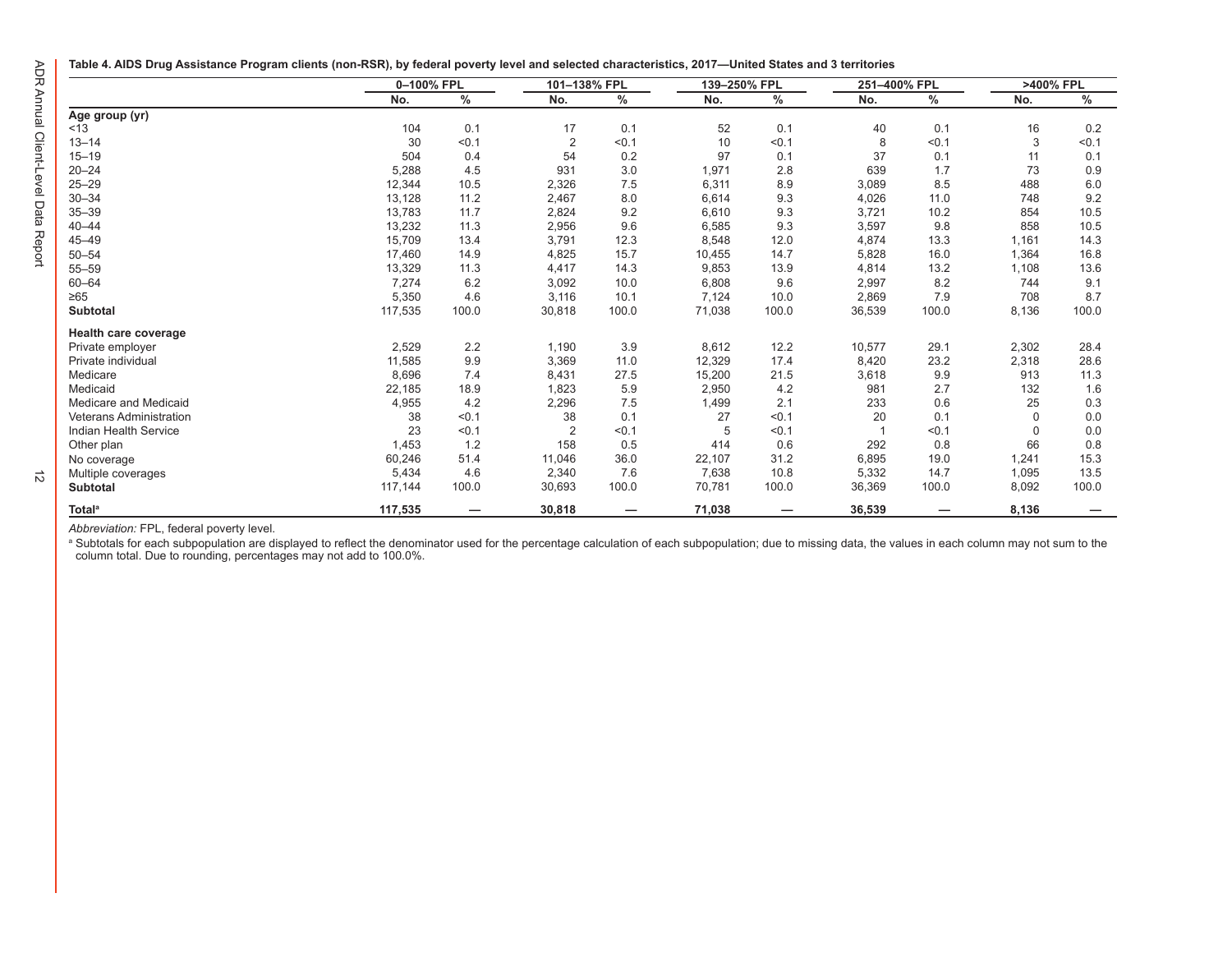**Table 4. AIDS Drug Assistance Program clients (non-RSR), by federal poverty level and selected characteristics, 2017—United States and 3 territories**

| | 0–100% FPL | | 101–138% FPL | | 139–250% FPL | | 251–400% FPL | | >400% FPL | |
|---|---|---|---|---|---|---|---|---|---|---|
| | No. | % | No. | % | No. | % | No. | % | No. | % |
| **Age group (yr)** | | | | | | | | | | |
| <13 | 104 | 0.1 | 17 | 0.1 | 52 | 0.1 | 40 | 0.1 | 16 | 0.2 |
| 13–14 | 30 | <0.1 | 2 | <0.1 | 10 | <0.1 | 8 | <0.1 | 3 | <0.1 |
| 15–19 | 504 | 0.4 | 54 | 0.2 | 97 | 0.1 | 37 | 0.1 | 11 | 0.1 |
| 20–24 | 5,288 | 4.5 | 931 | 3.0 | 1,971 | 2.8 | 639 | 1.7 | 73 | 0.9 |
| 25–29 | 12,344 | 10.5 | 2,326 | 7.5 | 6,311 | 8.9 | 3,089 | 8.5 | 488 | 6.0 |
| 30–34 | 13,128 | 11.2 | 2,467 | 8.0 | 6,614 | 9.3 | 4,026 | 11.0 | 748 | 9.2 |
| 35–39 | 13,783 | 11.7 | 2,824 | 9.2 | 6,610 | 9.3 | 3,721 | 10.2 | 854 | 10.5 |
| 40–44 | 13,232 | 11.3 | 2,956 | 9.6 | 6,585 | 9.3 | 3,597 | 9.8 | 858 | 10.5 |
| 45–49 | 15,709 | 13.4 | 3,791 | 12.3 | 8,548 | 12.0 | 4,874 | 13.3 | 1,161 | 14.3 |
| 50–54 | 17,460 | 14.9 | 4,825 | 15.7 | 10,455 | 14.7 | 5,828 | 16.0 | 1,364 | 16.8 |
| 55–59 | 13,329 | 11.3 | 4,417 | 14.3 | 9,853 | 13.9 | 4,814 | 13.2 | 1,108 | 13.6 |
| 60–64 | 7,274 | 6.2 | 3,092 | 10.0 | 6,808 | 9.6 | 2,997 | 8.2 | 744 | 9.1 |
| ≥65 | 5,350 | 4.6 | 3,116 | 10.1 | 7,124 | 10.0 | 2,869 | 7.9 | 708 | 8.7 |
| **Subtotal** | 117,535 | 100.0 | 30,818 | 100.0 | 71,038 | 100.0 | 36,539 | 100.0 | 8,136 | 100.0 |
| **Health care coverage** | | | | | | | | | | |
| Private employer | 2,529 | 2.2 | 1,190 | 3.9 | 8,612 | 12.2 | 10,577 | 29.1 | 2,302 | 28.4 |
| Private individual | 11,585 | 9.9 | 3,369 | 11.0 | 12,329 | 17.4 | 8,420 | 23.2 | 2,318 | 28.6 |
| Medicare | 8,696 | 7.4 | 8,431 | 27.5 | 15,200 | 21.5 | 3,618 | 9.9 | 913 | 11.3 |
| Medicaid | 22,185 | 18.9 | 1,823 | 5.9 | 2,950 | 4.2 | 981 | 2.7 | 132 | 1.6 |
| Medicare and Medicaid | 4,955 | 4.2 | 2,296 | 7.5 | 1,499 | 2.1 | 233 | 0.6 | 25 | 0.3 |
| Veterans Administration | 38 | <0.1 | 38 | 0.1 | 27 | <0.1 | 20 | 0.1 | 0 | 0.0 |
| Indian Health Service | 23 | <0.1 | 2 | <0.1 | 5 | <0.1 | 1 | <0.1 | 0 | 0.0 |
| Other plan | 1,453 | 1.2 | 158 | 0.5 | 414 | 0.6 | 292 | 0.8 | 66 | 0.8 |
| No coverage | 60,246 | 51.4 | 11,046 | 36.0 | 22,107 | 31.2 | 6,895 | 19.0 | 1,241 | 15.3 |
| Multiple coverages | 5,434 | 4.6 | 2,340 | 7.6 | 7,638 | 10.8 | 5,332 | 14.7 | 1,095 | 13.5 |
| **Subtotal** | 117,144 | 100.0 | 30,693 | 100.0 | 70,781 | 100.0 | 36,369 | 100.0 | 8,092 | 100.0 |
| **Total**[a] | **117,535** | — | **30,818** | — | **71,038** | — | **36,539** | — | **8,136** | — |

*Abbreviation:* FPL, federal poverty level.

[a] Subtotals for each subpopulation are displayed to reflect the denominator used for the percentage calculation of each subpopulation; due to missing data, the values in each column may not sum to the column total. Due to rounding, percentages may not add to 100.0%.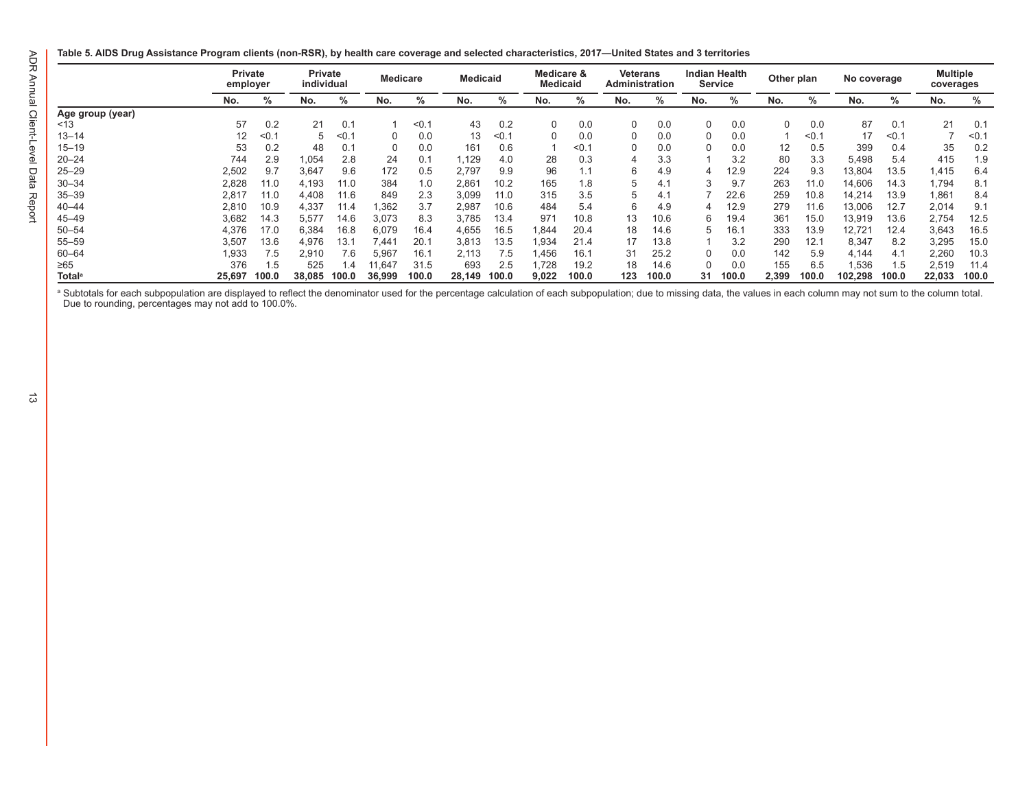**Table 5. AIDS Drug Assistance Program clients (non-RSR), by health care coverage and selected characteristics, 2017—United States and 3 territories**

| | Private employer | | Private individual | | Medicare | | Medicaid | | Medicare & Medicaid | | Veterans Administration | | Indian Health Service | | Other plan | | No coverage | | Multiple coverages | |
|---|---|---|---|---|---|---|---|---|---|---|---|---|---|---|---|---|---|---|---|---|
| | No. | % | No. | % | No. | % | No. | % | No. | % | No. | % | No. | % | No. | % | No. | % | No. | % |
| **Age group (year)** | | | | | | | | | | | | | | | | | | | | |
| <13 | 57 | 0.2 | 21 | 0.1 | 1 | <0.1 | 43 | 0.2 | 0 | 0.0 | 0 | 0.0 | 0 | 0.0 | 0 | 0.0 | 87 | 0.1 | 21 | 0.1 |
| 13–14 | 12 | <0.1 | 5 | <0.1 | 0 | 0.0 | 13 | <0.1 | 0 | 0.0 | 0 | 0.0 | 0 | 0.0 | 1 | <0.1 | 17 | <0.1 | 7 | <0.1 |
| 15–19 | 53 | 0.2 | 48 | 0.1 | 0 | 0.0 | 161 | 0.6 | 1 | <0.1 | 0 | 0.0 | 0 | 0.0 | 12 | 0.5 | 399 | 0.4 | 35 | 0.2 |
| 20–24 | 744 | 2.9 | 1,054 | 2.8 | 24 | 0.1 | 1,129 | 4.0 | 28 | 0.3 | 4 | 3.3 | 1 | 3.2 | 80 | 3.3 | 5,498 | 5.4 | 415 | 1.9 |
| 25–29 | 2,502 | 9.7 | 3,647 | 9.6 | 172 | 0.5 | 2,797 | 9.9 | 96 | 1.1 | 6 | 4.9 | 4 | 12.9 | 224 | 9.3 | 13,804 | 13.5 | 1,415 | 6.4 |
| 30–34 | 2,828 | 11.0 | 4,193 | 11.0 | 384 | 1.0 | 2,861 | 10.2 | 165 | 1.8 | 5 | 4.1 | 3 | 9.7 | 263 | 11.0 | 14,606 | 14.3 | 1,794 | 8.1 |
| 35–39 | 2,817 | 11.0 | 4,408 | 11.6 | 849 | 2.3 | 3,099 | 11.0 | 315 | 3.5 | 5 | 4.1 | 7 | 22.6 | 259 | 10.8 | 14,214 | 13.9 | 1,861 | 8.4 |
| 40–44 | 2,810 | 10.9 | 4,337 | 11.4 | 1,362 | 3.7 | 2,987 | 10.6 | 484 | 5.4 | 6 | 4.9 | 4 | 12.9 | 279 | 11.6 | 13,006 | 12.7 | 2,014 | 9.1 |
| 45–49 | 3,682 | 14.3 | 5,577 | 14.6 | 3,073 | 8.3 | 3,785 | 13.4 | 971 | 10.8 | 13 | 10.6 | 6 | 19.4 | 361 | 15.0 | 13,919 | 13.6 | 2,754 | 12.5 |
| 50–54 | 4,376 | 17.0 | 6,384 | 16.8 | 6,079 | 16.4 | 4,655 | 16.5 | 1,844 | 20.4 | 18 | 14.6 | 5 | 16.1 | 333 | 13.9 | 12,721 | 12.4 | 3,643 | 16.5 |
| 55–59 | 3,507 | 13.6 | 4,976 | 13.1 | 7,441 | 20.1 | 3,813 | 13.5 | 1,934 | 21.4 | 17 | 13.8 | 1 | 3.2 | 290 | 12.1 | 8,347 | 8.2 | 3,295 | 15.0 |
| 60–64 | 1,933 | 7.5 | 2,910 | 7.6 | 5,967 | 16.1 | 2,113 | 7.5 | 1,456 | 16.1 | 31 | 25.2 | 0 | 0.0 | 142 | 5.9 | 4,144 | 4.1 | 2,260 | 10.3 |
| ≥65 | 376 | 1.5 | 525 | 1.4 | 11,647 | 31.5 | 693 | 2.5 | 1,728 | 19.2 | 18 | 14.6 | 0 | 0.0 | 155 | 6.5 | 1,536 | 1.5 | 2,519 | 11.4 |
| **Total[a]** | **25,697** | **100.0** | **38,085** | **100.0** | **36,999** | **100.0** | **28,149** | **100.0** | **9,022** | **100.0** | **123** | **100.0** | **31** | **100.0** | **2,399** | **100.0** | **102,298** | **100.0** | **22,033** | **100.0** |

[a] Subtotals for each subpopulation are displayed to reflect the denominator used for the percentage calculation of each subpopulation; due to missing data, the values in each column may not sum to the column total. Due to rounding, percentages may not add to 100.0%.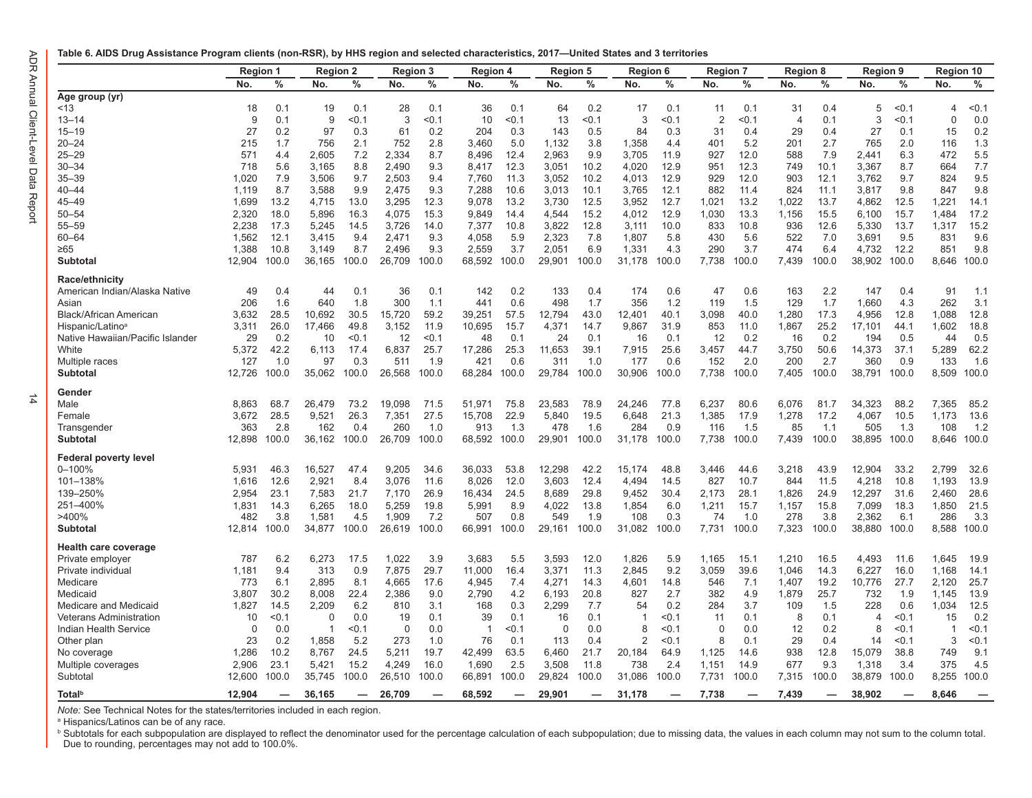**Table 6. AIDS Drug Assistance Program clients (non-RSR), by HHS region and selected characteristics, 2017—United States and 3 territories**

| | Region 1 | | Region 2 | | Region 3 | | Region 4 | | Region 5 | | Region 6 | | Region 7 | | Region 8 | | Region 9 | | Region 10 | |
|---|---|---|---|---|---|---|---|---|---|---|---|---|---|---|---|---|---|---|---|---|
| | No. | % | No. | % | No. | % | No. | % | No. | % | No. | % | No. | % | No. | % | No. | % | No. | % |
| **Age group (yr)** | | | | | | | | | | | | | | | | | | | | |
| <13 | 18 | 0.1 | 19 | 0.1 | 28 | 0.1 | 36 | 0.1 | 64 | 0.2 | 17 | 0.1 | 11 | 0.1 | 31 | 0.4 | 5 | <0.1 | 4 | <0.1 |
| 13–14 | 9 | 0.1 | 9 | <0.1 | 3 | <0.1 | 10 | <0.1 | 13 | <0.1 | 3 | <0.1 | 2 | <0.1 | 4 | 0.1 | 3 | <0.1 | 0 | 0.0 |
| 15–19 | 27 | 0.2 | 97 | 0.3 | 61 | 0.2 | 204 | 0.3 | 143 | 0.5 | 84 | 0.3 | 31 | 0.4 | 29 | 0.4 | 27 | 0.1 | 15 | 0.2 |
| 20–24 | 215 | 1.7 | 756 | 2.1 | 752 | 2.8 | 3,460 | 5.0 | 1,132 | 3.8 | 1,358 | 4.4 | 401 | 5.2 | 201 | 2.7 | 765 | 2.0 | 116 | 1.3 |
| 25–29 | 571 | 4.4 | 2,605 | 7.2 | 2,334 | 8.7 | 8,496 | 12.4 | 2,963 | 9.9 | 3,705 | 11.9 | 927 | 12.0 | 588 | 7.9 | 2,441 | 6.3 | 472 | 5.5 |
| 30–34 | 718 | 5.6 | 3,165 | 8.8 | 2,490 | 9.3 | 8,417 | 12.3 | 3,051 | 10.2 | 4,020 | 12.9 | 951 | 12.3 | 749 | 10.1 | 3,367 | 8.7 | 664 | 7.7 |
| 35–39 | 1,020 | 7.9 | 3,506 | 9.7 | 2,503 | 9.4 | 7,760 | 11.3 | 3,052 | 10.2 | 4,013 | 12.9 | 929 | 12.0 | 903 | 12.1 | 3,762 | 9.7 | 824 | 9.5 |
| 40–44 | 1,119 | 8.7 | 3,588 | 9.9 | 2,475 | 9.3 | 7,288 | 10.6 | 3,013 | 10.1 | 3,765 | 12.1 | 882 | 11.4 | 824 | 11.1 | 3,817 | 9.8 | 847 | 9.8 |
| 45–49 | 1,699 | 13.2 | 4,715 | 13.0 | 3,295 | 12.3 | 9,078 | 13.2 | 3,730 | 12.5 | 3,952 | 12.7 | 1,021 | 13.2 | 1,022 | 13.7 | 4,862 | 12.5 | 1,221 | 14.1 |
| 50–54 | 2,320 | 18.0 | 5,896 | 16.3 | 4,075 | 15.3 | 9,849 | 14.4 | 4,544 | 15.2 | 4,012 | 12.9 | 1,030 | 13.3 | 1,156 | 15.5 | 6,100 | 15.7 | 1,484 | 17.2 |
| 55–59 | 2,238 | 17.3 | 5,245 | 14.5 | 3,726 | 14.0 | 7,377 | 10.8 | 3,822 | 12.8 | 3,111 | 10.0 | 833 | 10.8 | 936 | 12.6 | 5,330 | 13.7 | 1,317 | 15.2 |
| 60–64 | 1,562 | 12.1 | 3,415 | 9.4 | 2,471 | 9.3 | 4,058 | 5.9 | 2,323 | 7.8 | 1,807 | 5.8 | 430 | 5.6 | 522 | 7.0 | 3,691 | 9.5 | 831 | 9.6 |
| ≥65 | 1,388 | 10.8 | 3,149 | 8.7 | 2,496 | 9.3 | 2,559 | 3.7 | 2,051 | 6.9 | 1,331 | 4.3 | 290 | 3.7 | 474 | 6.4 | 4,732 | 12.2 | 851 | 9.8 |
| **Subtotal** | 12,904 | 100.0 | 36,165 | 100.0 | 26,709 | 100.0 | 68,592 | 100.0 | 29,901 | 100.0 | 31,178 | 100.0 | 7,738 | 100.0 | 7,439 | 100.0 | 38,902 | 100.0 | 8,646 | 100.0 |
| **Race/ethnicity** | | | | | | | | | | | | | | | | | | | | |
| American Indian/Alaska Native | 49 | 0.4 | 44 | 0.1 | 36 | 0.1 | 142 | 0.2 | 133 | 0.4 | 174 | 0.6 | 47 | 0.6 | 163 | 2.2 | 147 | 0.4 | 91 | 1.1 |
| Asian | 206 | 1.6 | 640 | 1.8 | 300 | 1.1 | 441 | 0.6 | 498 | 1.7 | 356 | 1.2 | 119 | 1.5 | 129 | 1.7 | 1,660 | 4.3 | 262 | 3.1 |
| Black/African American | 3,632 | 28.5 | 10,692 | 30.5 | 15,720 | 59.2 | 39,251 | 57.5 | 12,794 | 43.0 | 12,401 | 40.1 | 3,098 | 40.0 | 1,280 | 17.3 | 4,956 | 12.8 | 1,088 | 12.8 |
| Hispanic/Latino[a] | 3,311 | 26.0 | 17,466 | 49.8 | 3,152 | 11.9 | 10,695 | 15.7 | 4,371 | 14.7 | 9,867 | 31.9 | 853 | 11.0 | 1,867 | 25.2 | 17,101 | 44.1 | 1,602 | 18.8 |
| Native Hawaiian/Pacific Islander | 29 | 0.2 | 10 | <0.1 | 12 | <0.1 | 48 | 0.1 | 24 | 0.1 | 16 | 0.1 | 12 | 0.2 | 16 | 0.2 | 194 | 0.5 | 44 | 0.5 |
| White | 5,372 | 42.2 | 6,113 | 17.4 | 6,837 | 25.7 | 17,286 | 25.3 | 11,653 | 39.1 | 7,915 | 25.6 | 3,457 | 44.7 | 3,750 | 50.6 | 14,373 | 37.1 | 5,289 | 62.2 |
| Multiple races | 127 | 1.0 | 97 | 0.3 | 511 | 1.9 | 421 | 0.6 | 311 | 1.0 | 177 | 0.6 | 152 | 2.0 | 200 | 2.7 | 360 | 0.9 | 133 | 1.6 |
| **Subtotal** | 12,726 | 100.0 | 35,062 | 100.0 | 26,568 | 100.0 | 68,284 | 100.0 | 29,784 | 100.0 | 30,906 | 100.0 | 7,738 | 100.0 | 7,405 | 100.0 | 38,791 | 100.0 | 8,509 | 100.0 |
| **Gender** | | | | | | | | | | | | | | | | | | | | |
| Male | 8,863 | 68.7 | 26,479 | 73.2 | 19,098 | 71.5 | 51,971 | 75.8 | 23,583 | 78.9 | 24,246 | 77.8 | 6,237 | 80.6 | 6,076 | 81.7 | 34,323 | 88.2 | 7,365 | 85.2 |
| Female | 3,672 | 28.5 | 9,521 | 26.3 | 7,351 | 27.5 | 15,708 | 22.9 | 5,840 | 19.5 | 6,648 | 21.3 | 1,385 | 17.9 | 1,278 | 17.2 | 4,067 | 10.5 | 1,173 | 13.6 |
| Transgender | 363 | 2.8 | 162 | 0.4 | 260 | 1.0 | 913 | 1.3 | 478 | 1.6 | 284 | 0.9 | 116 | 1.5 | 85 | 1.1 | 505 | 1.3 | 108 | 1.2 |
| **Subtotal** | 12,898 | 100.0 | 36,162 | 100.0 | 26,709 | 100.0 | 68,592 | 100.0 | 29,901 | 100.0 | 31,178 | 100.0 | 7,738 | 100.0 | 7,439 | 100.0 | 38,895 | 100.0 | 8,646 | 100.0 |
| **Federal poverty level** | | | | | | | | | | | | | | | | | | | | |
| 0–100% | 5,931 | 46.3 | 16,527 | 47.4 | 9,205 | 34.6 | 36,033 | 53.8 | 12,298 | 42.2 | 15,174 | 48.8 | 3,446 | 44.6 | 3,218 | 43.9 | 12,904 | 33.2 | 2,799 | 32.6 |
| 101–138% | 1,616 | 12.6 | 2,921 | 8.4 | 3,076 | 11.6 | 8,026 | 12.0 | 3,603 | 12.4 | 4,494 | 14.5 | 827 | 10.7 | 844 | 11.5 | 4,218 | 10.8 | 1,193 | 13.9 |
| 139–250% | 2,954 | 23.1 | 7,583 | 21.7 | 7,170 | 26.9 | 16,434 | 24.5 | 8,689 | 29.8 | 9,452 | 30.4 | 2,173 | 28.1 | 1,826 | 24.9 | 12,297 | 31.6 | 2,460 | 28.6 |
| 251–400% | 1,831 | 14.3 | 6,265 | 18.0 | 5,259 | 19.8 | 5,991 | 8.9 | 4,022 | 13.8 | 1,854 | 6.0 | 1,211 | 15.7 | 1,157 | 15.8 | 7,099 | 18.3 | 1,850 | 21.5 |
| >400% | 482 | 3.8 | 1,581 | 4.5 | 1,909 | 7.2 | 507 | 0.8 | 549 | 1.9 | 108 | 0.3 | 74 | 1.0 | 278 | 3.8 | 2,362 | 6.1 | 286 | 3.3 |
| **Subtotal** | 12,814 | 100.0 | 34,877 | 100.0 | 26,619 | 100.0 | 66,991 | 100.0 | 29,161 | 100.0 | 31,082 | 100.0 | 7,731 | 100.0 | 7,323 | 100.0 | 38,880 | 100.0 | 8,588 | 100.0 |
| **Health care coverage** | | | | | | | | | | | | | | | | | | | | |
| Private employer | 787 | 6.2 | 6,273 | 17.5 | 1,022 | 3.9 | 3,683 | 5.5 | 3,593 | 12.0 | 1,826 | 5.9 | 1,165 | 15.1 | 1,210 | 16.5 | 4,493 | 11.6 | 1,645 | 19.9 |
| Private individual | 1,181 | 9.4 | 313 | 0.9 | 7,875 | 29.7 | 11,000 | 16.4 | 3,371 | 11.3 | 2,845 | 9.2 | 3,059 | 39.6 | 1,046 | 14.3 | 6,227 | 16.0 | 1,168 | 14.1 |
| Medicare | 773 | 6.1 | 2,895 | 8.1 | 4,665 | 17.6 | 4,945 | 7.4 | 4,271 | 14.3 | 4,601 | 14.8 | 546 | 7.1 | 1,407 | 19.2 | 10,776 | 27.7 | 2,120 | 25.7 |
| Medicaid | 3,807 | 30.2 | 8,008 | 22.4 | 2,386 | 9.0 | 2,790 | 4.2 | 6,193 | 20.8 | 827 | 2.7 | 382 | 4.9 | 1,879 | 25.7 | 732 | 1.9 | 1,145 | 13.9 |
| Medicare and Medicaid | 1,827 | 14.5 | 2,209 | 6.2 | 810 | 3.1 | 168 | 0.3 | 2,299 | 7.7 | 54 | 0.2 | 284 | 3.7 | 109 | 1.5 | 228 | 0.6 | 1,034 | 12.5 |
| Veterans Administration | 10 | <0.1 | 0 | 0.0 | 19 | 0.1 | 39 | 0.1 | 16 | 0.1 | 1 | <0.1 | 11 | 0.1 | 8 | 0.1 | 4 | <0.1 | 15 | 0.2 |
| Indian Health Service | 0 | 0.0 | 1 | <0.1 | 0 | 0.0 | 1 | <0.1 | 0 | 0.0 | 8 | <0.1 | 0 | 0.0 | 12 | 0.2 | 8 | <0.1 | 1 | <0.1 |
| Other plan | 23 | 0.2 | 1,858 | 5.2 | 273 | 1.0 | 76 | 0.1 | 113 | 0.4 | 2 | <0.1 | 8 | 0.1 | 29 | 0.4 | 14 | <0.1 | 3 | <0.1 |
| No coverage | 1,286 | 10.2 | 8,767 | 24.5 | 5,211 | 19.7 | 42,499 | 63.5 | 6,460 | 21.7 | 20,184 | 64.9 | 1,125 | 14.6 | 938 | 12.8 | 15,079 | 38.8 | 749 | 9.1 |
| Multiple coverages | 2,906 | 23.1 | 5,421 | 15.2 | 4,249 | 16.0 | 1,690 | 2.5 | 3,508 | 11.8 | 738 | 2.4 | 1,151 | 14.9 | 677 | 9.3 | 1,318 | 3.4 | 375 | 4.5 |
| Subtotal | 12,600 | 100.0 | 35,745 | 100.0 | 26,510 | 100.0 | 66,891 | 100.0 | 29,824 | 100.0 | 31,086 | 100.0 | 7,731 | 100.0 | 7,315 | 100.0 | 38,879 | 100.0 | 8,255 | 100.0 |
| **Total[b]** | **12,904** | — | **36,165** | — | **26,709** | — | **68,592** | — | **29,901** | — | **31,178** | — | **7,738** | — | **7,439** | — | **38,902** | — | **8,646** | — |

*Note:* See Technical Notes for the states/territories included in each region.

[a] Hispanics/Latinos can be of any race.

[b] Subtotals for each subpopulation are displayed to reflect the denominator used for the percentage calculation of each subpopulation; due to missing data, the values in each column may not sum to the column total. Due to rounding, percentages may not add to 100.0%.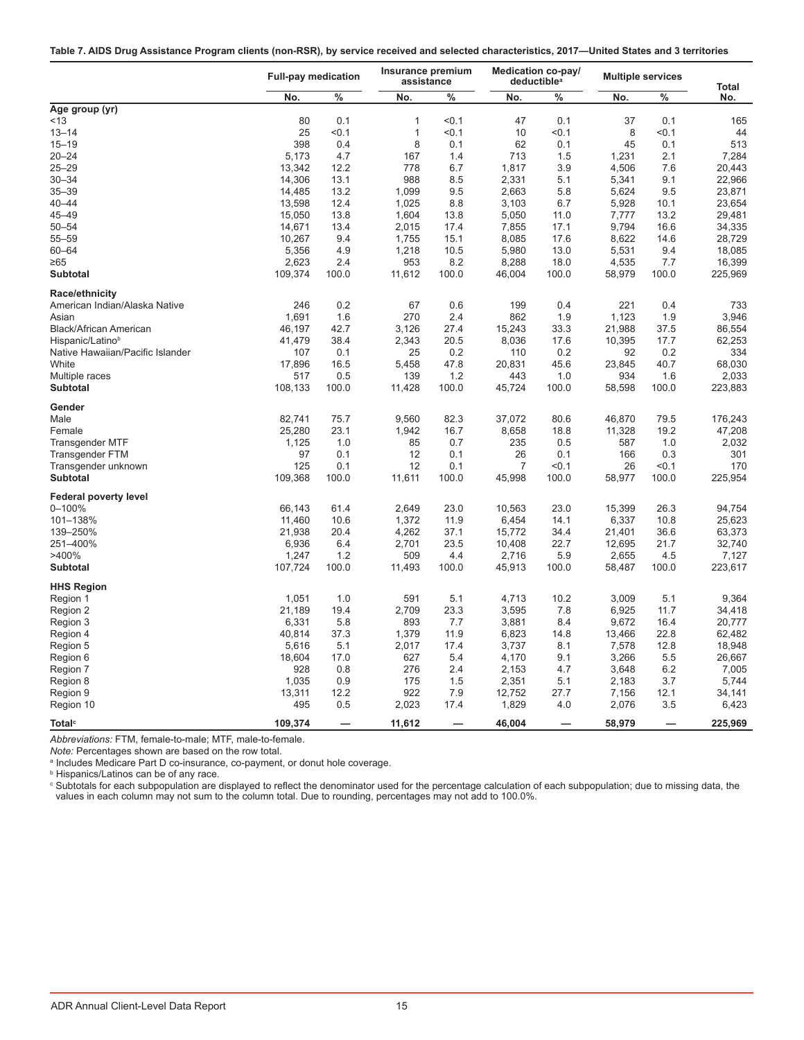**Table 7. AIDS Drug Assistance Program clients (non-RSR), by service received and selected characteristics, 2017—United States and 3 territories**

| | Full-pay medication | | Insurance premium assistance | | Medication co-pay/ deductible[a] | | Multiple services | | Total |
|---|---|---|---|---|---|---|---|---|---|
| | No. | % | No. | % | No. | % | No. | % | No. |
| **Age group (yr)** | | | | | | | | | |
| <13 | 80 | 0.1 | 1 | <0.1 | 47 | 0.1 | 37 | 0.1 | 165 |
| 13–14 | 25 | <0.1 | 1 | <0.1 | 10 | <0.1 | 8 | <0.1 | 44 |
| 15–19 | 398 | 0.4 | 8 | 0.1 | 62 | 0.1 | 45 | 0.1 | 513 |
| 20–24 | 5,173 | 4.7 | 167 | 1.4 | 713 | 1.5 | 1,231 | 2.1 | 7,284 |
| 25–29 | 13,342 | 12.2 | 778 | 6.7 | 1,817 | 3.9 | 4,506 | 7.6 | 20,443 |
| 30–34 | 14,306 | 13.1 | 988 | 8.5 | 2,331 | 5.1 | 5,341 | 9.1 | 22,966 |
| 35–39 | 14,485 | 13.2 | 1,099 | 9.5 | 2,663 | 5.8 | 5,624 | 9.5 | 23,871 |
| 40–44 | 13,598 | 12.4 | 1,025 | 8.8 | 3,103 | 6.7 | 5,928 | 10.1 | 23,654 |
| 45–49 | 15,050 | 13.8 | 1,604 | 13.8 | 5,050 | 11.0 | 7,777 | 13.2 | 29,481 |
| 50–54 | 14,671 | 13.4 | 2,015 | 17.4 | 7,855 | 17.1 | 9,794 | 16.6 | 34,335 |
| 55–59 | 10,267 | 9.4 | 1,755 | 15.1 | 8,085 | 17.6 | 8,622 | 14.6 | 28,729 |
| 60–64 | 5,356 | 4.9 | 1,218 | 10.5 | 5,980 | 13.0 | 5,531 | 9.4 | 18,085 |
| ≥65 | 2,623 | 2.4 | 953 | 8.2 | 8,288 | 18.0 | 4,535 | 7.7 | 16,399 |
| **Subtotal** | 109,374 | 100.0 | 11,612 | 100.0 | 46,004 | 100.0 | 58,979 | 100.0 | 225,969 |
| **Race/ethnicity** | | | | | | | | | |
| American Indian/Alaska Native | 246 | 0.2 | 67 | 0.6 | 199 | 0.4 | 221 | 0.4 | 733 |
| Asian | 1,691 | 1.6 | 270 | 2.4 | 862 | 1.9 | 1,123 | 1.9 | 3,946 |
| Black/African American | 46,197 | 42.7 | 3,126 | 27.4 | 15,243 | 33.3 | 21,988 | 37.5 | 86,554 |
| Hispanic/Latino[b] | 41,479 | 38.4 | 2,343 | 20.5 | 8,036 | 17.6 | 10,395 | 17.7 | 62,253 |
| Native Hawaiian/Pacific Islander | 107 | 0.1 | 25 | 0.2 | 110 | 0.2 | 92 | 0.2 | 334 |
| White | 17,896 | 16.5 | 5,458 | 47.8 | 20,831 | 45.6 | 23,845 | 40.7 | 68,030 |
| Multiple races | 517 | 0.5 | 139 | 1.2 | 443 | 1.0 | 934 | 1.6 | 2,033 |
| **Subtotal** | 108,133 | 100.0 | 11,428 | 100.0 | 45,724 | 100.0 | 58,598 | 100.0 | 223,883 |
| **Gender** | | | | | | | | | |
| Male | 82,741 | 75.7 | 9,560 | 82.3 | 37,072 | 80.6 | 46,870 | 79.5 | 176,243 |
| Female | 25,280 | 23.1 | 1,942 | 16.7 | 8,658 | 18.8 | 11,328 | 19.2 | 47,208 |
| Transgender MTF | 1,125 | 1.0 | 85 | 0.7 | 235 | 0.5 | 587 | 1.0 | 2,032 |
| Transgender FTM | 97 | 0.1 | 12 | 0.1 | 26 | 0.1 | 166 | 0.3 | 301 |
| Transgender unknown | 125 | 0.1 | 12 | 0.1 | 7 | <0.1 | 26 | <0.1 | 170 |
| **Subtotal** | 109,368 | 100.0 | 11,611 | 100.0 | 45,998 | 100.0 | 58,977 | 100.0 | 225,954 |
| **Federal poverty level** | | | | | | | | | |
| 0–100% | 66,143 | 61.4 | 2,649 | 23.0 | 10,563 | 23.0 | 15,399 | 26.3 | 94,754 |
| 101–138% | 11,460 | 10.6 | 1,372 | 11.9 | 6,454 | 14.1 | 6,337 | 10.8 | 25,623 |
| 139–250% | 21,938 | 20.4 | 4,262 | 37.1 | 15,772 | 34.4 | 21,401 | 36.6 | 63,373 |
| 251–400% | 6,936 | 6.4 | 2,701 | 23.5 | 10,408 | 22.7 | 12,695 | 21.7 | 32,740 |
| >400% | 1,247 | 1.2 | 509 | 4.4 | 2,716 | 5.9 | 2,655 | 4.5 | 7,127 |
| **Subtotal** | 107,724 | 100.0 | 11,493 | 100.0 | 45,913 | 100.0 | 58,487 | 100.0 | 223,617 |
| **HHS Region** | | | | | | | | | |
| Region 1 | 1,051 | 1.0 | 591 | 5.1 | 4,713 | 10.2 | 3,009 | 5.1 | 9,364 |
| Region 2 | 21,189 | 19.4 | 2,709 | 23.3 | 3,595 | 7.8 | 6,925 | 11.7 | 34,418 |
| Region 3 | 6,331 | 5.8 | 893 | 7.7 | 3,881 | 8.4 | 9,672 | 16.4 | 20,777 |
| Region 4 | 40,814 | 37.3 | 1,379 | 11.9 | 6,823 | 14.8 | 13,466 | 22.8 | 62,482 |
| Region 5 | 5,616 | 5.1 | 2,017 | 17.4 | 3,737 | 8.1 | 7,578 | 12.8 | 18,948 |
| Region 6 | 18,604 | 17.0 | 627 | 5.4 | 4,170 | 9.1 | 3,266 | 5.5 | 26,667 |
| Region 7 | 928 | 0.8 | 276 | 2.4 | 2,153 | 4.7 | 3,648 | 6.2 | 7,005 |
| Region 8 | 1,035 | 0.9 | 175 | 1.5 | 2,351 | 5.1 | 2,183 | 3.7 | 5,744 |
| Region 9 | 13,311 | 12.2 | 922 | 7.9 | 12,752 | 27.7 | 7,156 | 12.1 | 34,141 |
| Region 10 | 495 | 0.5 | 2,023 | 17.4 | 1,829 | 4.0 | 2,076 | 3.5 | 6,423 |
| **Total[c]** | **109,374** | — | **11,612** | — | **46,004** | — | **58,979** | — | **225,969** |

*Abbreviations:* FTM, female-to-male; MTF, male-to-female.

*Note:* Percentages shown are based on the row total.

[a] Includes Medicare Part D co-insurance, co-payment, or donut hole coverage.

[b] Hispanics/Latinos can be of any race.

[c] Subtotals for each subpopulation are displayed to reflect the denominator used for the percentage calculation of each subpopulation; due to missing data, the values in each column may not sum to the column total. Due to rounding, percentages may not add to 100.0%.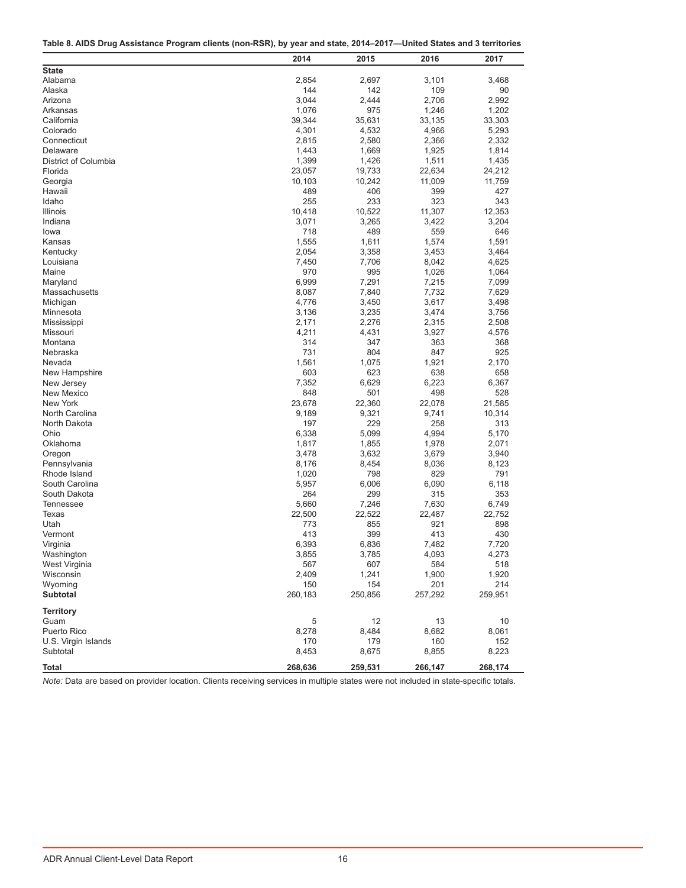**Table 8. AIDS Drug Assistance Program clients (non-RSR), by year and state, 2014–2017—United States and 3 territories**

| | 2014 | 2015 | 2016 | 2017 |
|---|---|---|---|---|
| **State** | | | | |
| Alabama | 2,854 | 2,697 | 3,101 | 3,468 |
| Alaska | 144 | 142 | 109 | 90 |
| Arizona | 3,044 | 2,444 | 2,706 | 2,992 |
| Arkansas | 1,076 | 975 | 1,246 | 1,202 |
| California | 39,344 | 35,631 | 33,135 | 33,303 |
| Colorado | 4,301 | 4,532 | 4,966 | 5,293 |
| Connecticut | 2,815 | 2,580 | 2,366 | 2,332 |
| Delaware | 1,443 | 1,669 | 1,925 | 1,814 |
| District of Columbia | 1,399 | 1,426 | 1,511 | 1,435 |
| Florida | 23,057 | 19,733 | 22,634 | 24,212 |
| Georgia | 10,103 | 10,242 | 11,009 | 11,759 |
| Hawaii | 489 | 406 | 399 | 427 |
| Idaho | 255 | 233 | 323 | 343 |
| Illinois | 10,418 | 10,522 | 11,307 | 12,353 |
| Indiana | 3,071 | 3,265 | 3,422 | 3,204 |
| Iowa | 718 | 489 | 559 | 646 |
| Kansas | 1,555 | 1,611 | 1,574 | 1,591 |
| Kentucky | 2,054 | 3,358 | 3,453 | 3,464 |
| Louisiana | 7,450 | 7,706 | 8,042 | 4,625 |
| Maine | 970 | 995 | 1,026 | 1,064 |
| Maryland | 6,999 | 7,291 | 7,215 | 7,099 |
| Massachusetts | 8,087 | 7,840 | 7,732 | 7,629 |
| Michigan | 4,776 | 3,450 | 3,617 | 3,498 |
| Minnesota | 3,136 | 3,235 | 3,474 | 3,756 |
| Mississippi | 2,171 | 2,276 | 2,315 | 2,508 |
| Missouri | 4,211 | 4,431 | 3,927 | 4,576 |
| Montana | 314 | 347 | 363 | 368 |
| Nebraska | 731 | 804 | 847 | 925 |
| Nevada | 1,561 | 1,075 | 1,921 | 2,170 |
| New Hampshire | 603 | 623 | 638 | 658 |
| New Jersey | 7,352 | 6,629 | 6,223 | 6,367 |
| New Mexico | 848 | 501 | 498 | 528 |
| New York | 23,678 | 22,360 | 22,078 | 21,585 |
| North Carolina | 9,189 | 9,321 | 9,741 | 10,314 |
| North Dakota | 197 | 229 | 258 | 313 |
| Ohio | 6,338 | 5,099 | 4,994 | 5,170 |
| Oklahoma | 1,817 | 1,855 | 1,978 | 2,071 |
| Oregon | 3,478 | 3,632 | 3,679 | 3,940 |
| Pennsylvania | 8,176 | 8,454 | 8,036 | 8,123 |
| Rhode Island | 1,020 | 798 | 829 | 791 |
| South Carolina | 5,957 | 6,006 | 6,090 | 6,118 |
| South Dakota | 264 | 299 | 315 | 353 |
| Tennessee | 5,660 | 7,246 | 7,630 | 6,749 |
| Texas | 22,500 | 22,522 | 22,487 | 22,752 |
| Utah | 773 | 855 | 921 | 898 |
| Vermont | 413 | 399 | 413 | 430 |
| Virginia | 6,393 | 6,836 | 7,482 | 7,720 |
| Washington | 3,855 | 3,785 | 4,093 | 4,273 |
| West Virginia | 567 | 607 | 584 | 518 |
| Wisconsin | 2,409 | 1,241 | 1,900 | 1,920 |
| Wyoming | 150 | 154 | 201 | 214 |
| **Subtotal** | 260,183 | 250,856 | 257,292 | 259,951 |
| **Territory** | | | | |
| Guam | 5 | 12 | 13 | 10 |
| Puerto Rico | 8,278 | 8,484 | 8,682 | 8,061 |
| U.S. Virgin Islands | 170 | 179 | 160 | 152 |
| Subtotal | 8,453 | 8,675 | 8,855 | 8,223 |
| **Total** | **268,636** | **259,531** | **266,147** | **268,174** |

*Note:* Data are based on provider location. Clients receiving services in multiple states were not included in state-specific totals.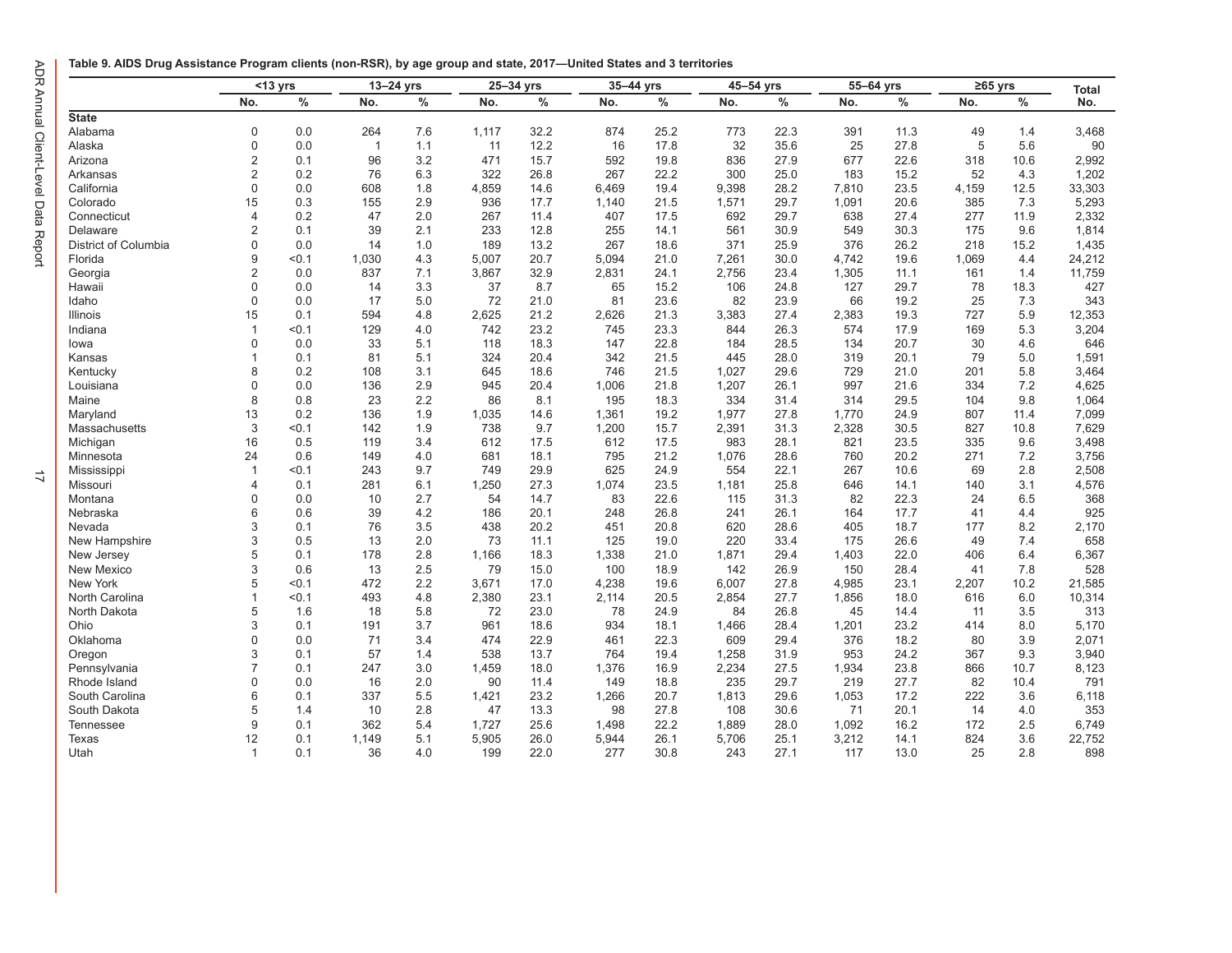**Table 9. AIDS Drug Assistance Program clients (non-RSR), by age group and state, 2017—United States and 3 territories**

| | <13 yrs | | 13–24 yrs | | 25–34 yrs | | 35–44 yrs | | 45–54 yrs | | 55–64 yrs | | ≥65 yrs | | Total |
|---|---|---|---|---|---|---|---|---|---|---|---|---|---|---|---|
| | No. | % | No. | % | No. | % | No. | % | No. | % | No. | % | No. | % | No. |
| **State** | | | | | | | | | | | | | | | |
| Alabama | 0 | 0.0 | 264 | 7.6 | 1,117 | 32.2 | 874 | 25.2 | 773 | 22.3 | 391 | 11.3 | 49 | 1.4 | 3,468 |
| Alaska | 0 | 0.0 | 1 | 1.1 | 11 | 12.2 | 16 | 17.8 | 32 | 35.6 | 25 | 27.8 | 5 | 5.6 | 90 |
| Arizona | 2 | 0.1 | 96 | 3.2 | 471 | 15.7 | 592 | 19.8 | 836 | 27.9 | 677 | 22.6 | 318 | 10.6 | 2,992 |
| Arkansas | 2 | 0.2 | 76 | 6.3 | 322 | 26.8 | 267 | 22.2 | 300 | 25.0 | 183 | 15.2 | 52 | 4.3 | 1,202 |
| California | 0 | 0.0 | 608 | 1.8 | 4,859 | 14.6 | 6,469 | 19.4 | 9,398 | 28.2 | 7,810 | 23.5 | 4,159 | 12.5 | 33,303 |
| Colorado | 15 | 0.3 | 155 | 2.9 | 936 | 17.7 | 1,140 | 21.5 | 1,571 | 29.7 | 1,091 | 20.6 | 385 | 7.3 | 5,293 |
| Connecticut | 4 | 0.2 | 47 | 2.0 | 267 | 11.4 | 407 | 17.5 | 692 | 29.7 | 638 | 27.4 | 277 | 11.9 | 2,332 |
| Delaware | 2 | 0.1 | 39 | 2.1 | 233 | 12.8 | 255 | 14.1 | 561 | 30.9 | 549 | 30.3 | 175 | 9.6 | 1,814 |
| District of Columbia | 0 | 0.0 | 14 | 1.0 | 189 | 13.2 | 267 | 18.6 | 371 | 25.9 | 376 | 26.2 | 218 | 15.2 | 1,435 |
| Florida | 9 | <0.1 | 1,030 | 4.3 | 5,007 | 20.7 | 5,094 | 21.0 | 7,261 | 30.0 | 4,742 | 19.6 | 1,069 | 4.4 | 24,212 |
| Georgia | 2 | 0.0 | 837 | 7.1 | 3,867 | 32.9 | 2,831 | 24.1 | 2,756 | 23.4 | 1,305 | 11.1 | 161 | 1.4 | 11,759 |
| Hawaii | 0 | 0.0 | 14 | 3.3 | 37 | 8.7 | 65 | 15.2 | 106 | 24.8 | 127 | 29.7 | 78 | 18.3 | 427 |
| Idaho | 0 | 0.0 | 17 | 5.0 | 72 | 21.0 | 81 | 23.6 | 82 | 23.9 | 66 | 19.2 | 25 | 7.3 | 343 |
| Illinois | 15 | 0.1 | 594 | 4.8 | 2,625 | 21.2 | 2,626 | 21.3 | 3,383 | 27.4 | 2,383 | 19.3 | 727 | 5.9 | 12,353 |
| Indiana | 1 | <0.1 | 129 | 4.0 | 742 | 23.2 | 745 | 23.3 | 844 | 26.3 | 574 | 17.9 | 169 | 5.3 | 3,204 |
| Iowa | 0 | 0.0 | 33 | 5.1 | 118 | 18.3 | 147 | 22.8 | 184 | 28.5 | 134 | 20.7 | 30 | 4.6 | 646 |
| Kansas | 1 | 0.1 | 81 | 5.1 | 324 | 20.4 | 342 | 21.5 | 445 | 28.0 | 319 | 20.1 | 79 | 5.0 | 1,591 |
| Kentucky | 8 | 0.2 | 108 | 3.1 | 645 | 18.6 | 746 | 21.5 | 1,027 | 29.6 | 729 | 21.0 | 201 | 5.8 | 3,464 |
| Louisiana | 0 | 0.0 | 136 | 2.9 | 945 | 20.4 | 1,006 | 21.8 | 1,207 | 26.1 | 997 | 21.6 | 334 | 7.2 | 4,625 |
| Maine | 8 | 0.8 | 23 | 2.2 | 86 | 8.1 | 195 | 18.3 | 334 | 31.4 | 314 | 29.5 | 104 | 9.8 | 1,064 |
| Maryland | 13 | 0.2 | 136 | 1.9 | 1,035 | 14.6 | 1,361 | 19.2 | 1,977 | 27.8 | 1,770 | 24.9 | 807 | 11.4 | 7,099 |
| Massachusetts | 3 | <0.1 | 142 | 1.9 | 738 | 9.7 | 1,200 | 15.7 | 2,391 | 31.3 | 2,328 | 30.5 | 827 | 10.8 | 7,629 |
| Michigan | 16 | 0.5 | 119 | 3.4 | 612 | 17.5 | 612 | 17.5 | 983 | 28.1 | 821 | 23.5 | 335 | 9.6 | 3,498 |
| Minnesota | 24 | 0.6 | 149 | 4.0 | 681 | 18.1 | 795 | 21.2 | 1,076 | 28.6 | 760 | 20.2 | 271 | 7.2 | 3,756 |
| Mississippi | 1 | <0.1 | 243 | 9.7 | 749 | 29.9 | 625 | 24.9 | 554 | 22.1 | 267 | 10.6 | 69 | 2.8 | 2,508 |
| Missouri | 4 | 0.1 | 281 | 6.1 | 1,250 | 27.3 | 1,074 | 23.5 | 1,181 | 25.8 | 646 | 14.1 | 140 | 3.1 | 4,576 |
| Montana | 0 | 0.0 | 10 | 2.7 | 54 | 14.7 | 83 | 22.6 | 115 | 31.3 | 82 | 22.3 | 24 | 6.5 | 368 |
| Nebraska | 6 | 0.6 | 39 | 4.2 | 186 | 20.1 | 248 | 26.8 | 241 | 26.1 | 164 | 17.7 | 41 | 4.4 | 925 |
| Nevada | 3 | 0.1 | 76 | 3.5 | 438 | 20.2 | 451 | 20.8 | 620 | 28.6 | 405 | 18.7 | 177 | 8.2 | 2,170 |
| New Hampshire | 3 | 0.5 | 13 | 2.0 | 73 | 11.1 | 125 | 19.0 | 220 | 33.4 | 175 | 26.6 | 49 | 7.4 | 658 |
| New Jersey | 5 | 0.1 | 178 | 2.8 | 1,166 | 18.3 | 1,338 | 21.0 | 1,871 | 29.4 | 1,403 | 22.0 | 406 | 6.4 | 6,367 |
| New Mexico | 3 | 0.6 | 13 | 2.5 | 79 | 15.0 | 100 | 18.9 | 142 | 26.9 | 150 | 28.4 | 41 | 7.8 | 528 |
| New York | 5 | <0.1 | 472 | 2.2 | 3,671 | 17.0 | 4,238 | 19.6 | 6,007 | 27.8 | 4,985 | 23.1 | 2,207 | 10.2 | 21,585 |
| North Carolina | 1 | <0.1 | 493 | 4.8 | 2,380 | 23.1 | 2,114 | 20.5 | 2,854 | 27.7 | 1,856 | 18.0 | 616 | 6.0 | 10,314 |
| North Dakota | 5 | 1.6 | 18 | 5.8 | 72 | 23.0 | 78 | 24.9 | 84 | 26.8 | 45 | 14.4 | 11 | 3.5 | 313 |
| Ohio | 3 | 0.1 | 191 | 3.7 | 961 | 18.6 | 934 | 18.1 | 1,466 | 28.4 | 1,201 | 23.2 | 414 | 8.0 | 5,170 |
| Oklahoma | 0 | 0.0 | 71 | 3.4 | 474 | 22.9 | 461 | 22.3 | 609 | 29.4 | 376 | 18.2 | 80 | 3.9 | 2,071 |
| Oregon | 3 | 0.1 | 57 | 1.4 | 538 | 13.7 | 764 | 19.4 | 1,258 | 31.9 | 953 | 24.2 | 367 | 9.3 | 3,940 |
| Pennsylvania | 7 | 0.1 | 247 | 3.0 | 1,459 | 18.0 | 1,376 | 16.9 | 2,234 | 27.5 | 1,934 | 23.8 | 866 | 10.7 | 8,123 |
| Rhode Island | 0 | 0.0 | 16 | 2.0 | 90 | 11.4 | 149 | 18.8 | 235 | 29.7 | 219 | 27.7 | 82 | 10.4 | 791 |
| South Carolina | 6 | 0.1 | 337 | 5.5 | 1,421 | 23.2 | 1,266 | 20.7 | 1,813 | 29.6 | 1,053 | 17.2 | 222 | 3.6 | 6,118 |
| South Dakota | 5 | 1.4 | 10 | 2.8 | 47 | 13.3 | 98 | 27.8 | 108 | 30.6 | 71 | 20.1 | 14 | 4.0 | 353 |
| Tennessee | 9 | 0.1 | 362 | 5.4 | 1,727 | 25.6 | 1,498 | 22.2 | 1,889 | 28.0 | 1,092 | 16.2 | 172 | 2.5 | 6,749 |
| Texas | 12 | 0.1 | 1,149 | 5.1 | 5,905 | 26.0 | 5,944 | 26.1 | 5,706 | 25.1 | 3,212 | 14.1 | 824 | 3.6 | 22,752 |
| Utah | 1 | 0.1 | 36 | 4.0 | 199 | 22.0 | 277 | 30.8 | 243 | 27.1 | 117 | 13.0 | 25 | 2.8 | 898 |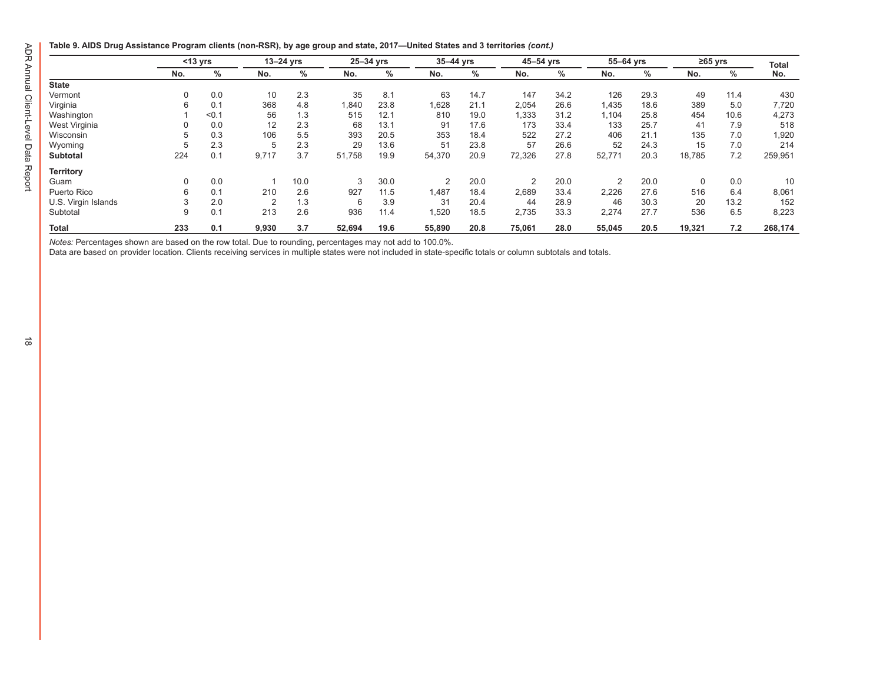**Table 9. AIDS Drug Assistance Program clients (non-RSR), by age group and state, 2017—United States and 3 territories *(cont.)***

| | <13 yrs | | 13–24 yrs | | 25–34 yrs | | 35–44 yrs | | 45–54 yrs | | 55–64 yrs | | ≥65 yrs | | Total |
|---|---|---|---|---|---|---|---|---|---|---|---|---|---|---|---|
| | No. | % | No. | % | No. | % | No. | % | No. | % | No. | % | No. | % | No. |
| **State** | | | | | | | | | | | | | | | |
| Vermont | 0 | 0.0 | 10 | 2.3 | 35 | 8.1 | 63 | 14.7 | 147 | 34.2 | 126 | 29.3 | 49 | 11.4 | 430 |
| Virginia | 6 | 0.1 | 368 | 4.8 | 1,840 | 23.8 | 1,628 | 21.1 | 2,054 | 26.6 | 1,435 | 18.6 | 389 | 5.0 | 7,720 |
| Washington | 1 | <0.1 | 56 | 1.3 | 515 | 12.1 | 810 | 19.0 | 1,333 | 31.2 | 1,104 | 25.8 | 454 | 10.6 | 4,273 |
| West Virginia | 0 | 0.0 | 12 | 2.3 | 68 | 13.1 | 91 | 17.6 | 173 | 33.4 | 133 | 25.7 | 41 | 7.9 | 518 |
| Wisconsin | 5 | 0.3 | 106 | 5.5 | 393 | 20.5 | 353 | 18.4 | 522 | 27.2 | 406 | 21.1 | 135 | 7.0 | 1,920 |
| Wyoming | 5 | 2.3 | 5 | 2.3 | 29 | 13.6 | 51 | 23.8 | 57 | 26.6 | 52 | 24.3 | 15 | 7.0 | 214 |
| **Subtotal** | 224 | 0.1 | 9,717 | 3.7 | 51,758 | 19.9 | 54,370 | 20.9 | 72,326 | 27.8 | 52,771 | 20.3 | 18,785 | 7.2 | 259,951 |
| **Territory** | | | | | | | | | | | | | | | |
| Guam | 0 | 0.0 | 1 | 10.0 | 3 | 30.0 | 2 | 20.0 | 2 | 20.0 | 2 | 20.0 | 0 | 0.0 | 10 |
| Puerto Rico | 6 | 0.1 | 210 | 2.6 | 927 | 11.5 | 1,487 | 18.4 | 2,689 | 33.4 | 2,226 | 27.6 | 516 | 6.4 | 8,061 |
| U.S. Virgin Islands | 3 | 2.0 | 2 | 1.3 | 6 | 3.9 | 31 | 20.4 | 44 | 28.9 | 46 | 30.3 | 20 | 13.2 | 152 |
| Subtotal | 9 | 0.1 | 213 | 2.6 | 936 | 11.4 | 1,520 | 18.5 | 2,735 | 33.3 | 2,274 | 27.7 | 536 | 6.5 | 8,223 |
| **Total** | **233** | **0.1** | **9,930** | **3.7** | **52,694** | **19.6** | **55,890** | **20.8** | **75,061** | **28.0** | **55,045** | **20.5** | **19,321** | **7.2** | **268,174** |

*Notes:* Percentages shown are based on the row total. Due to rounding, percentages may not add to 100.0%.

Data are based on provider location. Clients receiving services in multiple states were not included in state-specific totals or column subtotals and totals.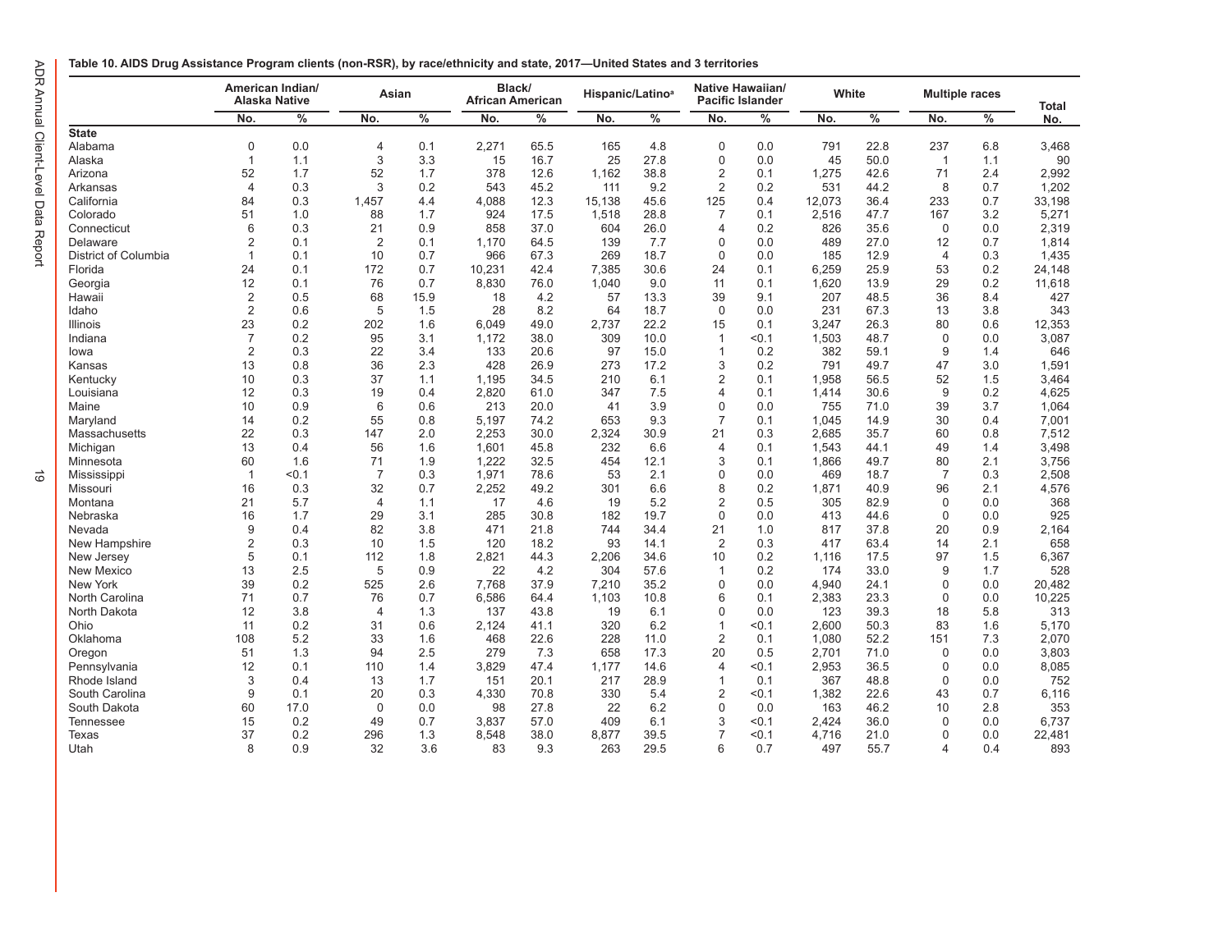**Table 10. AIDS Drug Assistance Program clients (non-RSR), by race/ethnicity and state, 2017—United States and 3 territories**

| | American Indian/ Alaska Native | | Asian | | Black/ African American | | Hispanic/Latino[a] | | Native Hawaiian/ Pacific Islander | | White | | Multiple races | | Total |
|---|---|---|---|---|---|---|---|---|---|---|---|---|---|---|---|
| | No. | % | No. | % | No. | % | No. | % | No. | % | No. | % | No. | % | No. |
| **State** | | | | | | | | | | | | | | | |
| Alabama | 0 | 0.0 | 4 | 0.1 | 2,271 | 65.5 | 165 | 4.8 | 0 | 0.0 | 791 | 22.8 | 237 | 6.8 | 3,468 |
| Alaska | 1 | 1.1 | 3 | 3.3 | 15 | 16.7 | 25 | 27.8 | 0 | 0.0 | 45 | 50.0 | 1 | 1.1 | 90 |
| Arizona | 52 | 1.7 | 52 | 1.7 | 378 | 12.6 | 1,162 | 38.8 | 2 | 0.1 | 1,275 | 42.6 | 71 | 2.4 | 2,992 |
| Arkansas | 4 | 0.3 | 3 | 0.2 | 543 | 45.2 | 111 | 9.2 | 2 | 0.2 | 531 | 44.2 | 8 | 0.7 | 1,202 |
| California | 84 | 0.3 | 1,457 | 4.4 | 4,088 | 12.3 | 15,138 | 45.6 | 125 | 0.4 | 12,073 | 36.4 | 233 | 0.7 | 33,198 |
| Colorado | 51 | 1.0 | 88 | 1.7 | 924 | 17.5 | 1,518 | 28.8 | 7 | 0.1 | 2,516 | 47.7 | 167 | 3.2 | 5,271 |
| Connecticut | 6 | 0.3 | 21 | 0.9 | 858 | 37.0 | 604 | 26.0 | 4 | 0.2 | 826 | 35.6 | 0 | 0.0 | 2,319 |
| Delaware | 2 | 0.1 | 2 | 0.1 | 1,170 | 64.5 | 139 | 7.7 | 0 | 0.0 | 489 | 27.0 | 12 | 0.7 | 1,814 |
| District of Columbia | 1 | 0.1 | 10 | 0.7 | 966 | 67.3 | 269 | 18.7 | 0 | 0.0 | 185 | 12.9 | 4 | 0.3 | 1,435 |
| Florida | 24 | 0.1 | 172 | 0.7 | 10,231 | 42.4 | 7,385 | 30.6 | 24 | 0.1 | 6,259 | 25.9 | 53 | 0.2 | 24,148 |
| Georgia | 12 | 0.1 | 76 | 0.7 | 8,830 | 76.0 | 1,040 | 9.0 | 11 | 0.1 | 1,620 | 13.9 | 29 | 0.2 | 11,618 |
| Hawaii | 2 | 0.5 | 68 | 15.9 | 18 | 4.2 | 57 | 13.3 | 39 | 9.1 | 207 | 48.5 | 36 | 8.4 | 427 |
| Idaho | 2 | 0.6 | 5 | 1.5 | 28 | 8.2 | 64 | 18.7 | 0 | 0.0 | 231 | 67.3 | 13 | 3.8 | 343 |
| Illinois | 23 | 0.2 | 202 | 1.6 | 6,049 | 49.0 | 2,737 | 22.2 | 15 | 0.1 | 3,247 | 26.3 | 80 | 0.6 | 12,353 |
| Indiana | 7 | 0.2 | 95 | 3.1 | 1,172 | 38.0 | 309 | 10.0 | 1 | <0.1 | 1,503 | 48.7 | 0 | 0.0 | 3,087 |
| Iowa | 2 | 0.3 | 22 | 3.4 | 133 | 20.6 | 97 | 15.0 | 1 | 0.2 | 382 | 59.1 | 9 | 1.4 | 646 |
| Kansas | 13 | 0.8 | 36 | 2.3 | 428 | 26.9 | 273 | 17.2 | 3 | 0.2 | 791 | 49.7 | 47 | 3.0 | 1,591 |
| Kentucky | 10 | 0.3 | 37 | 1.1 | 1,195 | 34.5 | 210 | 6.1 | 2 | 0.1 | 1,958 | 56.5 | 52 | 1.5 | 3,464 |
| Louisiana | 12 | 0.3 | 19 | 0.4 | 2,820 | 61.0 | 347 | 7.5 | 4 | 0.1 | 1,414 | 30.6 | 9 | 0.2 | 4,625 |
| Maine | 10 | 0.9 | 6 | 0.6 | 213 | 20.0 | 41 | 3.9 | 0 | 0.0 | 755 | 71.0 | 39 | 3.7 | 1,064 |
| Maryland | 14 | 0.2 | 55 | 0.8 | 5,197 | 74.2 | 653 | 9.3 | 7 | 0.1 | 1,045 | 14.9 | 30 | 0.4 | 7,001 |
| Massachusetts | 22 | 0.3 | 147 | 2.0 | 2,253 | 30.0 | 2,324 | 30.9 | 21 | 0.3 | 2,685 | 35.7 | 60 | 0.8 | 7,512 |
| Michigan | 13 | 0.4 | 56 | 1.6 | 1,601 | 45.8 | 232 | 6.6 | 4 | 0.1 | 1,543 | 44.1 | 49 | 1.4 | 3,498 |
| Minnesota | 60 | 1.6 | 71 | 1.9 | 1,222 | 32.5 | 454 | 12.1 | 3 | 0.1 | 1,866 | 49.7 | 80 | 2.1 | 3,756 |
| Mississippi | 1 | <0.1 | 7 | 0.3 | 1,971 | 78.6 | 53 | 2.1 | 0 | 0.0 | 469 | 18.7 | 7 | 0.3 | 2,508 |
| Missouri | 16 | 0.3 | 32 | 0.7 | 2,252 | 49.2 | 301 | 6.6 | 8 | 0.2 | 1,871 | 40.9 | 96 | 2.1 | 4,576 |
| Montana | 21 | 5.7 | 4 | 1.1 | 17 | 4.6 | 19 | 5.2 | 2 | 0.5 | 305 | 82.9 | 0 | 0.0 | 368 |
| Nebraska | 16 | 1.7 | 29 | 3.1 | 285 | 30.8 | 182 | 19.7 | 0 | 0.0 | 413 | 44.6 | 0 | 0.0 | 925 |
| Nevada | 9 | 0.4 | 82 | 3.8 | 471 | 21.8 | 744 | 34.4 | 21 | 1.0 | 817 | 37.8 | 20 | 0.9 | 2,164 |
| New Hampshire | 2 | 0.3 | 10 | 1.5 | 120 | 18.2 | 93 | 14.1 | 2 | 0.3 | 417 | 63.4 | 14 | 2.1 | 658 |
| New Jersey | 5 | 0.1 | 112 | 1.8 | 2,821 | 44.3 | 2,206 | 34.6 | 10 | 0.2 | 1,116 | 17.5 | 97 | 1.5 | 6,367 |
| New Mexico | 13 | 2.5 | 5 | 0.9 | 22 | 4.2 | 304 | 57.6 | 1 | 0.2 | 174 | 33.0 | 9 | 1.7 | 528 |
| New York | 39 | 0.2 | 525 | 2.6 | 7,768 | 37.9 | 7,210 | 35.2 | 0 | 0.0 | 4,940 | 24.1 | 0 | 0.0 | 20,482 |
| North Carolina | 71 | 0.7 | 76 | 0.7 | 6,586 | 64.4 | 1,103 | 10.8 | 6 | 0.1 | 2,383 | 23.3 | 0 | 0.0 | 10,225 |
| North Dakota | 12 | 3.8 | 4 | 1.3 | 137 | 43.8 | 19 | 6.1 | 0 | 0.0 | 123 | 39.3 | 18 | 5.8 | 313 |
| Ohio | 11 | 0.2 | 31 | 0.6 | 2,124 | 41.1 | 320 | 6.2 | 1 | <0.1 | 2,600 | 50.3 | 83 | 1.6 | 5,170 |
| Oklahoma | 108 | 5.2 | 33 | 1.6 | 468 | 22.6 | 228 | 11.0 | 2 | 0.1 | 1,080 | 52.2 | 151 | 7.3 | 2,070 |
| Oregon | 51 | 1.3 | 94 | 2.5 | 279 | 7.3 | 658 | 17.3 | 20 | 0.5 | 2,701 | 71.0 | 0 | 0.0 | 3,803 |
| Pennsylvania | 12 | 0.1 | 110 | 1.4 | 3,829 | 47.4 | 1,177 | 14.6 | 4 | <0.1 | 2,953 | 36.5 | 0 | 0.0 | 8,085 |
| Rhode Island | 3 | 0.4 | 13 | 1.7 | 151 | 20.1 | 217 | 28.9 | 1 | 0.1 | 367 | 48.8 | 0 | 0.0 | 752 |
| South Carolina | 9 | 0.1 | 20 | 0.3 | 4,330 | 70.8 | 330 | 5.4 | 2 | <0.1 | 1,382 | 22.6 | 43 | 0.7 | 6,116 |
| South Dakota | 60 | 17.0 | 0 | 0.0 | 98 | 27.8 | 22 | 6.2 | 0 | 0.0 | 163 | 46.2 | 10 | 2.8 | 353 |
| Tennessee | 15 | 0.2 | 49 | 0.7 | 3,837 | 57.0 | 409 | 6.1 | 3 | <0.1 | 2,424 | 36.0 | 0 | 0.0 | 6,737 |
| Texas | 37 | 0.2 | 296 | 1.3 | 8,548 | 38.0 | 8,877 | 39.5 | 7 | <0.1 | 4,716 | 21.0 | 0 | 0.0 | 22,481 |
| Utah | 8 | 0.9 | 32 | 3.6 | 83 | 9.3 | 263 | 29.5 | 6 | 0.7 | 497 | 55.7 | 4 | 0.4 | 893 |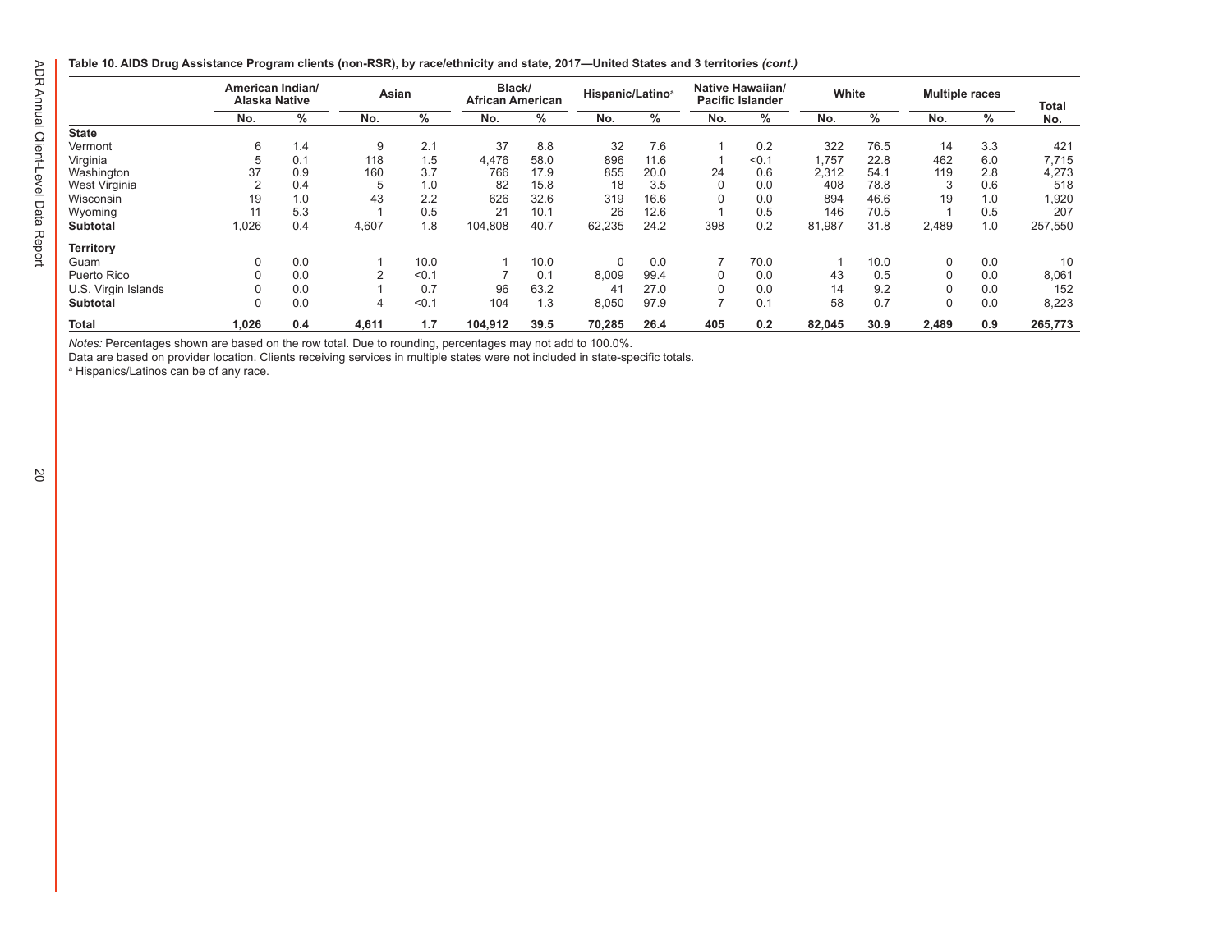**Table 10. AIDS Drug Assistance Program clients (non-RSR), by race/ethnicity and state, 2017—United States and 3 territories *(cont.)***

| | American Indian/ Alaska Native | | Asian | | Black/ African American | | Hispanic/Latino[a] | | Native Hawaiian/ Pacific Islander | | White | | Multiple races | | Total |
|---|---|---|---|---|---|---|---|---|---|---|---|---|---|---|---|
| | No. | % | No. | % | No. | % | No. | % | No. | % | No. | % | No. | % | No. |
| **State** | | | | | | | | | | | | | | | |
| Vermont | 6 | 1.4 | 9 | 2.1 | 37 | 8.8 | 32 | 7.6 | 1 | 0.2 | 322 | 76.5 | 14 | 3.3 | 421 |
| Virginia | 5 | 0.1 | 118 | 1.5 | 4,476 | 58.0 | 896 | 11.6 | 1 | <0.1 | 1,757 | 22.8 | 462 | 6.0 | 7,715 |
| Washington | 37 | 0.9 | 160 | 3.7 | 766 | 17.9 | 855 | 20.0 | 24 | 0.6 | 2,312 | 54.1 | 119 | 2.8 | 4,273 |
| West Virginia | 2 | 0.4 | 5 | 1.0 | 82 | 15.8 | 18 | 3.5 | 0 | 0.0 | 408 | 78.8 | 3 | 0.6 | 518 |
| Wisconsin | 19 | 1.0 | 43 | 2.2 | 626 | 32.6 | 319 | 16.6 | 0 | 0.0 | 894 | 46.6 | 19 | 1.0 | 1,920 |
| Wyoming | 11 | 5.3 | 1 | 0.5 | 21 | 10.1 | 26 | 12.6 | 1 | 0.5 | 146 | 70.5 | 1 | 0.5 | 207 |
| **Subtotal** | 1,026 | 0.4 | 4,607 | 1.8 | 104,808 | 40.7 | 62,235 | 24.2 | 398 | 0.2 | 81,987 | 31.8 | 2,489 | 1.0 | 257,550 |
| **Territory** | | | | | | | | | | | | | | | |
| Guam | 0 | 0.0 | 1 | 10.0 | 1 | 10.0 | 0 | 0.0 | 7 | 70.0 | 1 | 10.0 | 0 | 0.0 | 10 |
| Puerto Rico | 0 | 0.0 | 2 | <0.1 | 7 | 0.1 | 8,009 | 99.4 | 0 | 0.0 | 43 | 0.5 | 0 | 0.0 | 8,061 |
| U.S. Virgin Islands | 0 | 0.0 | 1 | 0.7 | 96 | 63.2 | 41 | 27.0 | 0 | 0.0 | 14 | 9.2 | 0 | 0.0 | 152 |
| **Subtotal** | 0 | 0.0 | 4 | <0.1 | 104 | 1.3 | 8,050 | 97.9 | 7 | 0.1 | 58 | 0.7 | 0 | 0.0 | 8,223 |
| **Total** | **1,026** | **0.4** | **4,611** | **1.7** | **104,912** | **39.5** | **70,285** | **26.4** | **405** | **0.2** | **82,045** | **30.9** | **2,489** | **0.9** | **265,773** |

*Notes:* Percentages shown are based on the row total. Due to rounding, percentages may not add to 100.0%.
Data are based on provider location. Clients receiving services in multiple states were not included in state-specific totals.
[a] Hispanics/Latinos can be of any race.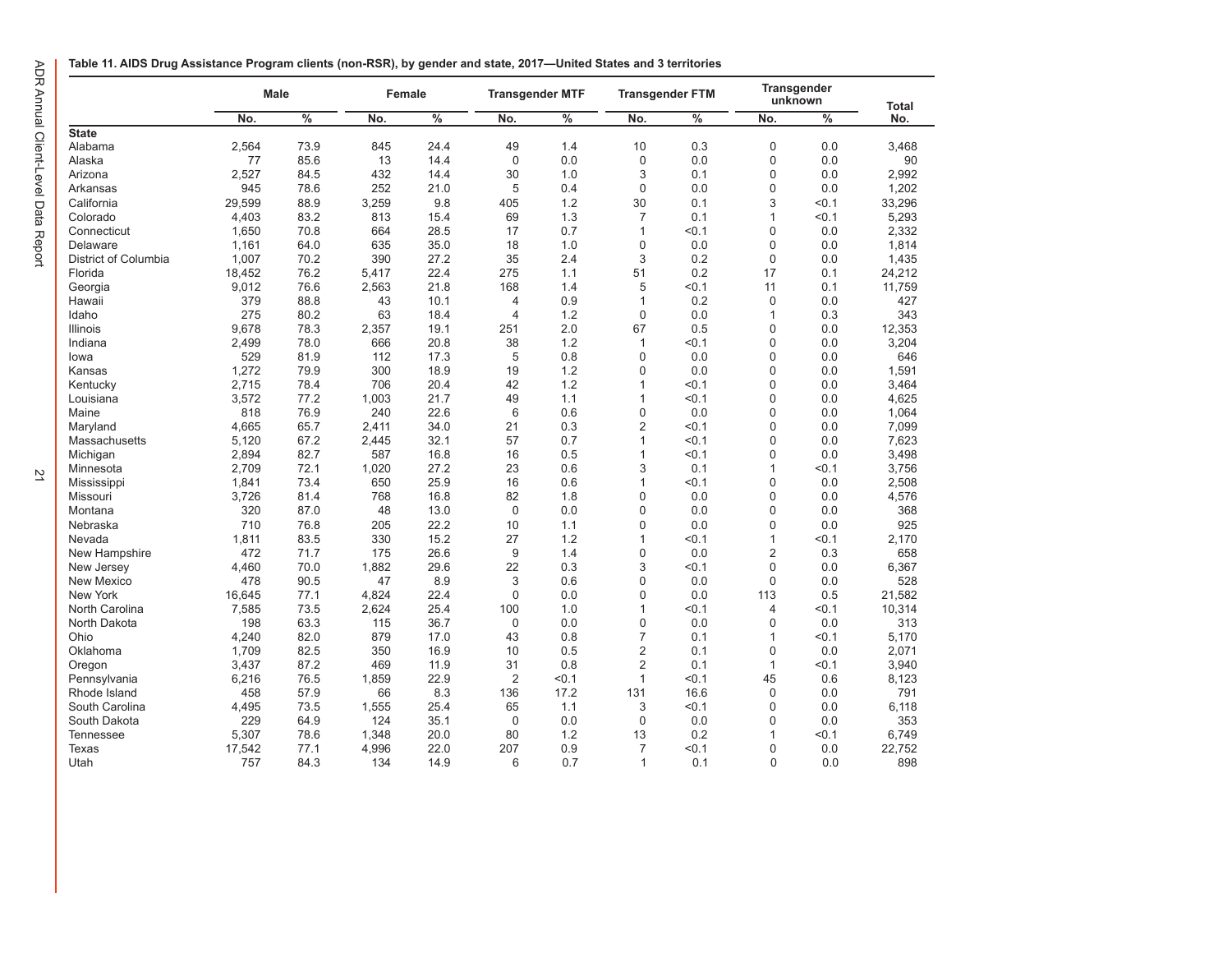**Table 11. AIDS Drug Assistance Program clients (non-RSR), by gender and state, 2017—United States and 3 territories**

| | Male | | Female | | Transgender MTF | | Transgender FTM | | Transgender unknown | | Total |
|---|---|---|---|---|---|---|---|---|---|---|---|
| | No. | % | No. | % | No. | % | No. | % | No. | % | No. |
| **State** | | | | | | | | | | | |
| Alabama | 2,564 | 73.9 | 845 | 24.4 | 49 | 1.4 | 10 | 0.3 | 0 | 0.0 | 3,468 |
| Alaska | 77 | 85.6 | 13 | 14.4 | 0 | 0.0 | 0 | 0.0 | 0 | 0.0 | 90 |
| Arizona | 2,527 | 84.5 | 432 | 14.4 | 30 | 1.0 | 3 | 0.1 | 0 | 0.0 | 2,992 |
| Arkansas | 945 | 78.6 | 252 | 21.0 | 5 | 0.4 | 0 | 0.0 | 0 | 0.0 | 1,202 |
| California | 29,599 | 88.9 | 3,259 | 9.8 | 405 | 1.2 | 30 | 0.1 | 3 | <0.1 | 33,296 |
| Colorado | 4,403 | 83.2 | 813 | 15.4 | 69 | 1.3 | 7 | 0.1 | 1 | <0.1 | 5,293 |
| Connecticut | 1,650 | 70.8 | 664 | 28.5 | 17 | 0.7 | 1 | <0.1 | 0 | 0.0 | 2,332 |
| Delaware | 1,161 | 64.0 | 635 | 35.0 | 18 | 1.0 | 0 | 0.0 | 0 | 0.0 | 1,814 |
| District of Columbia | 1,007 | 70.2 | 390 | 27.2 | 35 | 2.4 | 3 | 0.2 | 0 | 0.0 | 1,435 |
| Florida | 18,452 | 76.2 | 5,417 | 22.4 | 275 | 1.1 | 51 | 0.2 | 17 | 0.1 | 24,212 |
| Georgia | 9,012 | 76.6 | 2,563 | 21.8 | 168 | 1.4 | 5 | <0.1 | 11 | 0.1 | 11,759 |
| Hawaii | 379 | 88.8 | 43 | 10.1 | 4 | 0.9 | 1 | 0.2 | 0 | 0.0 | 427 |
| Idaho | 275 | 80.2 | 63 | 18.4 | 4 | 1.2 | 0 | 0.0 | 1 | 0.3 | 343 |
| Illinois | 9,678 | 78.3 | 2,357 | 19.1 | 251 | 2.0 | 67 | 0.5 | 0 | 0.0 | 12,353 |
| Indiana | 2,499 | 78.0 | 666 | 20.8 | 38 | 1.2 | 1 | <0.1 | 0 | 0.0 | 3,204 |
| Iowa | 529 | 81.9 | 112 | 17.3 | 5 | 0.8 | 0 | 0.0 | 0 | 0.0 | 646 |
| Kansas | 1,272 | 79.9 | 300 | 18.9 | 19 | 1.2 | 0 | 0.0 | 0 | 0.0 | 1,591 |
| Kentucky | 2,715 | 78.4 | 706 | 20.4 | 42 | 1.2 | 1 | <0.1 | 0 | 0.0 | 3,464 |
| Louisiana | 3,572 | 77.2 | 1,003 | 21.7 | 49 | 1.1 | 1 | <0.1 | 0 | 0.0 | 4,625 |
| Maine | 818 | 76.9 | 240 | 22.6 | 6 | 0.6 | 0 | 0.0 | 0 | 0.0 | 1,064 |
| Maryland | 4,665 | 65.7 | 2,411 | 34.0 | 21 | 0.3 | 2 | <0.1 | 0 | 0.0 | 7,099 |
| Massachusetts | 5,120 | 67.2 | 2,445 | 32.1 | 57 | 0.7 | 1 | <0.1 | 0 | 0.0 | 7,623 |
| Michigan | 2,894 | 82.7 | 587 | 16.8 | 16 | 0.5 | 1 | <0.1 | 0 | 0.0 | 3,498 |
| Minnesota | 2,709 | 72.1 | 1,020 | 27.2 | 23 | 0.6 | 3 | 0.1 | 1 | <0.1 | 3,756 |
| Mississippi | 1,841 | 73.4 | 650 | 25.9 | 16 | 0.6 | 1 | <0.1 | 0 | 0.0 | 2,508 |
| Missouri | 3,726 | 81.4 | 768 | 16.8 | 82 | 1.8 | 0 | 0.0 | 0 | 0.0 | 4,576 |
| Montana | 320 | 87.0 | 48 | 13.0 | 0 | 0.0 | 0 | 0.0 | 0 | 0.0 | 368 |
| Nebraska | 710 | 76.8 | 205 | 22.2 | 10 | 1.1 | 0 | 0.0 | 0 | 0.0 | 925 |
| Nevada | 1,811 | 83.5 | 330 | 15.2 | 27 | 1.2 | 1 | <0.1 | 1 | <0.1 | 2,170 |
| New Hampshire | 472 | 71.7 | 175 | 26.6 | 9 | 1.4 | 0 | 0.0 | 2 | 0.3 | 658 |
| New Jersey | 4,460 | 70.0 | 1,882 | 29.6 | 22 | 0.3 | 3 | <0.1 | 0 | 0.0 | 6,367 |
| New Mexico | 478 | 90.5 | 47 | 8.9 | 3 | 0.6 | 0 | 0.0 | 0 | 0.0 | 528 |
| New York | 16,645 | 77.1 | 4,824 | 22.4 | 0 | 0.0 | 0 | 0.0 | 113 | 0.5 | 21,582 |
| North Carolina | 7,585 | 73.5 | 2,624 | 25.4 | 100 | 1.0 | 1 | <0.1 | 4 | <0.1 | 10,314 |
| North Dakota | 198 | 63.3 | 115 | 36.7 | 0 | 0.0 | 0 | 0.0 | 0 | 0.0 | 313 |
| Ohio | 4,240 | 82.0 | 879 | 17.0 | 43 | 0.8 | 7 | 0.1 | 1 | <0.1 | 5,170 |
| Oklahoma | 1,709 | 82.5 | 350 | 16.9 | 10 | 0.5 | 2 | 0.1 | 0 | 0.0 | 2,071 |
| Oregon | 3,437 | 87.2 | 469 | 11.9 | 31 | 0.8 | 2 | 0.1 | 1 | <0.1 | 3,940 |
| Pennsylvania | 6,216 | 76.5 | 1,859 | 22.9 | 2 | <0.1 | 1 | <0.1 | 45 | 0.6 | 8,123 |
| Rhode Island | 458 | 57.9 | 66 | 8.3 | 136 | 17.2 | 131 | 16.6 | 0 | 0.0 | 791 |
| South Carolina | 4,495 | 73.5 | 1,555 | 25.4 | 65 | 1.1 | 3 | <0.1 | 0 | 0.0 | 6,118 |
| South Dakota | 229 | 64.9 | 124 | 35.1 | 0 | 0.0 | 0 | 0.0 | 0 | 0.0 | 353 |
| Tennessee | 5,307 | 78.6 | 1,348 | 20.0 | 80 | 1.2 | 13 | 0.2 | 1 | <0.1 | 6,749 |
| Texas | 17,542 | 77.1 | 4,996 | 22.0 | 207 | 0.9 | 7 | <0.1 | 0 | 0.0 | 22,752 |
| Utah | 757 | 84.3 | 134 | 14.9 | 6 | 0.7 | 1 | 0.1 | 0 | 0.0 | 898 |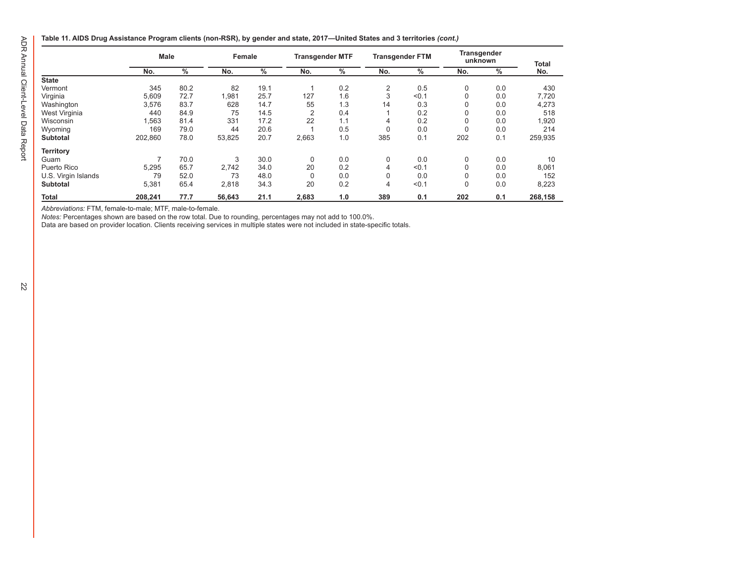**Table 11. AIDS Drug Assistance Program clients (non-RSR), by gender and state, 2017—United States and 3 territories *(cont.)***

| | Male | | Female | | Transgender MTF | | Transgender FTM | | Transgender unknown | | Total |
|---|---|---|---|---|---|---|---|---|---|---|---|
| | No. | % | No. | % | No. | % | No. | % | No. | % | No. |
| **State** | | | | | | | | | | | |
| Vermont | 345 | 80.2 | 82 | 19.1 | 1 | 0.2 | 2 | 0.5 | 0 | 0.0 | 430 |
| Virginia | 5,609 | 72.7 | 1,981 | 25.7 | 127 | 1.6 | 3 | <0.1 | 0 | 0.0 | 7,720 |
| Washington | 3,576 | 83.7 | 628 | 14.7 | 55 | 1.3 | 14 | 0.3 | 0 | 0.0 | 4,273 |
| West Virginia | 440 | 84.9 | 75 | 14.5 | 2 | 0.4 | 1 | 0.2 | 0 | 0.0 | 518 |
| Wisconsin | 1,563 | 81.4 | 331 | 17.2 | 22 | 1.1 | 4 | 0.2 | 0 | 0.0 | 1,920 |
| Wyoming | 169 | 79.0 | 44 | 20.6 | 1 | 0.5 | 0 | 0.0 | 0 | 0.0 | 214 |
| **Subtotal** | 202,860 | 78.0 | 53,825 | 20.7 | 2,663 | 1.0 | 385 | 0.1 | 202 | 0.1 | 259,935 |
| **Territory** | | | | | | | | | | | |
| Guam | 7 | 70.0 | 3 | 30.0 | 0 | 0.0 | 0 | 0.0 | 0 | 0.0 | 10 |
| Puerto Rico | 5,295 | 65.7 | 2,742 | 34.0 | 20 | 0.2 | 4 | <0.1 | 0 | 0.0 | 8,061 |
| U.S. Virgin Islands | 79 | 52.0 | 73 | 48.0 | 0 | 0.0 | 0 | 0.0 | 0 | 0.0 | 152 |
| **Subtotal** | 5,381 | 65.4 | 2,818 | 34.3 | 20 | 0.2 | 4 | <0.1 | 0 | 0.0 | 8,223 |
| **Total** | **208,241** | **77.7** | **56,643** | **21.1** | **2,683** | **1.0** | **389** | **0.1** | **202** | **0.1** | **268,158** |

*Abbreviations:* FTM, female-to-male; MTF, male-to-female.

*Notes:* Percentages shown are based on the row total. Due to rounding, percentages may not add to 100.0%.

Data are based on provider location. Clients receiving services in multiple states were not included in state-specific totals.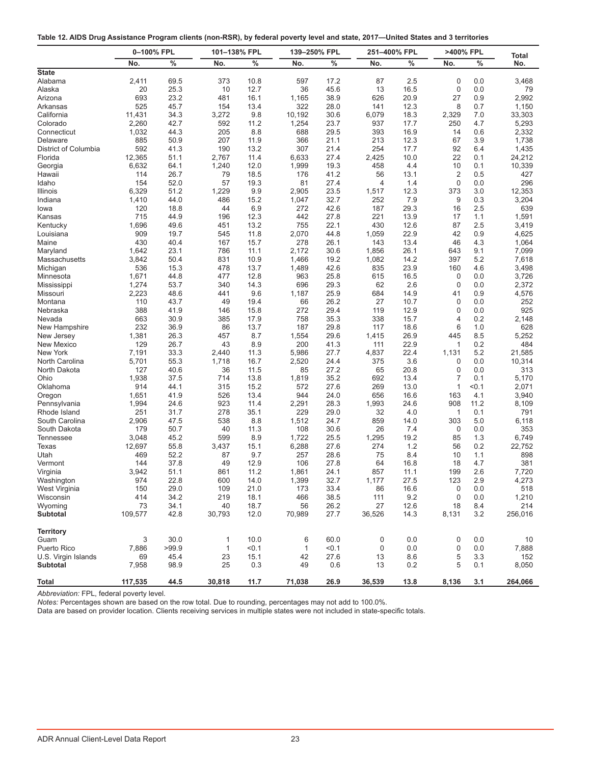**Table 12. AIDS Drug Assistance Program clients (non-RSR), by federal poverty level and state, 2017—United States and 3 territories**

| | 0–100% FPL | | 101–138% FPL | | 139–250% FPL | | 251–400% FPL | | >400% FPL | | Total |
|---|---|---|---|---|---|---|---|---|---|---|---|
| | No. | % | No. | % | No. | % | No. | % | No. | % | No. |
| **State** | | | | | | | | | | | |
| Alabama | 2,411 | 69.5 | 373 | 10.8 | 597 | 17.2 | 87 | 2.5 | 0 | 0.0 | 3,468 |
| Alaska | 20 | 25.3 | 10 | 12.7 | 36 | 45.6 | 13 | 16.5 | 0 | 0.0 | 79 |
| Arizona | 693 | 23.2 | 481 | 16.1 | 1,165 | 38.9 | 626 | 20.9 | 27 | 0.9 | 2,992 |
| Arkansas | 525 | 45.7 | 154 | 13.4 | 322 | 28.0 | 141 | 12.3 | 8 | 0.7 | 1,150 |
| California | 11,431 | 34.3 | 3,272 | 9.8 | 10,192 | 30.6 | 6,079 | 18.3 | 2,329 | 7.0 | 33,303 |
| Colorado | 2,260 | 42.7 | 592 | 11.2 | 1,254 | 23.7 | 937 | 17.7 | 250 | 4.7 | 5,293 |
| Connecticut | 1,032 | 44.3 | 205 | 8.8 | 688 | 29.5 | 393 | 16.9 | 14 | 0.6 | 2,332 |
| Delaware | 885 | 50.9 | 207 | 11.9 | 366 | 21.1 | 213 | 12.3 | 67 | 3.9 | 1,738 |
| District of Columbia | 592 | 41.3 | 190 | 13.2 | 307 | 21.4 | 254 | 17.7 | 92 | 6.4 | 1,435 |
| Florida | 12,365 | 51.1 | 2,767 | 11.4 | 6,633 | 27.4 | 2,425 | 10.0 | 22 | 0.1 | 24,212 |
| Georgia | 6,632 | 64.1 | 1,240 | 12.0 | 1,999 | 19.3 | 458 | 4.4 | 10 | 0.1 | 10,339 |
| Hawaii | 114 | 26.7 | 79 | 18.5 | 176 | 41.2 | 56 | 13.1 | 2 | 0.5 | 427 |
| Idaho | 154 | 52.0 | 57 | 19.3 | 81 | 27.4 | 4 | 1.4 | 0 | 0.0 | 296 |
| Illinois | 6,329 | 51.2 | 1,229 | 9.9 | 2,905 | 23.5 | 1,517 | 12.3 | 373 | 3.0 | 12,353 |
| Indiana | 1,410 | 44.0 | 486 | 15.2 | 1,047 | 32.7 | 252 | 7.9 | 9 | 0.3 | 3,204 |
| Iowa | 120 | 18.8 | 44 | 6.9 | 272 | 42.6 | 187 | 29.3 | 16 | 2.5 | 639 |
| Kansas | 715 | 44.9 | 196 | 12.3 | 442 | 27.8 | 221 | 13.9 | 17 | 1.1 | 1,591 |
| Kentucky | 1,696 | 49.6 | 451 | 13.2 | 755 | 22.1 | 430 | 12.6 | 87 | 2.5 | 3,419 |
| Louisiana | 909 | 19.7 | 545 | 11.8 | 2,070 | 44.8 | 1,059 | 22.9 | 42 | 0.9 | 4,625 |
| Maine | 430 | 40.4 | 167 | 15.7 | 278 | 26.1 | 143 | 13.4 | 46 | 4.3 | 1,064 |
| Maryland | 1,642 | 23.1 | 786 | 11.1 | 2,172 | 30.6 | 1,856 | 26.1 | 643 | 9.1 | 7,099 |
| Massachusetts | 3,842 | 50.4 | 831 | 10.9 | 1,466 | 19.2 | 1,082 | 14.2 | 397 | 5.2 | 7,618 |
| Michigan | 536 | 15.3 | 478 | 13.7 | 1,489 | 42.6 | 835 | 23.9 | 160 | 4.6 | 3,498 |
| Minnesota | 1,671 | 44.8 | 477 | 12.8 | 963 | 25.8 | 615 | 16.5 | 0 | 0.0 | 3,726 |
| Mississippi | 1,274 | 53.7 | 340 | 14.3 | 696 | 29.3 | 62 | 2.6 | 0 | 0.0 | 2,372 |
| Missouri | 2,223 | 48.6 | 441 | 9.6 | 1,187 | 25.9 | 684 | 14.9 | 41 | 0.9 | 4,576 |
| Montana | 110 | 43.7 | 49 | 19.4 | 66 | 26.2 | 27 | 10.7 | 0 | 0.0 | 252 |
| Nebraska | 388 | 41.9 | 146 | 15.8 | 272 | 29.4 | 119 | 12.9 | 0 | 0.0 | 925 |
| Nevada | 663 | 30.9 | 385 | 17.9 | 758 | 35.3 | 338 | 15.7 | 4 | 0.2 | 2,148 |
| New Hampshire | 232 | 36.9 | 86 | 13.7 | 187 | 29.8 | 117 | 18.6 | 6 | 1.0 | 628 |
| New Jersey | 1,381 | 26.3 | 457 | 8.7 | 1,554 | 29.6 | 1,415 | 26.9 | 445 | 8.5 | 5,252 |
| New Mexico | 129 | 26.7 | 43 | 8.9 | 200 | 41.3 | 111 | 22.9 | 1 | 0.2 | 484 |
| New York | 7,191 | 33.3 | 2,440 | 11.3 | 5,986 | 27.7 | 4,837 | 22.4 | 1,131 | 5.2 | 21,585 |
| North Carolina | 5,701 | 55.3 | 1,718 | 16.7 | 2,520 | 24.4 | 375 | 3.6 | 0 | 0.0 | 10,314 |
| North Dakota | 127 | 40.6 | 36 | 11.5 | 85 | 27.2 | 65 | 20.8 | 0 | 0.0 | 313 |
| Ohio | 1,938 | 37.5 | 714 | 13.8 | 1,819 | 35.2 | 692 | 13.4 | 7 | 0.1 | 5,170 |
| Oklahoma | 914 | 44.1 | 315 | 15.2 | 572 | 27.6 | 269 | 13.0 | 1 | <0.1 | 2,071 |
| Oregon | 1,651 | 41.9 | 526 | 13.4 | 944 | 24.0 | 656 | 16.6 | 163 | 4.1 | 3,940 |
| Pennsylvania | 1,994 | 24.6 | 923 | 11.4 | 2,291 | 28.3 | 1,993 | 24.6 | 908 | 11.2 | 8,109 |
| Rhode Island | 251 | 31.7 | 278 | 35.1 | 229 | 29.0 | 32 | 4.0 | 1 | 0.1 | 791 |
| South Carolina | 2,906 | 47.5 | 538 | 8.8 | 1,512 | 24.7 | 859 | 14.0 | 303 | 5.0 | 6,118 |
| South Dakota | 179 | 50.7 | 40 | 11.3 | 108 | 30.6 | 26 | 7.4 | 0 | 0.0 | 353 |
| Tennessee | 3,048 | 45.2 | 599 | 8.9 | 1,722 | 25.5 | 1,295 | 19.2 | 85 | 1.3 | 6,749 |
| Texas | 12,697 | 55.8 | 3,437 | 15.1 | 6,288 | 27.6 | 274 | 1.2 | 56 | 0.2 | 22,752 |
| Utah | 469 | 52.2 | 87 | 9.7 | 257 | 28.6 | 75 | 8.4 | 10 | 1.1 | 898 |
| Vermont | 144 | 37.8 | 49 | 12.9 | 106 | 27.8 | 64 | 16.8 | 18 | 4.7 | 381 |
| Virginia | 3,942 | 51.1 | 861 | 11.2 | 1,861 | 24.1 | 857 | 11.1 | 199 | 2.6 | 7,720 |
| Washington | 974 | 22.8 | 600 | 14.0 | 1,399 | 32.7 | 1,177 | 27.5 | 123 | 2.9 | 4,273 |
| West Virginia | 150 | 29.0 | 109 | 21.0 | 173 | 33.4 | 86 | 16.6 | 0 | 0.0 | 518 |
| Wisconsin | 414 | 34.2 | 219 | 18.1 | 466 | 38.5 | 111 | 9.2 | 0 | 0.0 | 1,210 |
| Wyoming | 73 | 34.1 | 40 | 18.7 | 56 | 26.2 | 27 | 12.6 | 18 | 8.4 | 214 |
| **Subtotal** | 109,577 | 42.8 | 30,793 | 12.0 | 70,989 | 27.7 | 36,526 | 14.3 | 8,131 | 3.2 | 256,016 |
| **Territory** | | | | | | | | | | | |
| Guam | 3 | 30.0 | 1 | 10.0 | 6 | 60.0 | 0 | 0.0 | 0 | 0.0 | 10 |
| Puerto Rico | 7,886 | >99.9 | 1 | <0.1 | 1 | <0.1 | 0 | 0.0 | 0 | 0.0 | 7,888 |
| U.S. Virgin Islands | 69 | 45.4 | 23 | 15.1 | 42 | 27.6 | 13 | 8.6 | 5 | 3.3 | 152 |
| **Subtotal** | 7,958 | 98.9 | 25 | 0.3 | 49 | 0.6 | 13 | 0.2 | 5 | 0.1 | 8,050 |
| **Total** | **117,535** | **44.5** | **30,818** | **11.7** | **71,038** | **26.9** | **36,539** | **13.8** | **8,136** | **3.1** | **264,066** |

*Abbreviation:* FPL, federal poverty level.

*Notes:* Percentages shown are based on the row total. Due to rounding, percentages may not add to 100.0%.

Data are based on provider location. Clients receiving services in multiple states were not included in state-specific totals.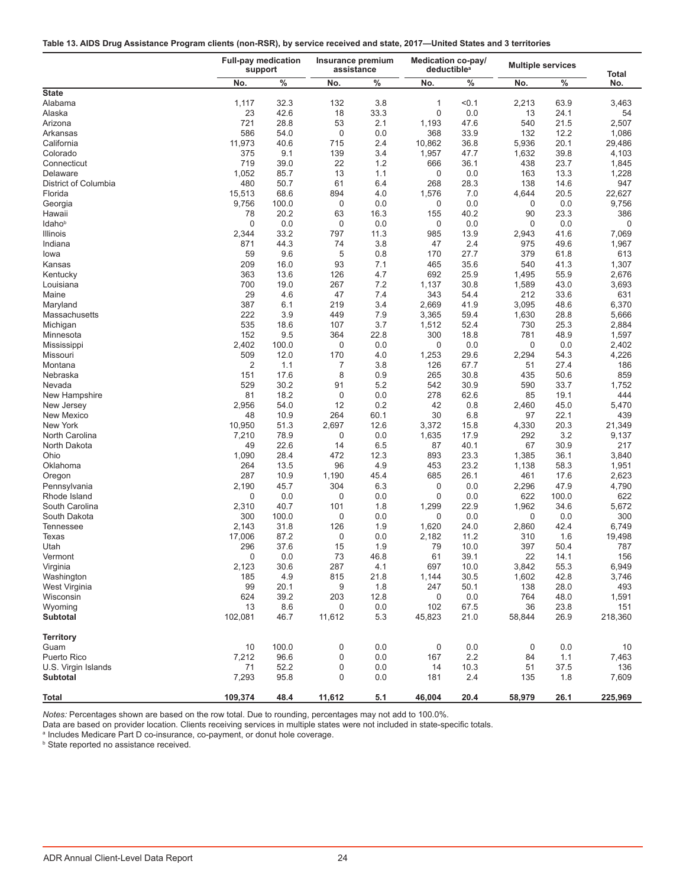**Table 13. AIDS Drug Assistance Program clients (non-RSR), by service received and state, 2017—United States and 3 territories**

| | Full-pay medication support | | Insurance premium assistance | | Medication co-pay/ deductible[a] | | Multiple services | | Total |
|---|---|---|---|---|---|---|---|---|---|
| | No. | % | No. | % | No. | % | No. | % | No. |
| **State** | | | | | | | | | |
| Alabama | 1,117 | 32.3 | 132 | 3.8 | 1 | <0.1 | 2,213 | 63.9 | 3,463 |
| Alaska | 23 | 42.6 | 18 | 33.3 | 0 | 0.0 | 13 | 24.1 | 54 |
| Arizona | 721 | 28.8 | 53 | 2.1 | 1,193 | 47.6 | 540 | 21.5 | 2,507 |
| Arkansas | 586 | 54.0 | 0 | 0.0 | 368 | 33.9 | 132 | 12.2 | 1,086 |
| California | 11,973 | 40.6 | 715 | 2.4 | 10,862 | 36.8 | 5,936 | 20.1 | 29,486 |
| Colorado | 375 | 9.1 | 139 | 3.4 | 1,957 | 47.7 | 1,632 | 39.8 | 4,103 |
| Connecticut | 719 | 39.0 | 22 | 1.2 | 666 | 36.1 | 438 | 23.7 | 1,845 |
| Delaware | 1,052 | 85.7 | 13 | 1.1 | 0 | 0.0 | 163 | 13.3 | 1,228 |
| District of Columbia | 480 | 50.7 | 61 | 6.4 | 268 | 28.3 | 138 | 14.6 | 947 |
| Florida | 15,513 | 68.6 | 894 | 4.0 | 1,576 | 7.0 | 4,644 | 20.5 | 22,627 |
| Georgia | 9,756 | 100.0 | 0 | 0.0 | 0 | 0.0 | 0 | 0.0 | 9,756 |
| Hawaii | 78 | 20.2 | 63 | 16.3 | 155 | 40.2 | 90 | 23.3 | 386 |
| Idaho[b] | 0 | 0.0 | 0 | 0.0 | 0 | 0.0 | 0 | 0.0 | 0 |
| Illinois | 2,344 | 33.2 | 797 | 11.3 | 985 | 13.9 | 2,943 | 41.6 | 7,069 |
| Indiana | 871 | 44.3 | 74 | 3.8 | 47 | 2.4 | 975 | 49.6 | 1,967 |
| Iowa | 59 | 9.6 | 5 | 0.8 | 170 | 27.7 | 379 | 61.8 | 613 |
| Kansas | 209 | 16.0 | 93 | 7.1 | 465 | 35.6 | 540 | 41.3 | 1,307 |
| Kentucky | 363 | 13.6 | 126 | 4.7 | 692 | 25.9 | 1,495 | 55.9 | 2,676 |
| Louisiana | 700 | 19.0 | 267 | 7.2 | 1,137 | 30.8 | 1,589 | 43.0 | 3,693 |
| Maine | 29 | 4.6 | 47 | 7.4 | 343 | 54.4 | 212 | 33.6 | 631 |
| Maryland | 387 | 6.1 | 219 | 3.4 | 2,669 | 41.9 | 3,095 | 48.6 | 6,370 |
| Massachusetts | 222 | 3.9 | 449 | 7.9 | 3,365 | 59.4 | 1,630 | 28.8 | 5,666 |
| Michigan | 535 | 18.6 | 107 | 3.7 | 1,512 | 52.4 | 730 | 25.3 | 2,884 |
| Minnesota | 152 | 9.5 | 364 | 22.8 | 300 | 18.8 | 781 | 48.9 | 1,597 |
| Mississippi | 2,402 | 100.0 | 0 | 0.0 | 0 | 0.0 | 0 | 0.0 | 2,402 |
| Missouri | 509 | 12.0 | 170 | 4.0 | 1,253 | 29.6 | 2,294 | 54.3 | 4,226 |
| Montana | 2 | 1.1 | 7 | 3.8 | 126 | 67.7 | 51 | 27.4 | 186 |
| Nebraska | 151 | 17.6 | 8 | 0.9 | 265 | 30.8 | 435 | 50.6 | 859 |
| Nevada | 529 | 30.2 | 91 | 5.2 | 542 | 30.9 | 590 | 33.7 | 1,752 |
| New Hampshire | 81 | 18.2 | 0 | 0.0 | 278 | 62.6 | 85 | 19.1 | 444 |
| New Jersey | 2,956 | 54.0 | 12 | 0.2 | 42 | 0.8 | 2,460 | 45.0 | 5,470 |
| New Mexico | 48 | 10.9 | 264 | 60.1 | 30 | 6.8 | 97 | 22.1 | 439 |
| New York | 10,950 | 51.3 | 2,697 | 12.6 | 3,372 | 15.8 | 4,330 | 20.3 | 21,349 |
| North Carolina | 7,210 | 78.9 | 0 | 0.0 | 1,635 | 17.9 | 292 | 3.2 | 9,137 |
| North Dakota | 49 | 22.6 | 14 | 6.5 | 87 | 40.1 | 67 | 30.9 | 217 |
| Ohio | 1,090 | 28.4 | 472 | 12.3 | 893 | 23.3 | 1,385 | 36.1 | 3,840 |
| Oklahoma | 264 | 13.5 | 96 | 4.9 | 453 | 23.2 | 1,138 | 58.3 | 1,951 |
| Oregon | 287 | 10.9 | 1,190 | 45.4 | 685 | 26.1 | 461 | 17.6 | 2,623 |
| Pennsylvania | 2,190 | 45.7 | 304 | 6.3 | 0 | 0.0 | 2,296 | 47.9 | 4,790 |
| Rhode Island | 0 | 0.0 | 0 | 0.0 | 0 | 0.0 | 622 | 100.0 | 622 |
| South Carolina | 2,310 | 40.7 | 101 | 1.8 | 1,299 | 22.9 | 1,962 | 34.6 | 5,672 |
| South Dakota | 300 | 100.0 | 0 | 0.0 | 0 | 0.0 | 0 | 0.0 | 300 |
| Tennessee | 2,143 | 31.8 | 126 | 1.9 | 1,620 | 24.0 | 2,860 | 42.4 | 6,749 |
| Texas | 17,006 | 87.2 | 0 | 0.0 | 2,182 | 11.2 | 310 | 1.6 | 19,498 |
| Utah | 296 | 37.6 | 15 | 1.9 | 79 | 10.0 | 397 | 50.4 | 787 |
| Vermont | 0 | 0.0 | 73 | 46.8 | 61 | 39.1 | 22 | 14.1 | 156 |
| Virginia | 2,123 | 30.6 | 287 | 4.1 | 697 | 10.0 | 3,842 | 55.3 | 6,949 |
| Washington | 185 | 4.9 | 815 | 21.8 | 1,144 | 30.5 | 1,602 | 42.8 | 3,746 |
| West Virginia | 99 | 20.1 | 9 | 1.8 | 247 | 50.1 | 138 | 28.0 | 493 |
| Wisconsin | 624 | 39.2 | 203 | 12.8 | 0 | 0.0 | 764 | 48.0 | 1,591 |
| Wyoming | 13 | 8.6 | 0 | 0.0 | 102 | 67.5 | 36 | 23.8 | 151 |
| **Subtotal** | 102,081 | 46.7 | 11,612 | 5.3 | 45,823 | 21.0 | 58,844 | 26.9 | 218,360 |
| **Territory** | | | | | | | | | |
| Guam | 10 | 100.0 | 0 | 0.0 | 0 | 0.0 | 0 | 0.0 | 10 |
| Puerto Rico | 7,212 | 96.6 | 0 | 0.0 | 167 | 2.2 | 84 | 1.1 | 7,463 |
| U.S. Virgin Islands | 71 | 52.2 | 0 | 0.0 | 14 | 10.3 | 51 | 37.5 | 136 |
| **Subtotal** | 7,293 | 95.8 | 0 | 0.0 | 181 | 2.4 | 135 | 1.8 | 7,609 |
| **Total** | **109,374** | **48.4** | **11,612** | **5.1** | **46,004** | **20.4** | **58,979** | **26.1** | **225,969** |

*Notes:* Percentages shown are based on the row total. Due to rounding, percentages may not add to 100.0%.

Data are based on provider location. Clients receiving services in multiple states were not included in state-specific totals.

[a] Includes Medicare Part D co-insurance, co-payment, or donut hole coverage.

[b] State reported no assistance received.